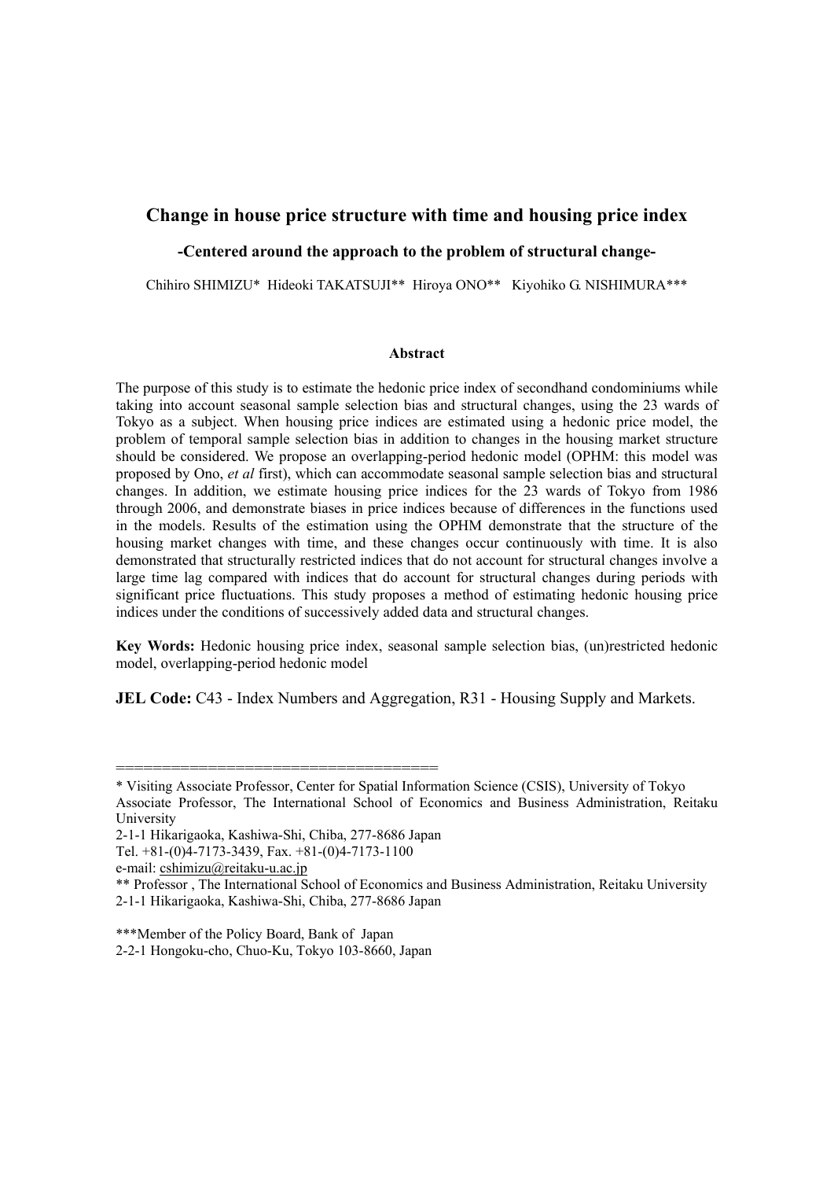# Change in house price structure with time and housing price index

### -Centered around the approach to the problem of structural change-

Chihiro SHIMIZU* Hideoki TAKATSUJI** Hiroya ONO** Kiyohiko G. NISHIMURA***

#### Abstract

The purpose of this study is to estimate the hedonic price index of secondhand condominiums while taking into account seasonal sample selection bias and structural changes, using the 23 wards of Tokyo as a subject. When housing price indices are estimated using a hedonic price model, the problem of temporal sample selection bias in addition to changes in the housing market structure should be considered. We propose an overlapping-period hedonic model (OPHM: this model was proposed by Ono, *et al* first), which can accommodate seasonal sample selection bias and structural changes. In addition, we estimate housing price indices for the 23 wards of Tokyo from 1986 through 2006, and demonstrate biases in price indices because of differences in the functions used in the models. Results of the estimation using the OPHM demonstrate that the structure of the housing market changes with time, and these changes occur continuously with time. It is also demonstrated that structurally restricted indices that do not account for structural changes involve a large time lag compared with indices that do account for structural changes during periods with significant price fluctuations. This study proposes a method of estimating hedonic housing price indices under the conditions of successively added data and structural changes.

**Key Words:** Hedonic housing price index, seasonal sample selection bias, (un)restricted hedonic model, overlapping-period hedonic model

**JEL Code:** C43 - Index Numbers and Aggregation, R31 - Housing Supply and Markets.

==================================

* Visiting Associate Professor, Center for Spatial Information Science (CSIS), University of Tokyo
Associate Professor, The International School of Economics and Business Administration, Reitaku University
2-1-1 Hikarigaoka, Kashiwa-Shi, Chiba, 277-8686 Japan
Tel. +81-(0)4-7173-3439, Fax. +81-(0)4-7173-1100
e-mail: cshimizu@reitaku-u.ac.jp

** Professor , The International School of Economics and Business Administration, Reitaku University
2-1-1 Hikarigaoka, Kashiwa-Shi, Chiba, 277-8686 Japan

***Member of the Policy Board, Bank of Japan
2-2-1 Hongoku-cho, Chuo-Ku, Tokyo 103-8660, Japan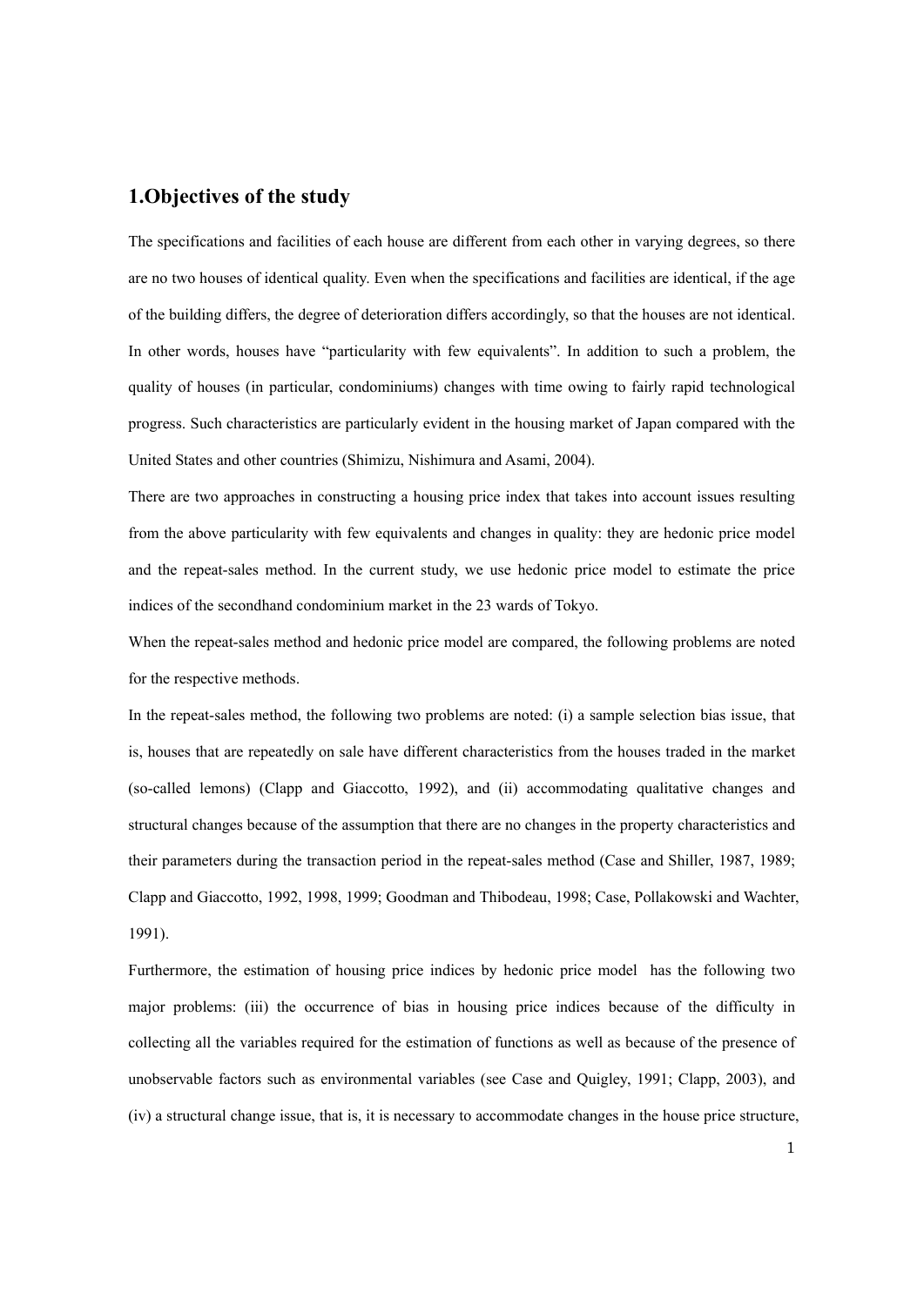## 1.Objectives of the study

The specifications and facilities of each house are different from each other in varying degrees, so there are no two houses of identical quality. Even when the specifications and facilities are identical, if the age of the building differs, the degree of deterioration differs accordingly, so that the houses are not identical. In other words, houses have "particularity with few equivalents". In addition to such a problem, the quality of houses (in particular, condominiums) changes with time owing to fairly rapid technological progress. Such characteristics are particularly evident in the housing market of Japan compared with the United States and other countries (Shimizu, Nishimura and Asami, 2004).

There are two approaches in constructing a housing price index that takes into account issues resulting from the above particularity with few equivalents and changes in quality: they are hedonic price model and the repeat-sales method. In the current study, we use hedonic price model to estimate the price indices of the secondhand condominium market in the 23 wards of Tokyo.

When the repeat-sales method and hedonic price model are compared, the following problems are noted for the respective methods.

In the repeat-sales method, the following two problems are noted: (i) a sample selection bias issue, that is, houses that are repeatedly on sale have different characteristics from the houses traded in the market (so-called lemons) (Clapp and Giaccotto, 1992), and (ii) accommodating qualitative changes and structural changes because of the assumption that there are no changes in the property characteristics and their parameters during the transaction period in the repeat-sales method (Case and Shiller, 1987, 1989; Clapp and Giaccotto, 1992, 1998, 1999; Goodman and Thibodeau, 1998; Case, Pollakowski and Wachter, 1991).

Furthermore, the estimation of housing price indices by hedonic price model has the following two major problems: (iii) the occurrence of bias in housing price indices because of the difficulty in collecting all the variables required for the estimation of functions as well as because of the presence of unobservable factors such as environmental variables (see Case and Quigley, 1991; Clapp, 2003), and (iv) a structural change issue, that is, it is necessary to accommodate changes in the house price structure,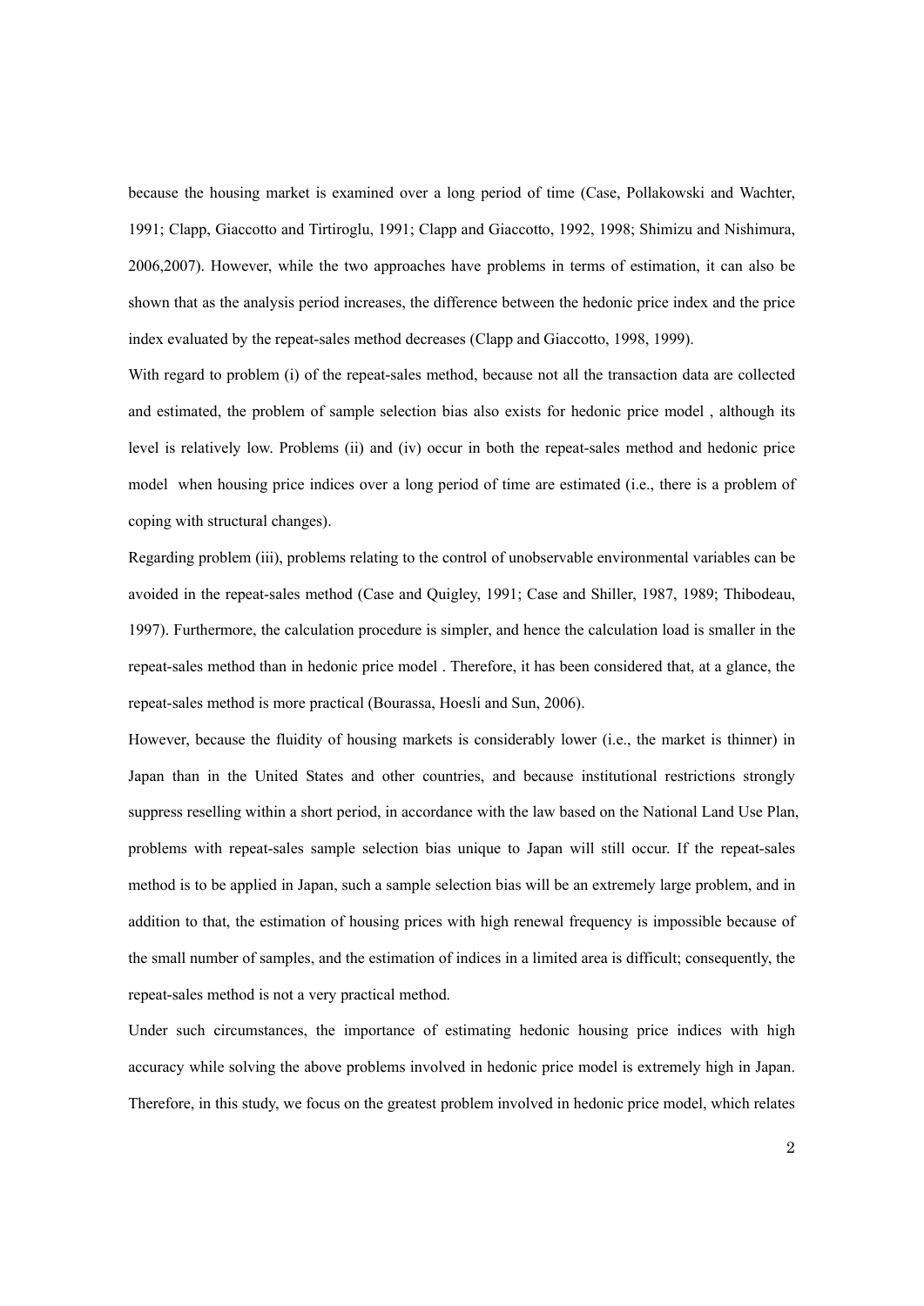because the housing market is examined over a long period of time (Case, Pollakowski and Wachter, 1991; Clapp, Giaccotto and Tirtiroglu, 1991; Clapp and Giaccotto, 1992, 1998; Shimizu and Nishimura, 2006,2007). However, while the two approaches have problems in terms of estimation, it can also be shown that as the analysis period increases, the difference between the hedonic price index and the price index evaluated by the repeat-sales method decreases (Clapp and Giaccotto, 1998, 1999).

With regard to problem (i) of the repeat-sales method, because not all the transaction data are collected and estimated, the problem of sample selection bias also exists for hedonic price model , although its level is relatively low. Problems (ii) and (iv) occur in both the repeat-sales method and hedonic price model  when housing price indices over a long period of time are estimated (i.e., there is a problem of coping with structural changes).

Regarding problem (iii), problems relating to the control of unobservable environmental variables can be avoided in the repeat-sales method (Case and Quigley, 1991; Case and Shiller, 1987, 1989; Thibodeau, 1997). Furthermore, the calculation procedure is simpler, and hence the calculation load is smaller in the repeat-sales method than in hedonic price model . Therefore, it has been considered that, at a glance, the repeat-sales method is more practical (Bourassa, Hoesli and Sun, 2006).

However, because the fluidity of housing markets is considerably lower (i.e., the market is thinner) in Japan than in the United States and other countries, and because institutional restrictions strongly suppress reselling within a short period, in accordance with the law based on the National Land Use Plan, problems with repeat-sales sample selection bias unique to Japan will still occur. If the repeat-sales method is to be applied in Japan, such a sample selection bias will be an extremely large problem, and in addition to that, the estimation of housing prices with high renewal frequency is impossible because of the small number of samples, and the estimation of indices in a limited area is difficult; consequently, the repeat-sales method is not a very practical method.

Under such circumstances, the importance of estimating hedonic housing price indices with high accuracy while solving the above problems involved in hedonic price model is extremely high in Japan. Therefore, in this study, we focus on the greatest problem involved in hedonic price model, which relates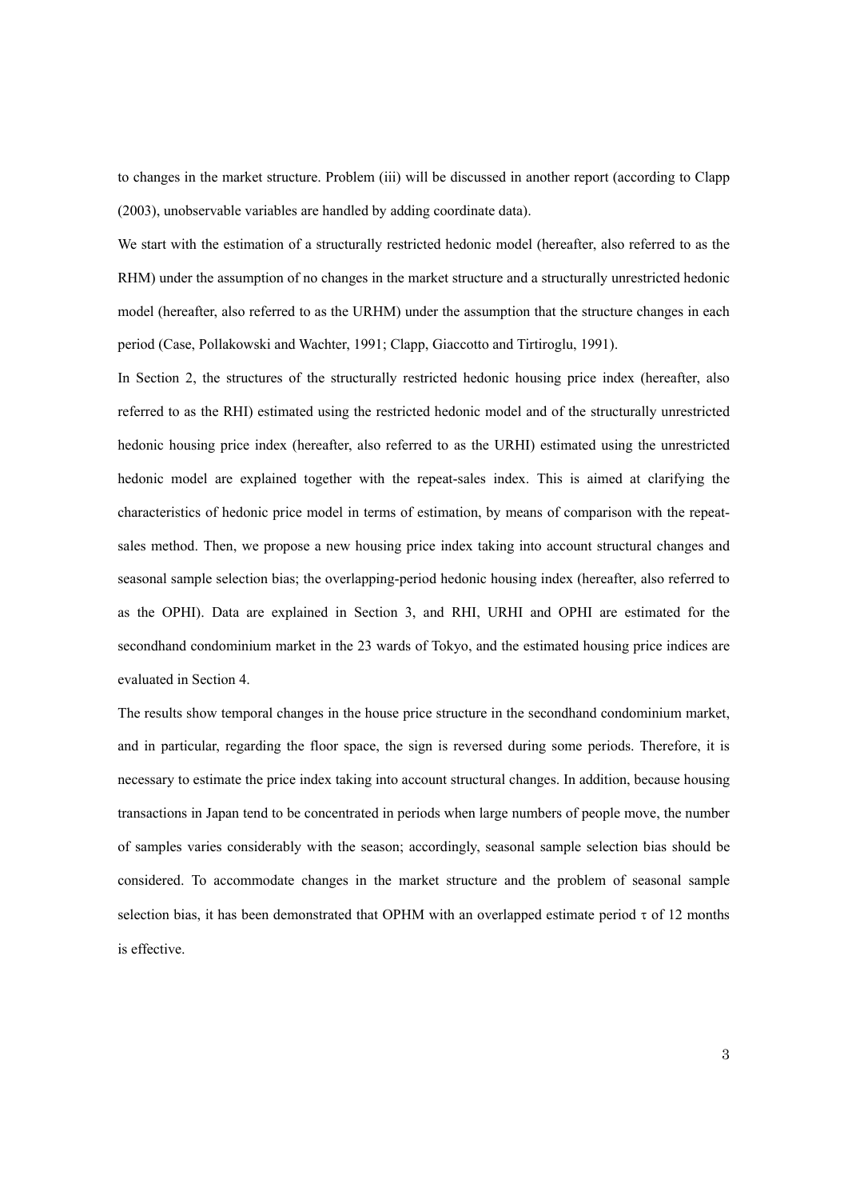to changes in the market structure. Problem (iii) will be discussed in another report (according to Clapp (2003), unobservable variables are handled by adding coordinate data).

We start with the estimation of a structurally restricted hedonic model (hereafter, also referred to as the RHM) under the assumption of no changes in the market structure and a structurally unrestricted hedonic model (hereafter, also referred to as the URHM) under the assumption that the structure changes in each period (Case, Pollakowski and Wachter, 1991; Clapp, Giaccotto and Tirtiroglu, 1991).

In Section 2, the structures of the structurally restricted hedonic housing price index (hereafter, also referred to as the RHI) estimated using the restricted hedonic model and of the structurally unrestricted hedonic housing price index (hereafter, also referred to as the URHI) estimated using the unrestricted hedonic model are explained together with the repeat-sales index. This is aimed at clarifying the characteristics of hedonic price model in terms of estimation, by means of comparison with the repeat-sales method. Then, we propose a new housing price index taking into account structural changes and seasonal sample selection bias; the overlapping-period hedonic housing index (hereafter, also referred to as the OPHI). Data are explained in Section 3, and RHI, URHI and OPHI are estimated for the secondhand condominium market in the 23 wards of Tokyo, and the estimated housing price indices are evaluated in Section 4.

The results show temporal changes in the house price structure in the secondhand condominium market, and in particular, regarding the floor space, the sign is reversed during some periods. Therefore, it is necessary to estimate the price index taking into account structural changes. In addition, because housing transactions in Japan tend to be concentrated in periods when large numbers of people move, the number of samples varies considerably with the season; accordingly, seasonal sample selection bias should be considered. To accommodate changes in the market structure and the problem of seasonal sample selection bias, it has been demonstrated that OPHM with an overlapped estimate period $\tau$ of 12 months is effective.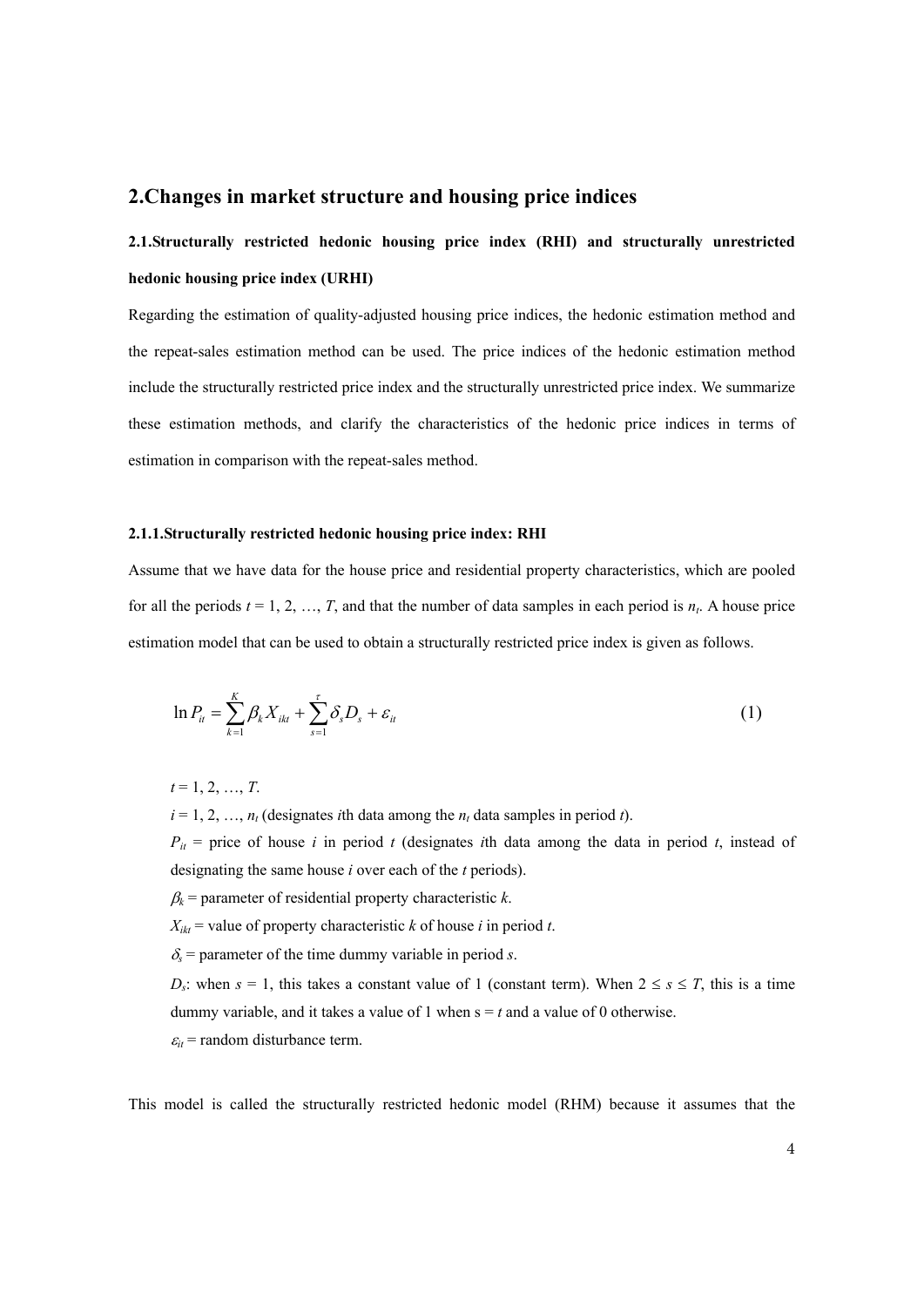## 2.Changes in market structure and housing price indices

### 2.1.Structurally restricted hedonic housing price index (RHI) and structurally unrestricted hedonic housing price index (URHI)

Regarding the estimation of quality-adjusted housing price indices, the hedonic estimation method and the repeat-sales estimation method can be used. The price indices of the hedonic estimation method include the structurally restricted price index and the structurally unrestricted price index. We summarize these estimation methods, and clarify the characteristics of the hedonic price indices in terms of estimation in comparison with the repeat-sales method.

#### 2.1.1.Structurally restricted hedonic housing price index: RHI

Assume that we have data for the house price and residential property characteristics, which are pooled for all the periods $t = 1, 2, \ldots, T$, and that the number of data samples in each period is $n_t$. A house price estimation model that can be used to obtain a structurally restricted price index is given as follows.

$$\ln P_{it} = \sum_{k=1}^{K} \beta_k X_{ikt} + \sum_{s=1}^{\tau} \delta_s D_s + \varepsilon_{it} \tag{1}$$

$t = 1, 2, \ldots, T$.

$i = 1, 2, \ldots, n_t$ (designates $i$th data among the $n_t$ data samples in period $t$).

$P_{it}$ = price of house $i$ in period $t$ (designates $i$th data among the data in period $t$, instead of designating the same house $i$ over each of the $t$ periods).

$\beta_k$ = parameter of residential property characteristic $k$.

$X_{ikt}$ = value of property characteristic $k$ of house $i$ in period $t$.

$\delta_s$ = parameter of the time dummy variable in period $s$.

$D_s$: when $s = 1$, this takes a constant value of 1 (constant term). When $2 \leq s \leq T$, this is a time dummy variable, and it takes a value of 1 when $s = t$ and a value of 0 otherwise.

$\varepsilon_{it}$ = random disturbance term.

This model is called the structurally restricted hedonic model (RHM) because it assumes that the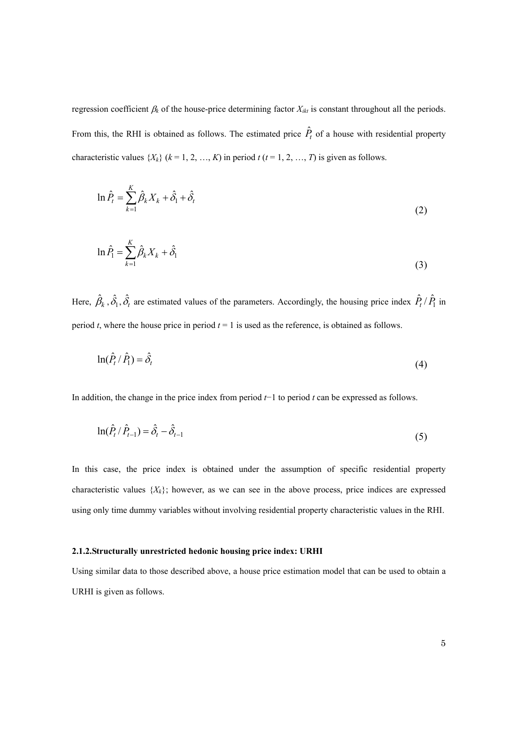regression coefficient $\beta_k$ of the house-price determining factor $X_{ikt}$ is constant throughout all the periods. From this, the RHI is obtained as follows. The estimated price $\hat{P}_t$ of a house with residential property characteristic values $\{X_k\}$ ($k$ = 1, 2, …, $K$) in period $t$ ($t$ = 1, 2, …, $T$) is given as follows.

$$\ln \hat{P}_t = \sum_{k=1}^{K} \hat{\beta}_k X_k + \hat{\delta}_1 + \hat{\delta}_t \tag{2}$$

$$\ln \hat{P}_1 = \sum_{k=1}^{K} \hat{\beta}_k X_k + \hat{\delta}_1 \tag{3}$$

Here, $\hat{\beta}_k, \hat{\delta}_1, \hat{\delta}_t$ are estimated values of the parameters. Accordingly, the housing price index $\hat{P}_t / \hat{P}_1$ in period $t$, where the house price in period $t$ = 1 is used as the reference, is obtained as follows.

$$\ln(\hat{P}_t / \hat{P}_1) = \hat{\delta}_t \tag{4}$$

In addition, the change in the price index from period $t$−1 to period $t$ can be expressed as follows.

$$\ln(\hat{P}_t / \hat{P}_{t-1}) = \hat{\delta}_t - \hat{\delta}_{t-1} \tag{5}$$

In this case, the price index is obtained under the assumption of specific residential property characteristic values $\{X_k\}$; however, as we can see in the above process, price indices are expressed using only time dummy variables without involving residential property characteristic values in the RHI.

### 2.1.2.Structurally unrestricted hedonic housing price index: URHI

Using similar data to those described above, a house price estimation model that can be used to obtain a URHI is given as follows.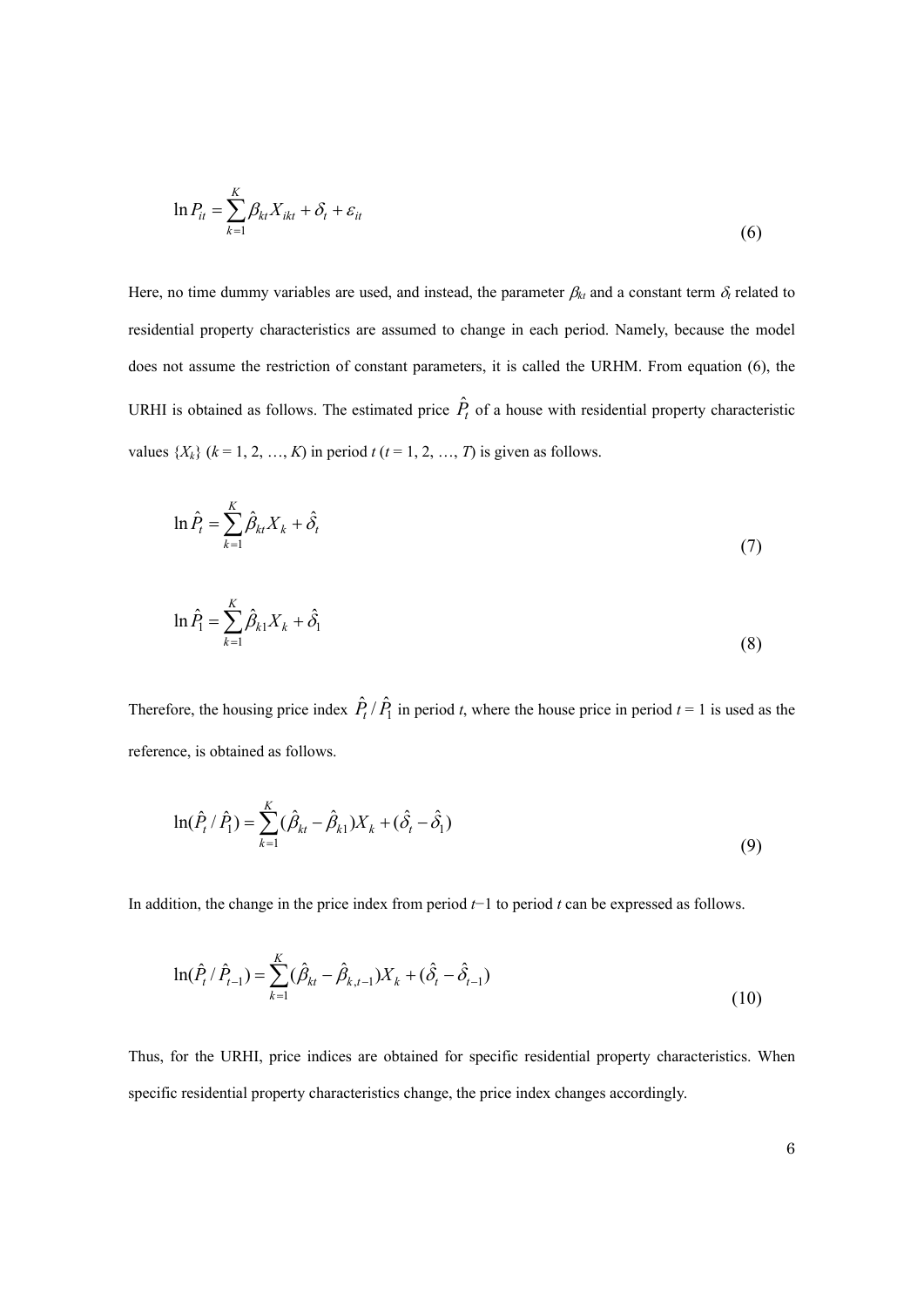$$\ln P_{it} = \sum_{k=1}^{K} \beta_{kt} X_{ikt} + \delta_t + \varepsilon_{it} \tag{6}$$

Here, no time dummy variables are used, and instead, the parameter $\beta_{kt}$ and a constant term $\delta_t$ related to residential property characteristics are assumed to change in each period. Namely, because the model does not assume the restriction of constant parameters, it is called the URHM. From equation (6), the URHI is obtained as follows. The estimated price $\hat{P}_t$ of a house with residential property characteristic values $\{X_k\}$ ($k$ = 1, 2, …, $K$) in period $t$ ($t$ = 1, 2, …, $T$) is given as follows.

$$\ln \hat{P}_t = \sum_{k=1}^{K} \hat{\beta}_{kt} X_k + \hat{\delta}_t \tag{7}$$

$$\ln \hat{P}_1 = \sum_{k=1}^{K} \hat{\beta}_{k1} X_k + \hat{\delta}_1 \tag{8}$$

Therefore, the housing price index $\hat{P}_t / \hat{P}_1$ in period $t$, where the house price in period $t$ = 1 is used as the reference, is obtained as follows.

$$\ln(\hat{P}_t / \hat{P}_1) = \sum_{k=1}^{K} (\hat{\beta}_{kt} - \hat{\beta}_{k1}) X_k + (\hat{\delta}_t - \hat{\delta}_1) \tag{9}$$

In addition, the change in the price index from period $t$−1 to period $t$ can be expressed as follows.

$$\ln(\hat{P}_t / \hat{P}_{t-1}) = \sum_{k=1}^{K} (\hat{\beta}_{kt} - \hat{\beta}_{k,t-1}) X_k + (\hat{\delta}_t - \hat{\delta}_{t-1}) \tag{10}$$

Thus, for the URHI, price indices are obtained for specific residential property characteristics. When specific residential property characteristics change, the price index changes accordingly.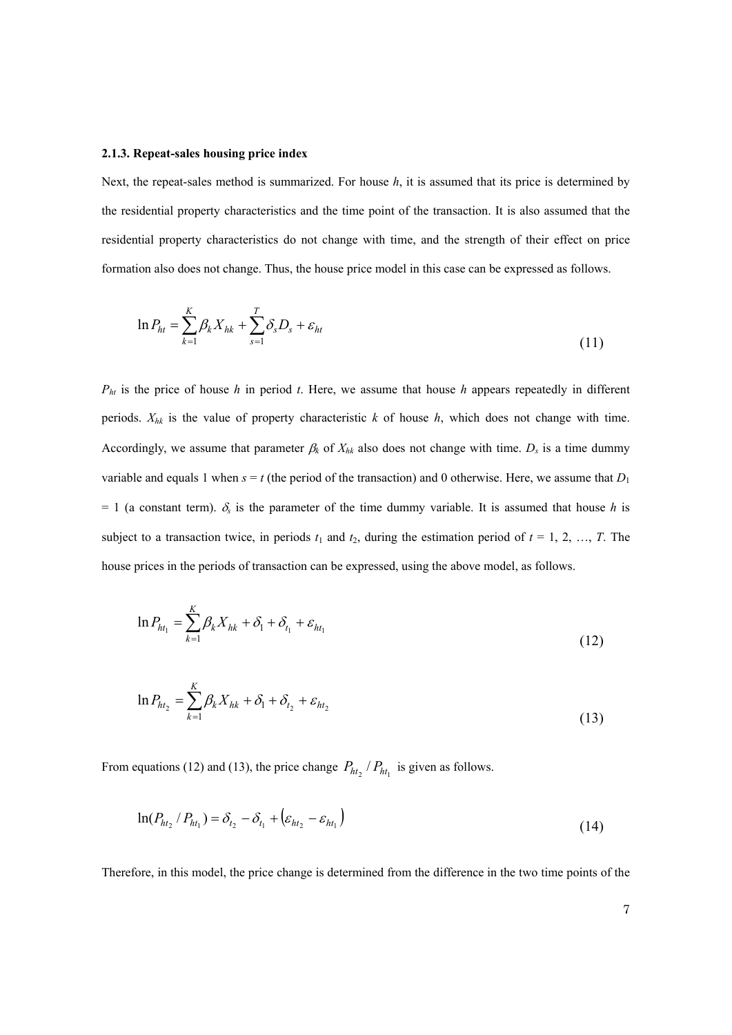#### 2.1.3. Repeat-sales housing price index

Next, the repeat-sales method is summarized. For house $h$, it is assumed that its price is determined by the residential property characteristics and the time point of the transaction. It is also assumed that the residential property characteristics do not change with time, and the strength of their effect on price formation also does not change. Thus, the house price model in this case can be expressed as follows.

$$\ln P_{ht} = \sum_{k=1}^{K} \beta_k X_{hk} + \sum_{s=1}^{T} \delta_s D_s + \varepsilon_{ht} \tag{11}$$

$P_{ht}$ is the price of house $h$ in period $t$. Here, we assume that house $h$ appears repeatedly in different periods. $X_{hk}$ is the value of property characteristic $k$ of house $h$, which does not change with time. Accordingly, we assume that parameter $\beta_k$ of $X_{hk}$ also does not change with time. $D_s$ is a time dummy variable and equals 1 when $s = t$ (the period of the transaction) and 0 otherwise. Here, we assume that $D_1 = 1$ (a constant term). $\delta_s$ is the parameter of the time dummy variable. It is assumed that house $h$ is subject to a transaction twice, in periods $t_1$ and $t_2$, during the estimation period of $t = 1, 2, \ldots, T$. The house prices in the periods of transaction can be expressed, using the above model, as follows.

$$\ln P_{ht_1} = \sum_{k=1}^{K} \beta_k X_{hk} + \delta_1 + \delta_{t_1} + \varepsilon_{ht_1} \tag{12}$$

$$\ln P_{ht_2} = \sum_{k=1}^{K} \beta_k X_{hk} + \delta_1 + \delta_{t_2} + \varepsilon_{ht_2} \tag{13}$$

From equations (12) and (13), the price change $P_{ht_2} / P_{ht_1}$ is given as follows.

$$\ln(P_{ht_2} / P_{ht_1}) = \delta_{t_2} - \delta_{t_1} + \left(\varepsilon_{ht_2} - \varepsilon_{ht_1}\right) \tag{14}$$

Therefore, in this model, the price change is determined from the difference in the two time points of the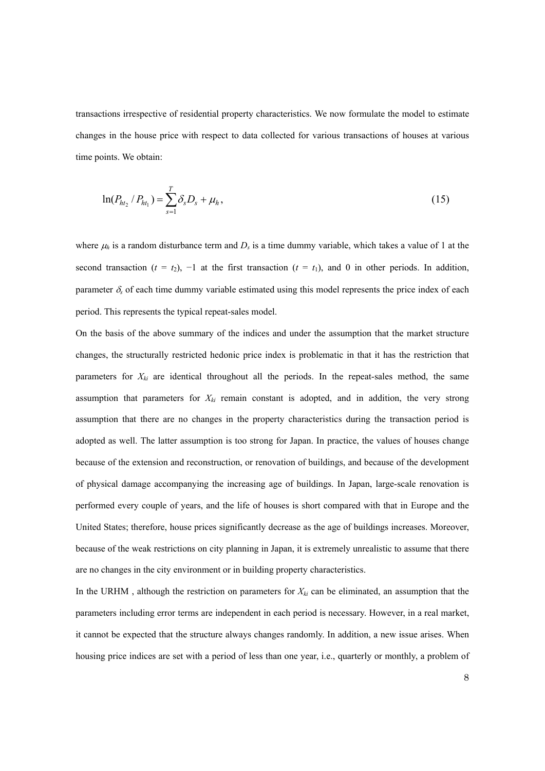transactions irrespective of residential property characteristics. We now formulate the model to estimate changes in the house price with respect to data collected for various transactions of houses at various time points. We obtain:

$$\ln(P_{ht_2} / P_{ht_1}) = \sum_{s=1}^{T} \delta_s D_s + \mu_h, \tag{15}$$

where $\mu_h$ is a random disturbance term and $D_s$ is a time dummy variable, which takes a value of 1 at the second transaction ($t = t_2$), −1 at the first transaction ($t = t_1$), and 0 in other periods. In addition, parameter $\delta_s$ of each time dummy variable estimated using this model represents the price index of each period. This represents the typical repeat-sales model.

On the basis of the above summary of the indices and under the assumption that the market structure changes, the structurally restricted hedonic price index is problematic in that it has the restriction that parameters for $X_{ki}$ are identical throughout all the periods. In the repeat-sales method, the same assumption that parameters for $X_{ki}$ remain constant is adopted, and in addition, the very strong assumption that there are no changes in the property characteristics during the transaction period is adopted as well. The latter assumption is too strong for Japan. In practice, the values of houses change because of the extension and reconstruction, or renovation of buildings, and because of the development of physical damage accompanying the increasing age of buildings. In Japan, large-scale renovation is performed every couple of years, and the life of houses is short compared with that in Europe and the United States; therefore, house prices significantly decrease as the age of buildings increases. Moreover, because of the weak restrictions on city planning in Japan, it is extremely unrealistic to assume that there are no changes in the city environment or in building property characteristics.

In the URHM , although the restriction on parameters for $X_{ki}$ can be eliminated, an assumption that the parameters including error terms are independent in each period is necessary. However, in a real market, it cannot be expected that the structure always changes randomly. In addition, a new issue arises. When housing price indices are set with a period of less than one year, i.e., quarterly or monthly, a problem of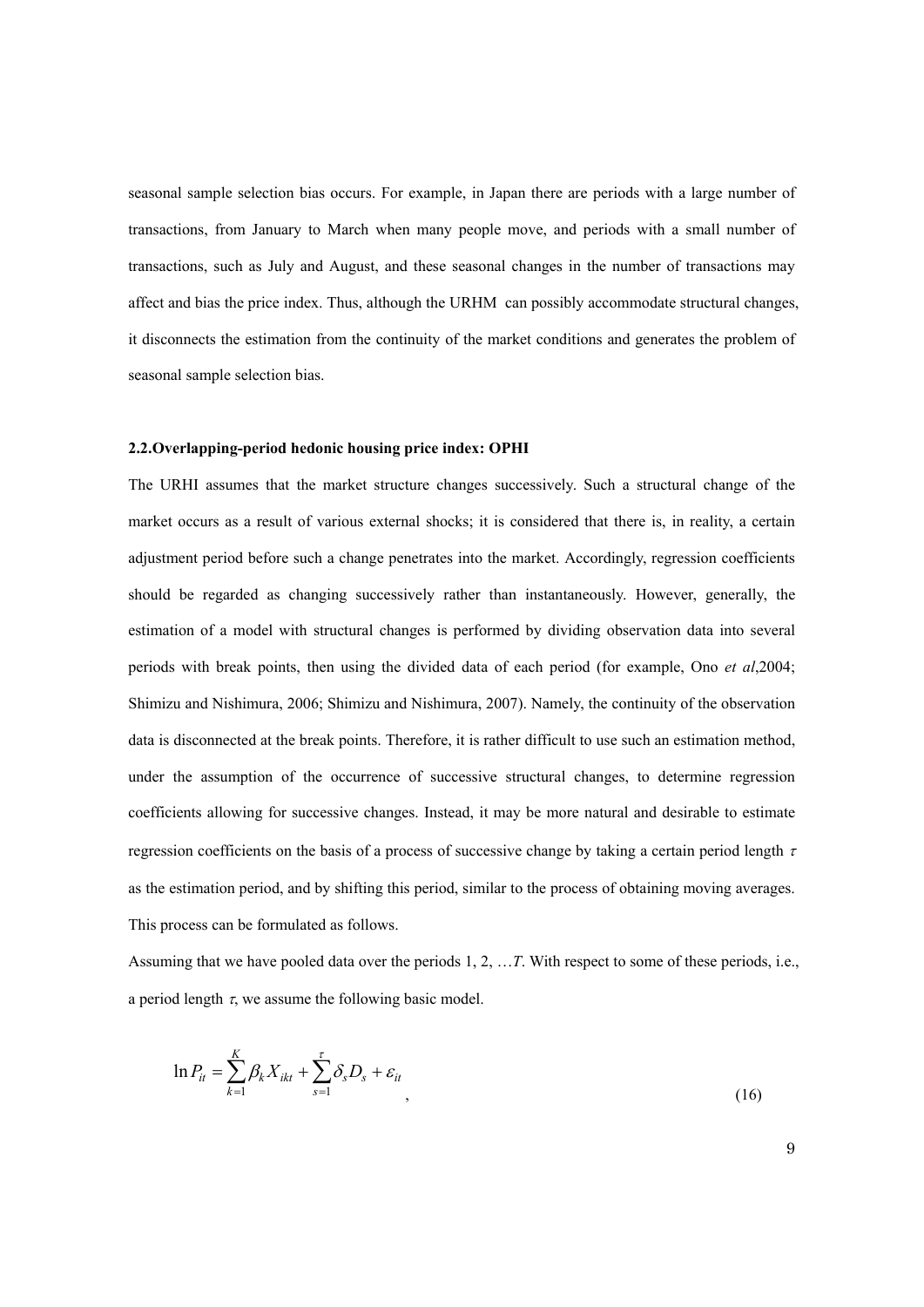seasonal sample selection bias occurs. For example, in Japan there are periods with a large number of transactions, from January to March when many people move, and periods with a small number of transactions, such as July and August, and these seasonal changes in the number of transactions may affect and bias the price index. Thus, although the URHM can possibly accommodate structural changes, it disconnects the estimation from the continuity of the market conditions and generates the problem of seasonal sample selection bias.

### 2.2.Overlapping-period hedonic housing price index: OPHI

The URHI assumes that the market structure changes successively. Such a structural change of the market occurs as a result of various external shocks; it is considered that there is, in reality, a certain adjustment period before such a change penetrates into the market. Accordingly, regression coefficients should be regarded as changing successively rather than instantaneously. However, generally, the estimation of a model with structural changes is performed by dividing observation data into several periods with break points, then using the divided data of each period (for example, Ono *et al*,2004; Shimizu and Nishimura, 2006; Shimizu and Nishimura, 2007). Namely, the continuity of the observation data is disconnected at the break points. Therefore, it is rather difficult to use such an estimation method, under the assumption of the occurrence of successive structural changes, to determine regression coefficients allowing for successive changes. Instead, it may be more natural and desirable to estimate regression coefficients on the basis of a process of successive change by taking a certain period length $\tau$ as the estimation period, and by shifting this period, similar to the process of obtaining moving averages. This process can be formulated as follows.

Assuming that we have pooled data over the periods 1, 2, …$T$. With respect to some of these periods, i.e., a period length $\tau$, we assume the following basic model.

$$\ln P_{it} = \sum_{k=1}^{K} \beta_k X_{ikt} + \sum_{s=1}^{\tau} \delta_s D_s + \varepsilon_{it} \quad , \tag{16}$$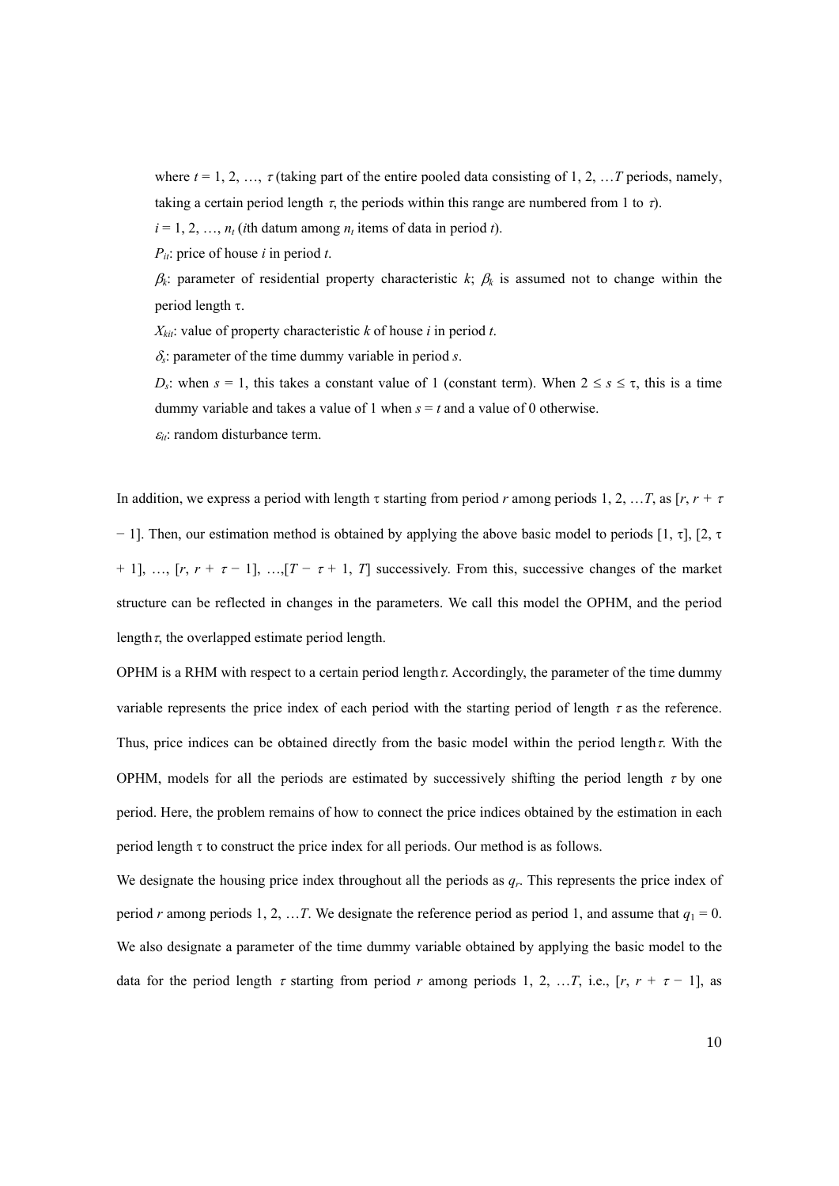where $t = 1, 2, \ldots, \tau$ (taking part of the entire pooled data consisting of 1, 2, …$T$ periods, namely, taking a certain period length $\tau$, the periods within this range are numbered from 1 to $\tau$).

$i = 1, 2, \ldots, n_t$ ($i$th datum among $n_t$ items of data in period $t$).

$P_{it}$: price of house $i$ in period $t$.

$\beta_k$: parameter of residential property characteristic $k$; $\beta_k$ is assumed not to change within the period length $\tau$.

$X_{kit}$: value of property characteristic $k$ of house $i$ in period $t$.

$\delta_s$: parameter of the time dummy variable in period $s$.

$D_s$: when $s = 1$, this takes a constant value of 1 (constant term). When $2 \leq s \leq \tau$, this is a time dummy variable and takes a value of 1 when $s = t$ and a value of 0 otherwise.

$\varepsilon_{it}$: random disturbance term.

In addition, we express a period with length $\tau$ starting from period $r$ among periods 1, 2, …$T$, as $[r, r + \tau - 1]$. Then, our estimation method is obtained by applying the above basic model to periods $[1, \tau]$, $[2, \tau + 1]$, …, $[r, r + \tau - 1]$, …,$[T - \tau + 1, T]$ successively. From this, successive changes of the market structure can be reflected in changes in the parameters. We call this model the OPHM, and the period length $\tau$, the overlapped estimate period length.

OPHM is a RHM with respect to a certain period length $\tau$. Accordingly, the parameter of the time dummy variable represents the price index of each period with the starting period of length $\tau$ as the reference. Thus, price indices can be obtained directly from the basic model within the period length $\tau$. With the OPHM, models for all the periods are estimated by successively shifting the period length $\tau$ by one period. Here, the problem remains of how to connect the price indices obtained by the estimation in each period length $\tau$ to construct the price index for all periods. Our method is as follows.

We designate the housing price index throughout all the periods as $q_r$. This represents the price index of period $r$ among periods 1, 2, …$T$. We designate the reference period as period 1, and assume that $q_1 = 0$. We also designate a parameter of the time dummy variable obtained by applying the basic model to the data for the period length $\tau$ starting from period $r$ among periods 1, 2, …$T$, i.e., $[r, r + \tau - 1]$, as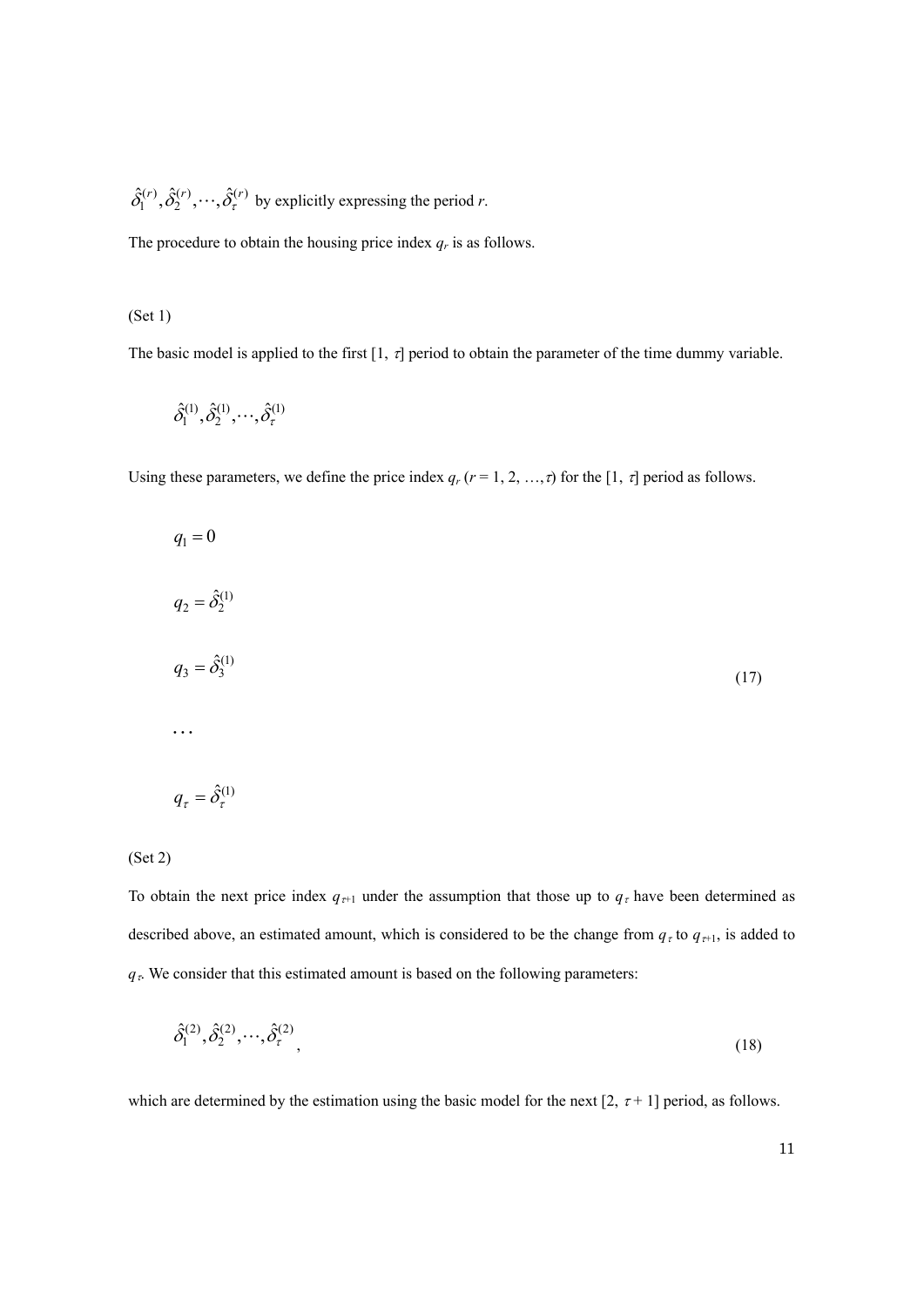$\hat{\delta}_1^{(r)}, \hat{\delta}_2^{(r)}, \cdots, \hat{\delta}_\tau^{(r)}$ by explicitly expressing the period $r$.

The procedure to obtain the housing price index $q_r$ is as follows.

(Set 1)

The basic model is applied to the first $[1, \tau]$ period to obtain the parameter of the time dummy variable.

$$\hat{\delta}_1^{(1)}, \hat{\delta}_2^{(1)}, \cdots, \hat{\delta}_\tau^{(1)}$$

Using these parameters, we define the price index $q_r$ ($r = 1, 2, \ldots, \tau$) for the $[1, \tau]$ period as follows.

$$
\begin{aligned}
q_1 &= 0 \\
q_2 &= \hat{\delta}_2^{(1)} \\
q_3 &= \hat{\delta}_3^{(1)} \\
&\cdots \\
q_\tau &= \hat{\delta}_\tau^{(1)}
\end{aligned}
\tag{17}
$$

(Set 2)

To obtain the next price index $q_{\tau+1}$ under the assumption that those up to $q_\tau$ have been determined as described above, an estimated amount, which is considered to be the change from $q_\tau$ to $q_{\tau+1}$, is added to $q_\tau$. We consider that this estimated amount is based on the following parameters:

$$\hat{\delta}_1^{(2)}, \hat{\delta}_2^{(2)}, \cdots, \hat{\delta}_\tau^{(2)}, \tag{18}$$

which are determined by the estimation using the basic model for the next $[2, \tau + 1]$ period, as follows.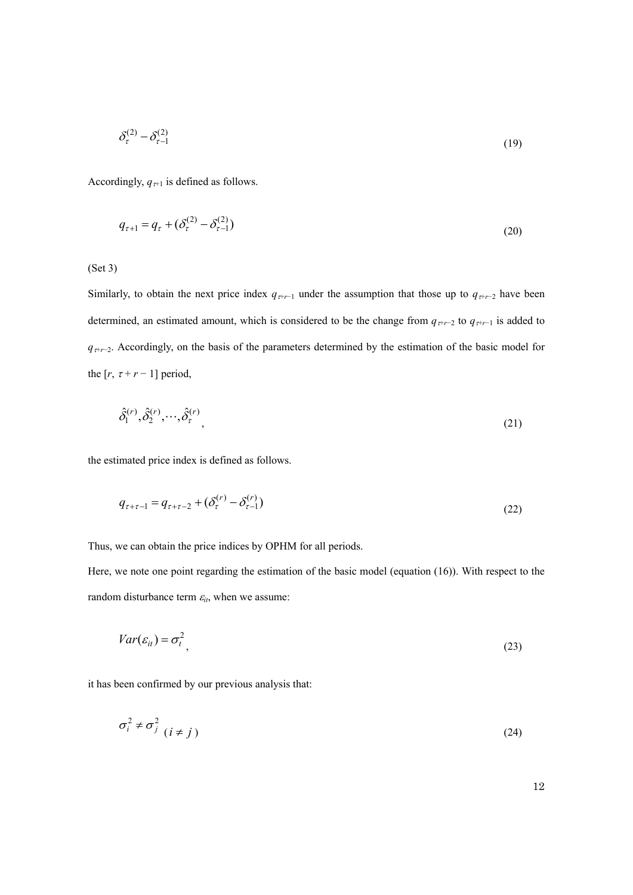$$\delta_{\tau}^{(2)} - \delta_{\tau-1}^{(2)} \tag{19}$$

Accordingly, $q_{\tau+1}$ is defined as follows.

$$q_{\tau+1} = q_{\tau} + (\delta_{\tau}^{(2)} - \delta_{\tau-1}^{(2)}) \tag{20}$$

(Set 3)

Similarly, to obtain the next price index $q_{\tau+r-1}$ under the assumption that those up to $q_{\tau+r-2}$ have been determined, an estimated amount, which is considered to be the change from $q_{\tau+r-2}$ to $q_{\tau+r-1}$ is added to $q_{\tau+r-2}$. Accordingly, on the basis of the parameters determined by the estimation of the basic model for the $[r,\ \tau + r - 1]$ period,

$$\hat{\delta}_1^{(r)}, \hat{\delta}_2^{(r)}, \cdots, \hat{\delta}_{\tau}^{(r)}, \tag{21}$$

the estimated price index is defined as follows.

$$q_{\tau+\tau-1} = q_{\tau+\tau-2} + (\delta_{\tau}^{(r)} - \delta_{\tau-1}^{(r)}) \tag{22}$$

Thus, we can obtain the price indices by OPHM for all periods.

Here, we note one point regarding the estimation of the basic model (equation (16)). With respect to the random disturbance term $\varepsilon_{it}$, when we assume:

$$Var(\varepsilon_{it}) = \sigma_t^2, \tag{23}$$

it has been confirmed by our previous analysis that:

$$\sigma_i^2 \neq \sigma_j^2 \ (i \neq j) \tag{24}$$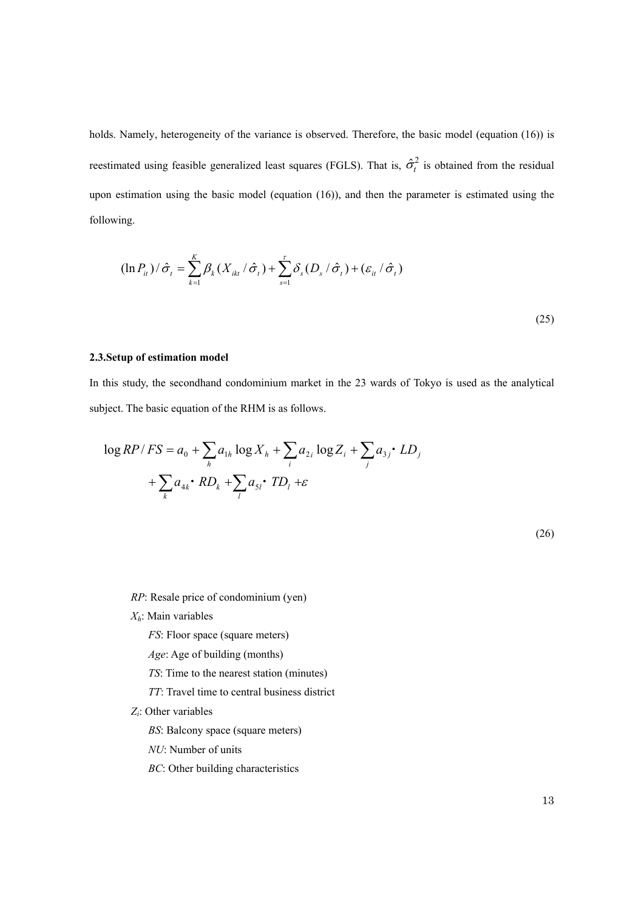holds. Namely, heterogeneity of the variance is observed. Therefore, the basic model (equation (16)) is reestimated using feasible generalized least squares (FGLS). That is, $\hat{\sigma}_t^2$ is obtained from the residual upon estimation using the basic model (equation (16)), and then the parameter is estimated using the following.

$$(\ln P_{it})/\hat{\sigma}_t = \sum_{k=1}^{K} \beta_k (X_{ikt}/\hat{\sigma}_t) + \sum_{s=1}^{\tau} \delta_s (D_s/\hat{\sigma}_t) + (\varepsilon_{it}/\hat{\sigma}_t) \tag{25}$$

### 2.3.Setup of estimation model

In this study, the secondhand condominium market in the 23 wards of Tokyo is used as the analytical subject. The basic equation of the RHM is as follows.

$$\log RP/FS = a_0 + \sum_h a_{1h} \log X_h + \sum_i a_{2i} \log Z_i + \sum_j a_{3j} \cdot LD_j + \sum_k a_{4k} \cdot RD_k + \sum_l a_{5l} \cdot TD_l + \varepsilon \tag{26}$$

*RP*: Resale price of condominium (yen)

$X_h$: Main variables

- *FS*: Floor space (square meters)
- *Age*: Age of building (months)
- *TS*: Time to the nearest station (minutes)
- *TT*: Travel time to central business district

$Z_i$: Other variables

- *BS*: Balcony space (square meters)
- *NU*: Number of units
- *BC*: Other building characteristics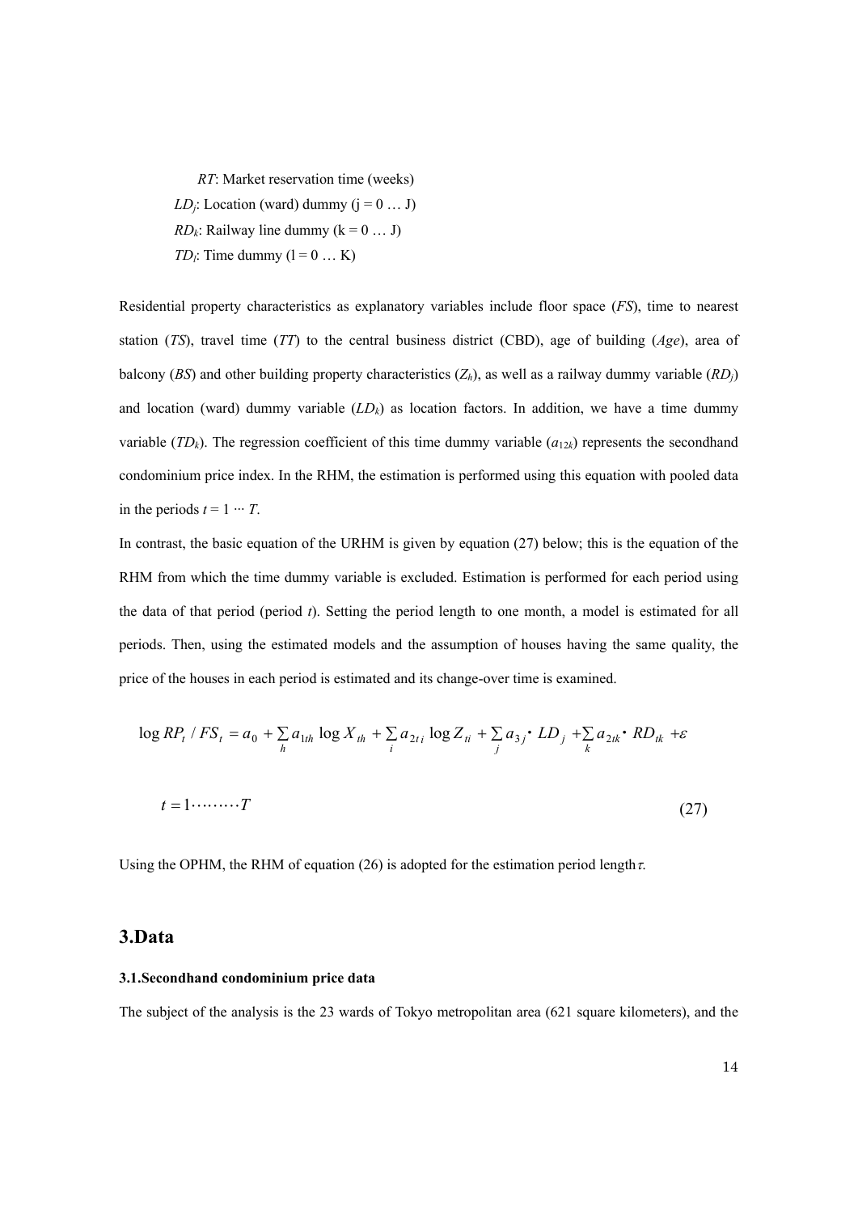$RT$: Market reservation time (weeks)

$LD_j$: Location (ward) dummy (j = 0 … J)

$RD_k$: Railway line dummy (k = 0 … J)

$TD_l$: Time dummy (l = 0 … K)

Residential property characteristics as explanatory variables include floor space ($FS$), time to nearest station ($TS$), travel time ($TT$) to the central business district (CBD), age of building ($Age$), area of balcony ($BS$) and other building property characteristics ($Z_h$), as well as a railway dummy variable ($RD_j$) and location (ward) dummy variable ($LD_k$) as location factors. In addition, we have a time dummy variable ($TD_k$). The regression coefficient of this time dummy variable ($a_{12k}$) represents the secondhand condominium price index. In the RHM, the estimation is performed using this equation with pooled data in the periods $t = 1 \cdots T$.

In contrast, the basic equation of the URHM is given by equation (27) below; this is the equation of the RHM from which the time dummy variable is excluded. Estimation is performed for each period using the data of that period (period $t$). Setting the period length to one month, a model is estimated for all periods. Then, using the estimated models and the assumption of houses having the same quality, the price of the houses in each period is estimated and its change-over time is examined.

$$\log RP_t / FS_t = a_0 + \sum_h a_{1th} \log X_{th} + \sum_i a_{2ti} \log Z_{ti} + \sum_j a_{3j} \cdot LD_j + \sum_k a_{2tk} \cdot RD_{tk} + \varepsilon$$

$$t = 1 \cdots\cdots\cdots T \tag{27}$$

Using the OPHM, the RHM of equation (26) is adopted for the estimation period length $\tau$.

## 3.Data

### 3.1.Secondhand condominium price data

The subject of the analysis is the 23 wards of Tokyo metropolitan area (621 square kilometers), and the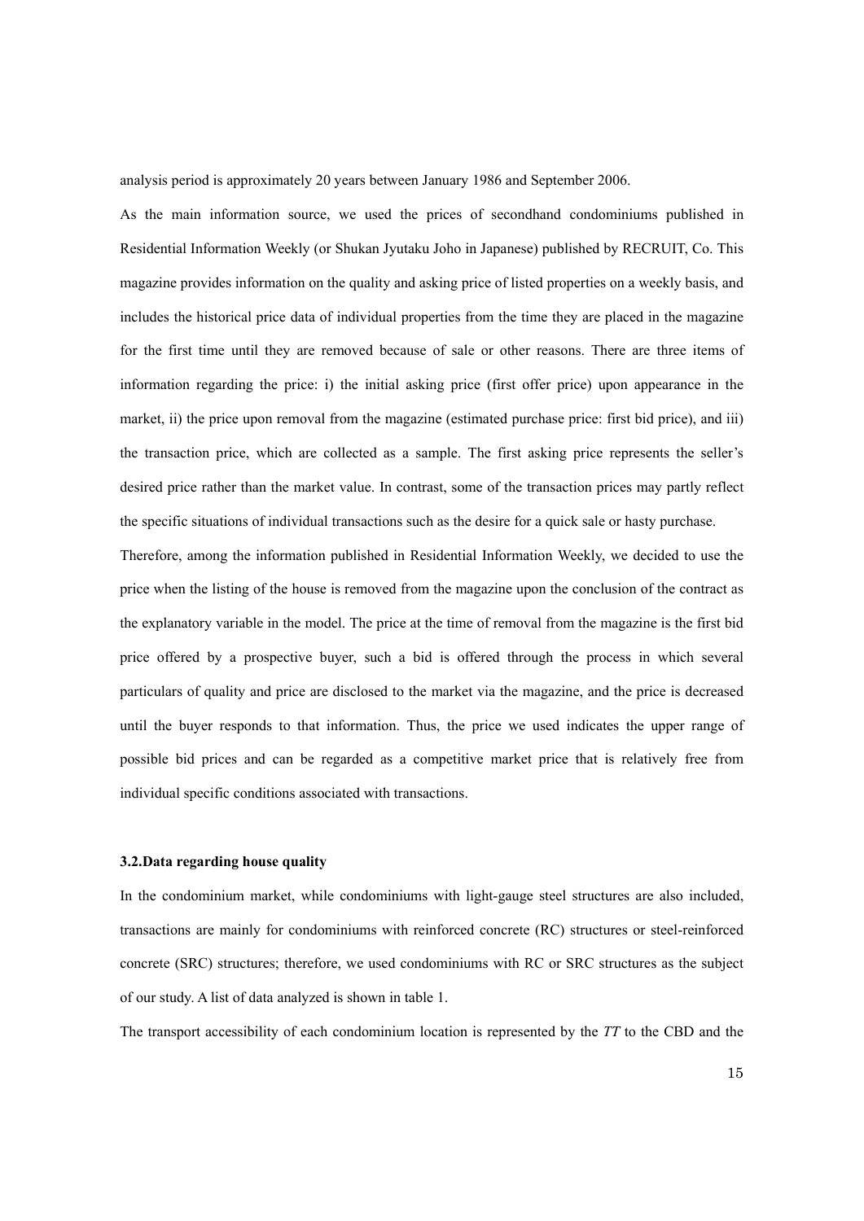analysis period is approximately 20 years between January 1986 and September 2006.

As the main information source, we used the prices of secondhand condominiums published in Residential Information Weekly (or Shukan Jyutaku Joho in Japanese) published by RECRUIT, Co. This magazine provides information on the quality and asking price of listed properties on a weekly basis, and includes the historical price data of individual properties from the time they are placed in the magazine for the first time until they are removed because of sale or other reasons. There are three items of information regarding the price: i) the initial asking price (first offer price) upon appearance in the market, ii) the price upon removal from the magazine (estimated purchase price: first bid price), and iii) the transaction price, which are collected as a sample. The first asking price represents the seller's desired price rather than the market value. In contrast, some of the transaction prices may partly reflect the specific situations of individual transactions such as the desire for a quick sale or hasty purchase.

Therefore, among the information published in Residential Information Weekly, we decided to use the price when the listing of the house is removed from the magazine upon the conclusion of the contract as the explanatory variable in the model. The price at the time of removal from the magazine is the first bid price offered by a prospective buyer, such a bid is offered through the process in which several particulars of quality and price are disclosed to the market via the magazine, and the price is decreased until the buyer responds to that information. Thus, the price we used indicates the upper range of possible bid prices and can be regarded as a competitive market price that is relatively free from individual specific conditions associated with transactions.

### 3.2.Data regarding house quality

In the condominium market, while condominiums with light-gauge steel structures are also included, transactions are mainly for condominiums with reinforced concrete (RC) structures or steel-reinforced concrete (SRC) structures; therefore, we used condominiums with RC or SRC structures as the subject of our study. A list of data analyzed is shown in table 1.

The transport accessibility of each condominium location is represented by the *TT* to the CBD and the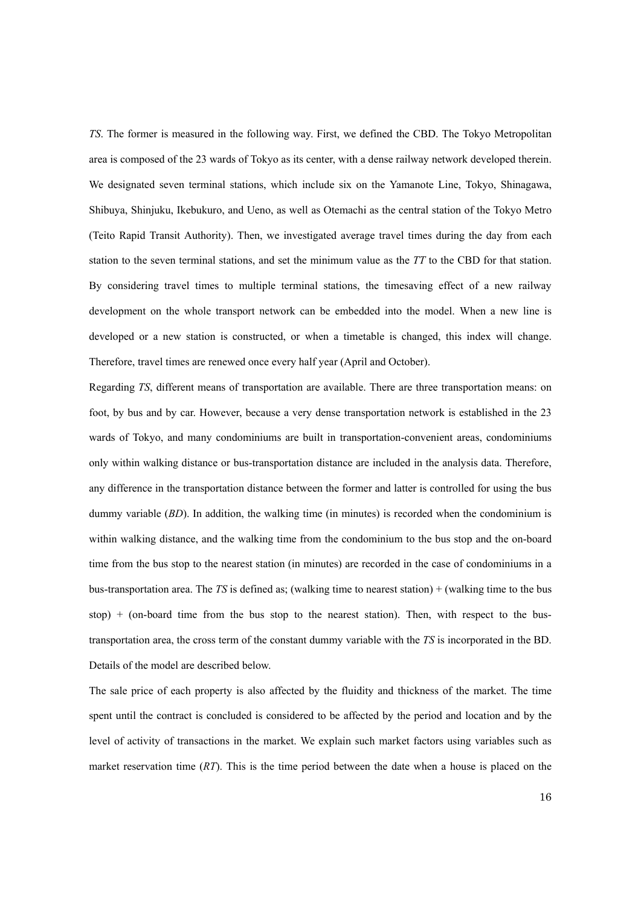*TS*. The former is measured in the following way. First, we defined the CBD. The Tokyo Metropolitan area is composed of the 23 wards of Tokyo as its center, with a dense railway network developed therein. We designated seven terminal stations, which include six on the Yamanote Line, Tokyo, Shinagawa, Shibuya, Shinjuku, Ikebukuro, and Ueno, as well as Otemachi as the central station of the Tokyo Metro (Teito Rapid Transit Authority). Then, we investigated average travel times during the day from each station to the seven terminal stations, and set the minimum value as the *TT* to the CBD for that station. By considering travel times to multiple terminal stations, the timesaving effect of a new railway development on the whole transport network can be embedded into the model. When a new line is developed or a new station is constructed, or when a timetable is changed, this index will change. Therefore, travel times are renewed once every half year (April and October).

Regarding *TS*, different means of transportation are available. There are three transportation means: on foot, by bus and by car. However, because a very dense transportation network is established in the 23 wards of Tokyo, and many condominiums are built in transportation-convenient areas, condominiums only within walking distance or bus-transportation distance are included in the analysis data. Therefore, any difference in the transportation distance between the former and latter is controlled for using the bus dummy variable (*BD*). In addition, the walking time (in minutes) is recorded when the condominium is within walking distance, and the walking time from the condominium to the bus stop and the on-board time from the bus stop to the nearest station (in minutes) are recorded in the case of condominiums in a bus-transportation area. The *TS* is defined as; (walking time to nearest station) + (walking time to the bus stop) + (on-board time from the bus stop to the nearest station). Then, with respect to the bus-transportation area, the cross term of the constant dummy variable with the *TS* is incorporated in the BD. Details of the model are described below.

The sale price of each property is also affected by the fluidity and thickness of the market. The time spent until the contract is concluded is considered to be affected by the period and location and by the level of activity of transactions in the market. We explain such market factors using variables such as market reservation time (*RT*). This is the time period between the date when a house is placed on the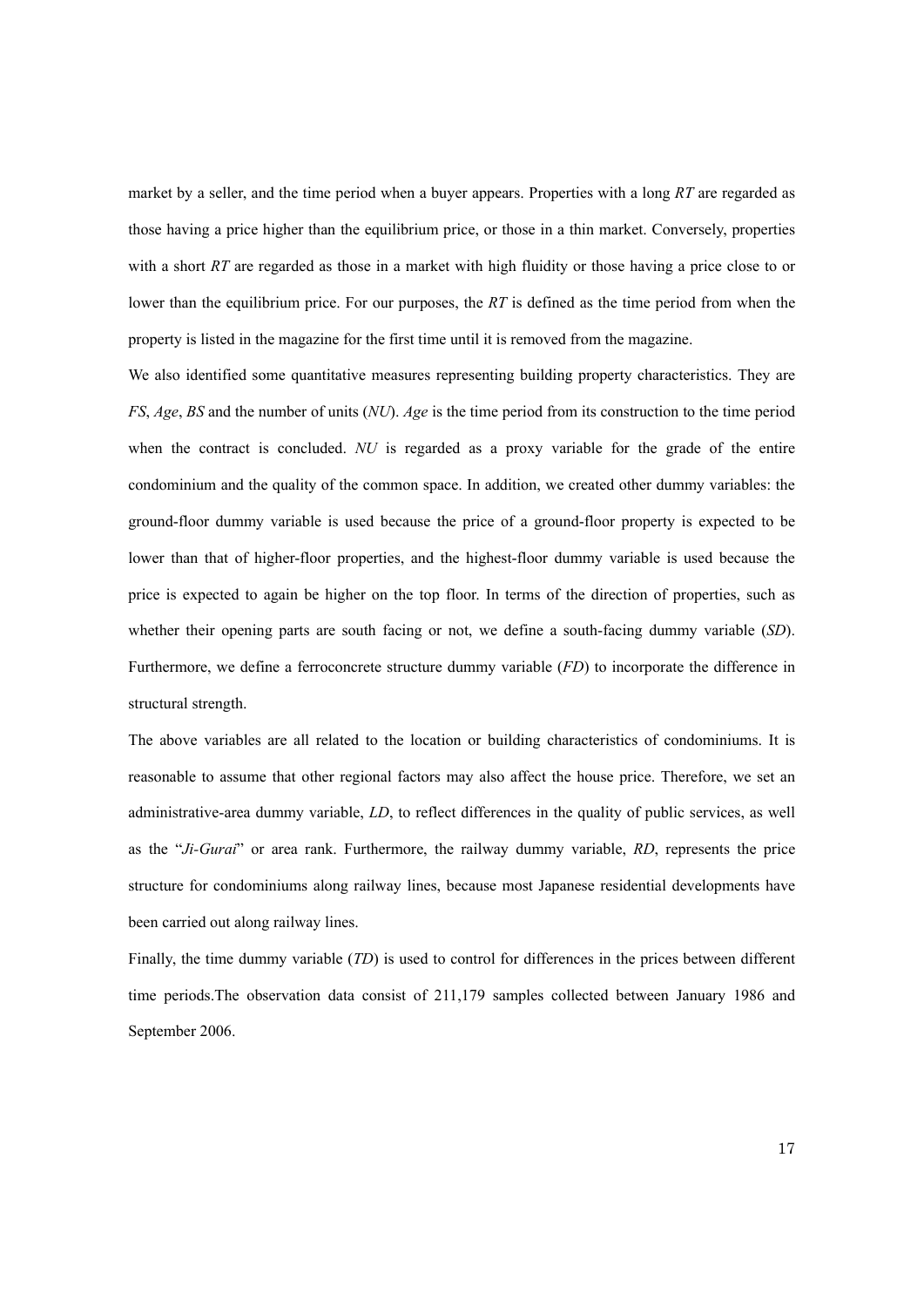market by a seller, and the time period when a buyer appears. Properties with a long *RT* are regarded as those having a price higher than the equilibrium price, or those in a thin market. Conversely, properties with a short *RT* are regarded as those in a market with high fluidity or those having a price close to or lower than the equilibrium price. For our purposes, the *RT* is defined as the time period from when the property is listed in the magazine for the first time until it is removed from the magazine.

We also identified some quantitative measures representing building property characteristics. They are *FS*, *Age*, *BS* and the number of units (*NU*). *Age* is the time period from its construction to the time period when the contract is concluded. *NU* is regarded as a proxy variable for the grade of the entire condominium and the quality of the common space. In addition, we created other dummy variables: the ground-floor dummy variable is used because the price of a ground-floor property is expected to be lower than that of higher-floor properties, and the highest-floor dummy variable is used because the price is expected to again be higher on the top floor. In terms of the direction of properties, such as whether their opening parts are south facing or not, we define a south-facing dummy variable (*SD*). Furthermore, we define a ferroconcrete structure dummy variable (*FD*) to incorporate the difference in structural strength.

The above variables are all related to the location or building characteristics of condominiums. It is reasonable to assume that other regional factors may also affect the house price. Therefore, we set an administrative-area dummy variable, *LD*, to reflect differences in the quality of public services, as well as the "*Ji-Gurai*" or area rank. Furthermore, the railway dummy variable, *RD*, represents the price structure for condominiums along railway lines, because most Japanese residential developments have been carried out along railway lines.

Finally, the time dummy variable (*TD*) is used to control for differences in the prices between different time periods.The observation data consist of 211,179 samples collected between January 1986 and September 2006.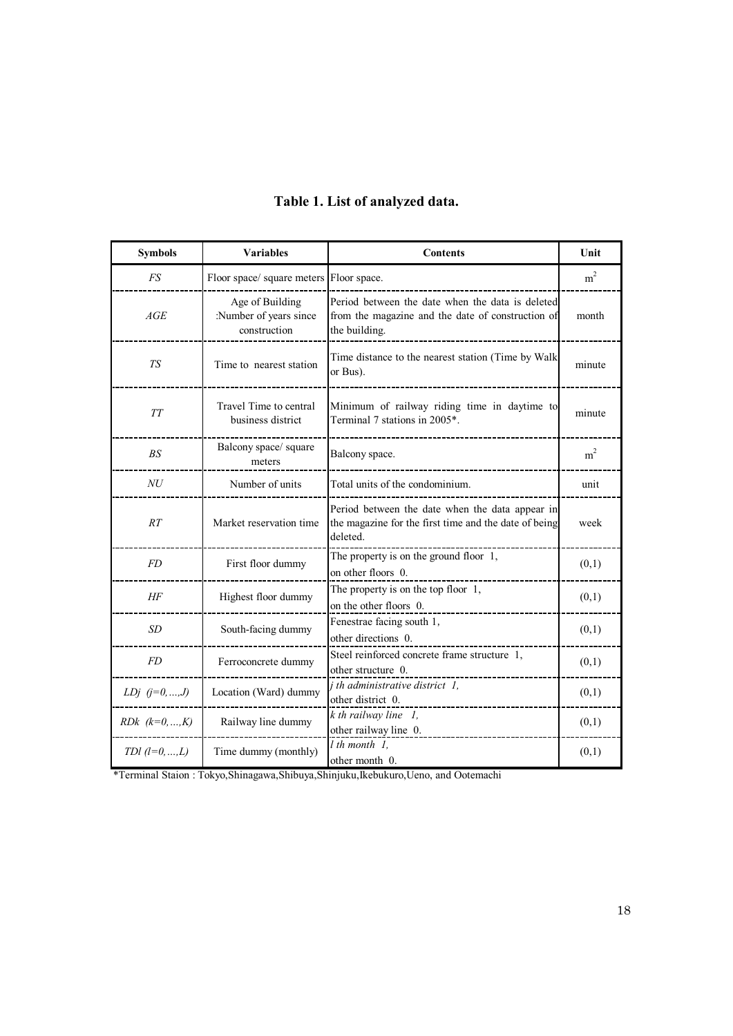**Table 1. List of analyzed data.**

| Symbols | Variables | Contents | Unit |
|---|---|---|---|
| *FS* | Floor space/ square meters | Floor space. | $m^2$ |
| *AGE* | Age of Building :Number of years since construction | Period between the date when the data is deleted from the magazine and the date of construction of the building. | month |
| *TS* | Time to nearest station | Time distance to the nearest station (Time by Walk or Bus). | minute |
| *TT* | Travel Time to central business district | Minimum of railway riding time in daytime to Terminal 7 stations in 2005*. | minute |
| *BS* | Balcony space/ square meters | Balcony space. | $m^2$ |
| *NU* | Number of units | Total units of the condominium. | unit |
| *RT* | Market reservation time | Period between the date when the data appear in the magazine for the first time and the date of being deleted. | week |
| *FD* | First floor dummy | The property is on the ground floor 1, on other floors 0. | (0,1) |
| *HF* | Highest floor dummy | The property is on the top floor 1, on the other floors 0. | (0,1) |
| *SD* | South-facing dummy | Fenestrae facing south 1, other directions 0. | (0,1) |
| *FD* | Ferroconcrete dummy | Steel reinforced concrete frame structure 1, other structure 0. | (0,1) |
| $LDj$ $(j=0,\ldots,J)$ | Location (Ward) dummy | *j th administrative district 1,* other district 0. | (0,1) |
| $RDk$ $(k=0,\ldots,K)$ | Railway line dummy | *k th railway line 1,* other railway line 0. | (0,1) |
| $TDl$ $(l=0,\ldots,L)$ | Time dummy (monthly) | *l th month 1,* other month 0. | (0,1) |

*Terminal Staion : Tokyo,Shinagawa,Shibuya,Shinjuku,Ikebukuro,Ueno, and Ootemachi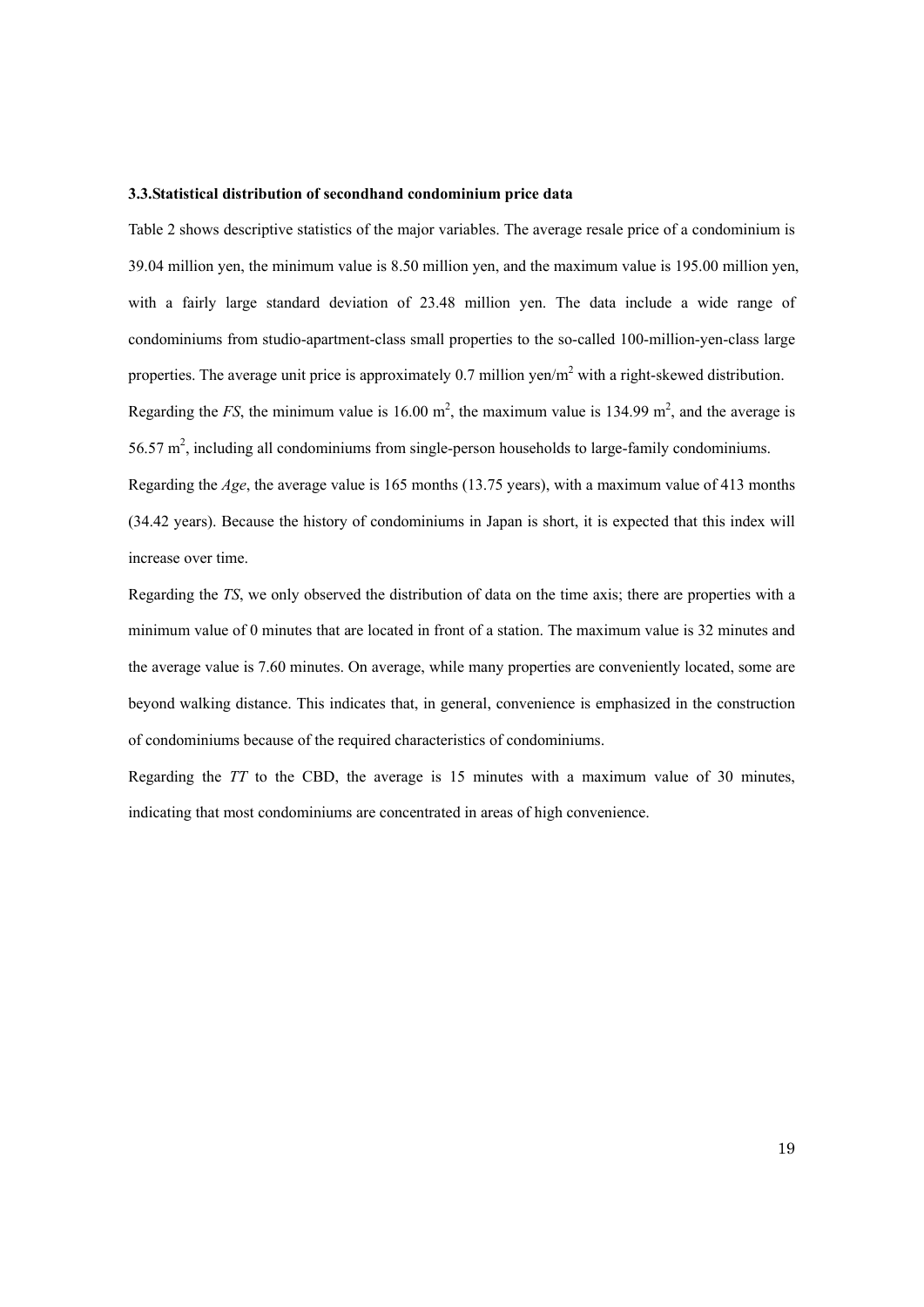### 3.3.Statistical distribution of secondhand condominium price data

Table 2 shows descriptive statistics of the major variables. The average resale price of a condominium is 39.04 million yen, the minimum value is 8.50 million yen, and the maximum value is 195.00 million yen, with a fairly large standard deviation of 23.48 million yen. The data include a wide range of condominiums from studio-apartment-class small properties to the so-called 100-million-yen-class large properties. The average unit price is approximately 0.7 million yen/$m^2$ with a right-skewed distribution. Regarding the *FS*, the minimum value is 16.00 $m^2$, the maximum value is 134.99 $m^2$, and the average is 56.57 $m^2$, including all condominiums from single-person households to large-family condominiums.

Regarding the *Age*, the average value is 165 months (13.75 years), with a maximum value of 413 months (34.42 years). Because the history of condominiums in Japan is short, it is expected that this index will increase over time.

Regarding the *TS*, we only observed the distribution of data on the time axis; there are properties with a minimum value of 0 minutes that are located in front of a station. The maximum value is 32 minutes and the average value is 7.60 minutes. On average, while many properties are conveniently located, some are beyond walking distance. This indicates that, in general, convenience is emphasized in the construction of condominiums because of the required characteristics of condominiums.

Regarding the *TT* to the CBD, the average is 15 minutes with a maximum value of 30 minutes, indicating that most condominiums are concentrated in areas of high convenience.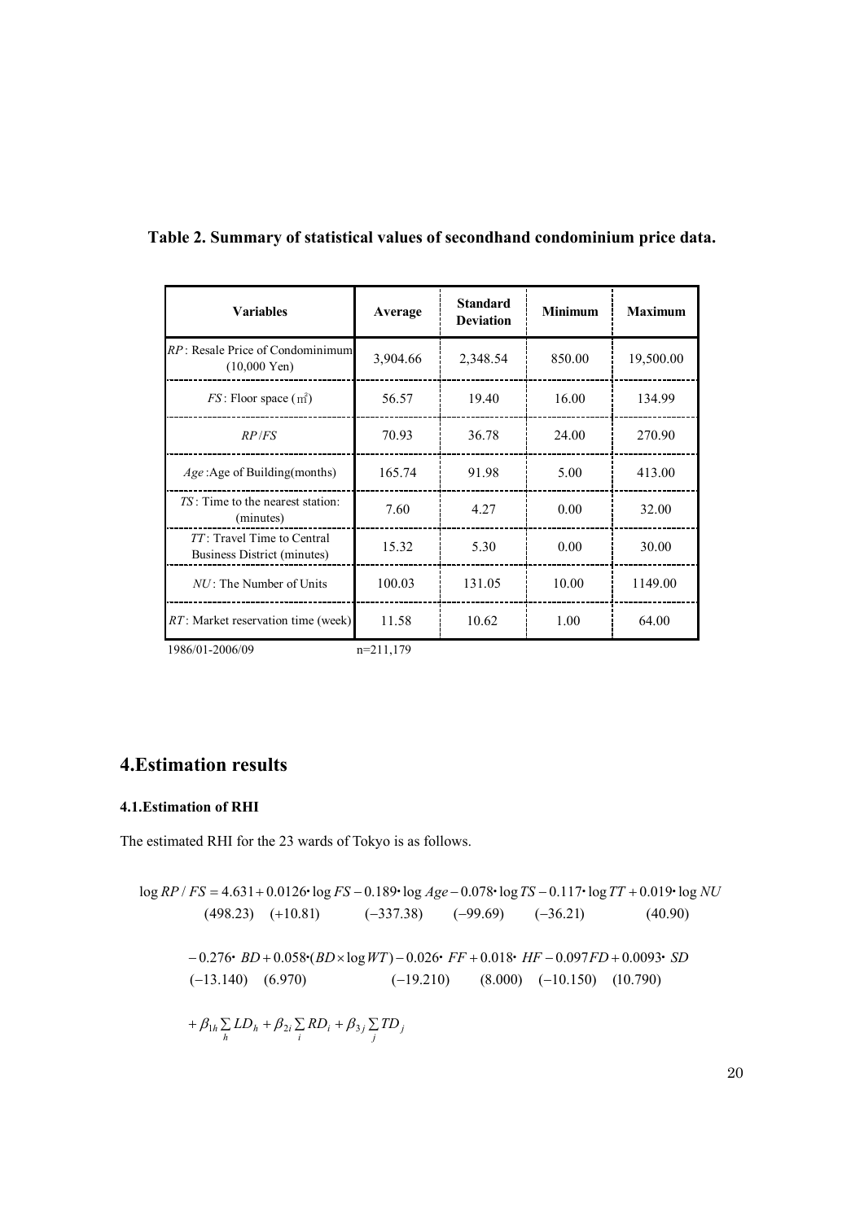**Table 2. Summary of statistical values of secondhand condominium price data.**

| Variables | Average | Standard Deviation | Minimum | Maximum |
|---|---|---|---|---|
| $RP$: Resale Price of Condominimum (10,000 Yen) | 3,904.66 | 2,348.54 | 850.00 | 19,500.00 |
| $FS$: Floor space (㎡) | 56.57 | 19.40 | 16.00 | 134.99 |
| $RP/FS$ | 70.93 | 36.78 | 24.00 | 270.90 |
| $Age$: Age of Building(months) | 165.74 | 91.98 | 5.00 | 413.00 |
| $TS$: Time to the nearest station: (minutes) | 7.60 | 4.27 | 0.00 | 32.00 |
| $TT$: Travel Time to Central Business District (minutes) | 15.32 | 5.30 | 0.00 | 30.00 |
| $NU$: The Number of Units | 100.03 | 131.05 | 10.00 | 1149.00 |
| $RT$: Market reservation time (week) | 11.58 | 10.62 | 1.00 | 64.00 |

1986/01-2006/09 n=211,179

# 4.Estimation results

### 4.1.Estimation of RHI

The estimated RHI for the 23 wards of Tokyo is as follows.

$$\underset{\ }{\log RP/FS} = \underset{(498.23)}{4.631} + \underset{(+10.81)}{0.0126 \cdot \log FS} - \underset{(-337.38)}{0.189 \cdot \log Age} - \underset{(-99.69)}{0.078 \cdot \log TS} - \underset{(-36.21)}{0.117 \cdot \log TT} + \underset{(40.90)}{0.019 \cdot \log NU}$$

$$- \underset{(-13.140)}{0.276 \cdot BD} + \underset{(6.970)}{0.058 \cdot (BD \times \log WT)} - \underset{(-19.210)}{0.026 \cdot FF} + \underset{(8.000)}{0.018 \cdot HF} - \underset{(-10.150)}{0.097 FD} + \underset{(10.790)}{0.0093 \cdot SD}$$

$$+ \beta_{1h} \sum_h LD_h + \beta_{2i} \sum_i RD_i + \beta_{3j} \sum_j TD_j$$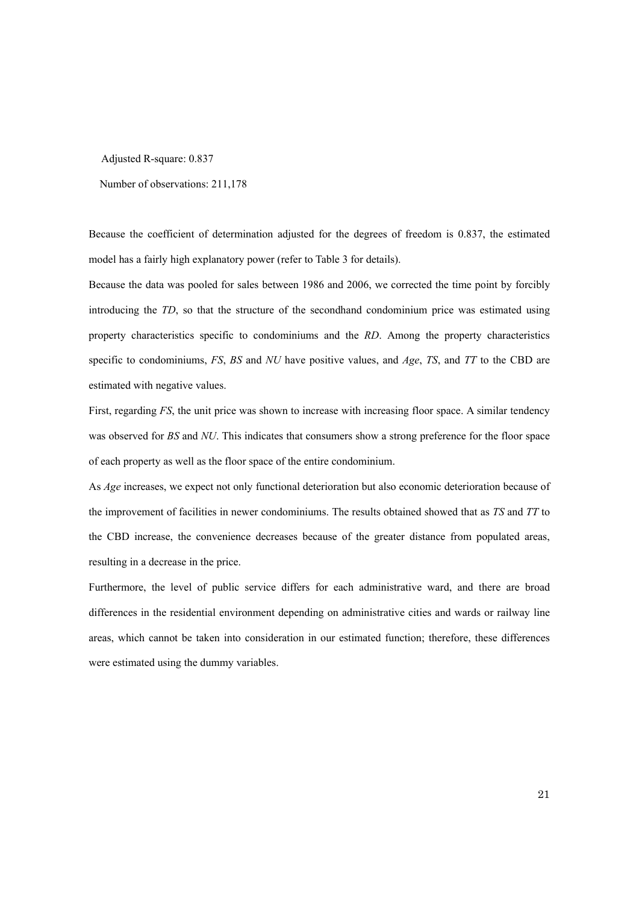Adjusted R-square: 0.837

Number of observations: 211,178

Because the coefficient of determination adjusted for the degrees of freedom is 0.837, the estimated model has a fairly high explanatory power (refer to Table 3 for details).

Because the data was pooled for sales between 1986 and 2006, we corrected the time point by forcibly introducing the *TD*, so that the structure of the secondhand condominium price was estimated using property characteristics specific to condominiums and the *RD*. Among the property characteristics specific to condominiums, *FS*, *BS* and *NU* have positive values, and *Age*, *TS*, and *TT* to the CBD are estimated with negative values.

First, regarding *FS*, the unit price was shown to increase with increasing floor space. A similar tendency was observed for *BS* and *NU*. This indicates that consumers show a strong preference for the floor space of each property as well as the floor space of the entire condominium.

As *Age* increases, we expect not only functional deterioration but also economic deterioration because of the improvement of facilities in newer condominiums. The results obtained showed that as *TS* and *TT* to the CBD increase, the convenience decreases because of the greater distance from populated areas, resulting in a decrease in the price.

Furthermore, the level of public service differs for each administrative ward, and there are broad differences in the residential environment depending on administrative cities and wards or railway line areas, which cannot be taken into consideration in our estimated function; therefore, these differences were estimated using the dummy variables.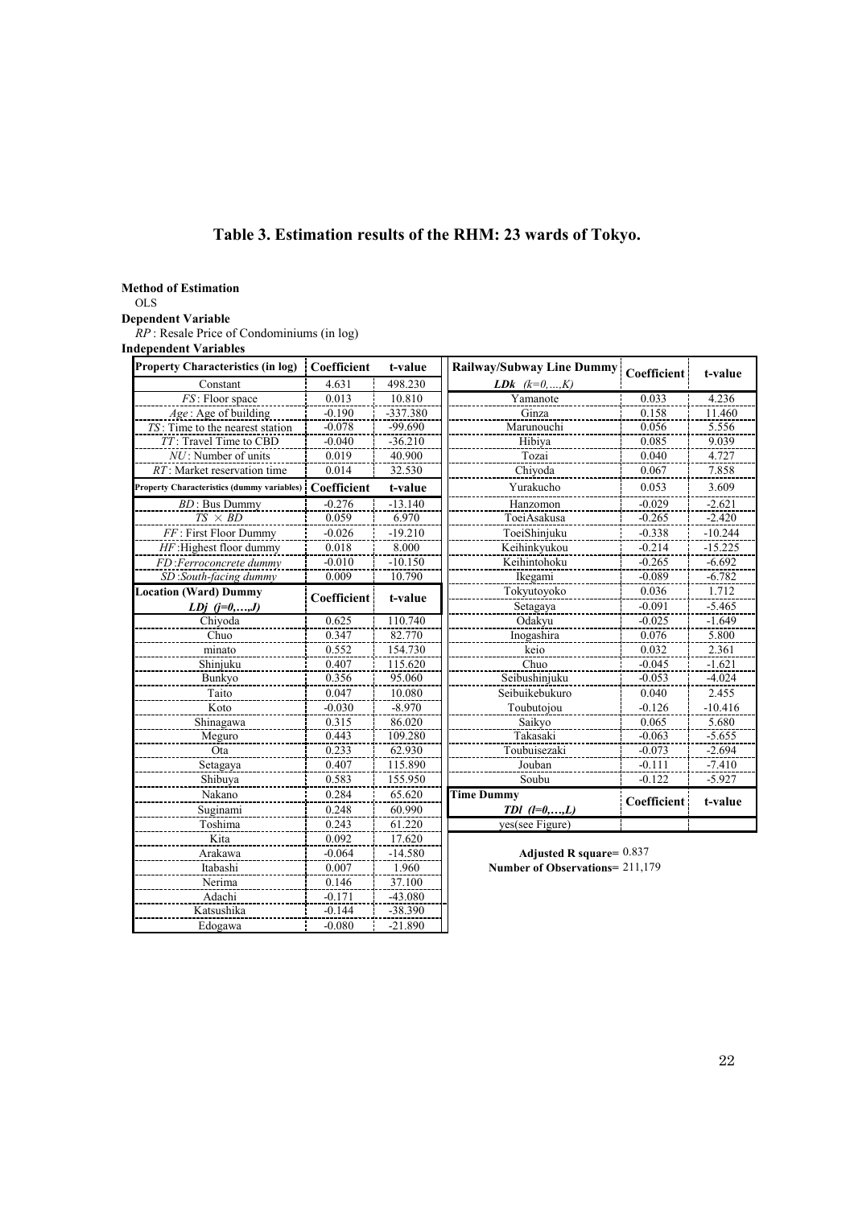# Table 3. Estimation results of the RHM: 23 wards of Tokyo.

**Method of Estimation**

OLS

**Dependent Variable**

*RP* : Resale Price of Condominiums (in log)

**Independent Variables**

| Property Characteristics (in log) | Coefficient | t-value |
|---|---|---|
| Constant | 4.631 | 498.230 |
| *FS* : Floor space | 0.013 | 10.810 |
| *Age* : Age of building | -0.190 | -337.380 |
| *TS* : Time to the nearest station | -0.078 | -99.690 |
| *TT* : Travel Time to CBD | -0.040 | -36.210 |
| *NU* : Number of units | 0.019 | 40.900 |
| *RT* : Market reservation time | 0.014 | 32.530 |
| **Property Characteristics (dummy variables)** | **Coefficient** | **t-value** |
| *BD* : Bus Dummy | -0.276 | -13.140 |
| $TS \times BD$ | 0.059 | 6.970 |
| *FF* : First Floor Dummy | -0.026 | -19.210 |
| *HF* :Highest floor dummy | 0.018 | 8.000 |
| *FD* :Ferroconcrete dummy | -0.010 | -10.150 |
| *SD* :South-facing dummy | 0.009 | 10.790 |
| **Location (Ward) Dummy** ***LDj (j=0,…,J)*** | **Coefficient** | **t-value** |
| Chiyoda | 0.625 | 110.740 |
| Chuo | 0.347 | 82.770 |
| minato | 0.552 | 154.730 |
| Shinjuku | 0.407 | 115.620 |
| Bunkyo | 0.356 | 95.060 |
| Taito | 0.047 | 10.080 |
| Koto | -0.030 | -8.970 |
| Shinagawa | 0.315 | 86.020 |
| Meguro | 0.443 | 109.280 |
| Ota | 0.233 | 62.930 |
| Setagaya | 0.407 | 115.890 |
| Shibuya | 0.583 | 155.950 |
| Nakano | 0.284 | 65.620 |
| Suginami | 0.248 | 60.990 |
| Toshima | 0.243 | 61.220 |
| Kita | 0.092 | 17.620 |
| Arakawa | -0.064 | -14.580 |
| Itabashi | 0.007 | 1.960 |
| Nerima | 0.146 | 37.100 |
| Adachi | -0.171 | -43.080 |
| Katsushika | -0.144 | -38.390 |
| Edogawa | -0.080 | -21.890 |

| Railway/Subway Line Dummy ***LDk (k=0,…,K)*** | Coefficient | t-value |
|---|---|---|
| Yamanote | 0.033 | 4.236 |
| Ginza | 0.158 | 11.460 |
| Marunouchi | 0.056 | 5.556 |
| Hibiya | 0.085 | 9.039 |
| Tozai | 0.040 | 4.727 |
| Chiyoda | 0.067 | 7.858 |
| Yurakucho | 0.053 | 3.609 |
| Hanzomon | -0.029 | -2.621 |
| ToeiAsakusa | -0.265 | -2.420 |
| ToeiShinjuku | -0.338 | -10.244 |
| Keihinkyukou | -0.214 | -15.225 |
| Keihintohoku | -0.265 | -6.692 |
| Ikegami | -0.089 | -6.782 |
| Tokyutoyoko | 0.036 | 1.712 |
| Setagaya | -0.091 | -5.465 |
| Odakyu | -0.025 | -1.649 |
| Inogashira | 0.076 | 5.800 |
| keio | 0.032 | 2.361 |
| Chuo | -0.045 | -1.621 |
| Seibushinjuku | -0.053 | -4.024 |
| Seibuikebukuro | 0.040 | 2.455 |
| Toubutojou | -0.126 | -10.416 |
| Saikyo | 0.065 | 5.680 |
| Takasaki | -0.063 | -5.655 |
| Toubuisezaki | -0.073 | -2.694 |
| Jouban | -0.111 | -7.410 |
| Soubu | -0.122 | -5.927 |
| **Time Dummy** ***TDl (l=0,…,L)*** | **Coefficient** | **t-value** |
| yes(see Figure) | | |

**Adjusted R square=** 0.837

**Number of Observations=** 211,179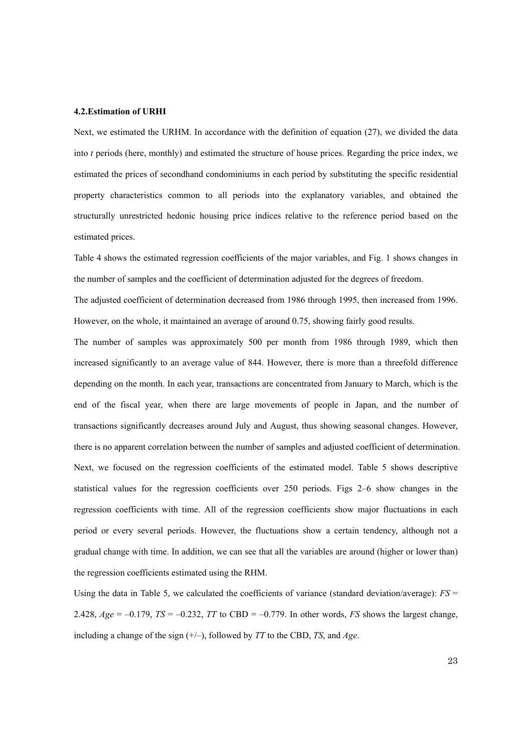### 4.2.Estimation of URHI

Next, we estimated the URHM. In accordance with the definition of equation (27), we divided the data into *t* periods (here, monthly) and estimated the structure of house prices. Regarding the price index, we estimated the prices of secondhand condominiums in each period by substituting the specific residential property characteristics common to all periods into the explanatory variables, and obtained the structurally unrestricted hedonic housing price indices relative to the reference period based on the estimated prices.

Table 4 shows the estimated regression coefficients of the major variables, and Fig. 1 shows changes in the number of samples and the coefficient of determination adjusted for the degrees of freedom.

The adjusted coefficient of determination decreased from 1986 through 1995, then increased from 1996. However, on the whole, it maintained an average of around 0.75, showing fairly good results.

The number of samples was approximately 500 per month from 1986 through 1989, which then increased significantly to an average value of 844. However, there is more than a threefold difference depending on the month. In each year, transactions are concentrated from January to March, which is the end of the fiscal year, when there are large movements of people in Japan, and the number of transactions significantly decreases around July and August, thus showing seasonal changes. However, there is no apparent correlation between the number of samples and adjusted coefficient of determination.

Next, we focused on the regression coefficients of the estimated model. Table 5 shows descriptive statistical values for the regression coefficients over 250 periods. Figs 2–6 show changes in the regression coefficients with time. All of the regression coefficients show major fluctuations in each period or every several periods. However, the fluctuations show a certain tendency, although not a gradual change with time. In addition, we can see that all the variables are around (higher or lower than) the regression coefficients estimated using the RHM.

Using the data in Table 5, we calculated the coefficients of variance (standard deviation/average): *FS* = 2.428, *Age* = –0.179, *TS* = –0.232, *TT* to CBD = –0.779. In other words, *FS* shows the largest change, including a change of the sign (+/–), followed by *TT* to the CBD, *TS*, and *Age*.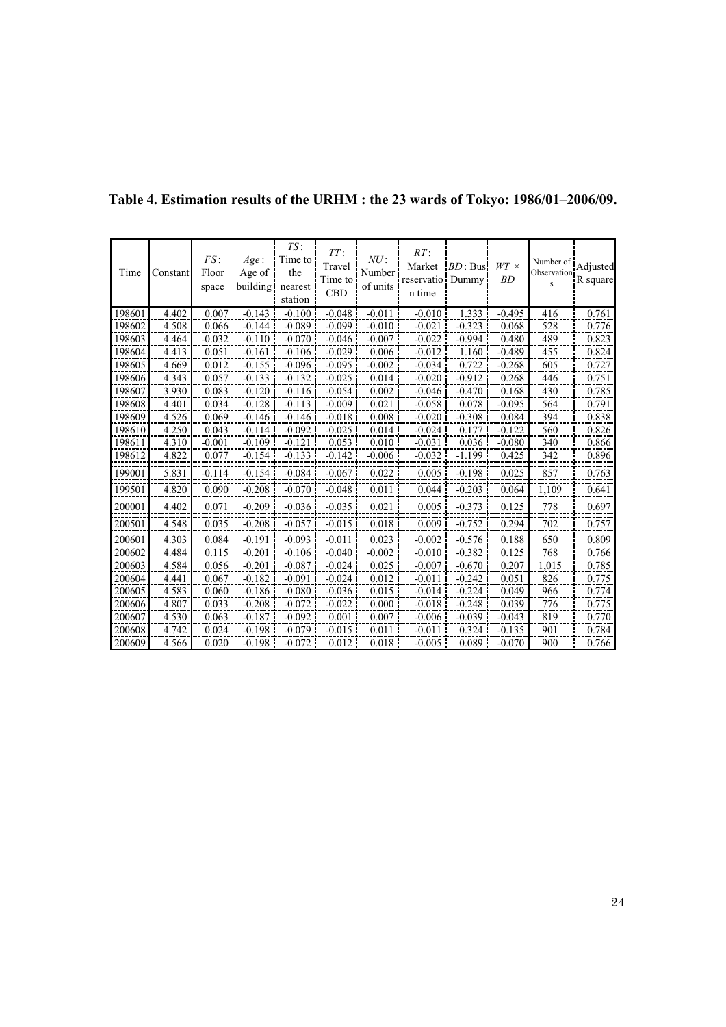**Table 4. Estimation results of the URHM : the 23 wards of Tokyo: 1986/01–2006/09.**

| Time | Constant | $FS$: Floor space | $Age$: Age of building | $TS$: Time to the nearest station | $TT$: Travel Time to CBD | $NU$: Number of units | $RT$: Market reservation time | $BD$: Bus Dummy | $WT \times BD$ | Number of Observations | Adjusted R square |
|---|---|---|---|---|---|---|---|---|---|---|---|
| 198601 | 4.402 | 0.007 | -0.143 | -0.100 | -0.048 | -0.011 | -0.010 | 1.333 | -0.495 | 416 | 0.761 |
| 198602 | 4.508 | 0.066 | -0.144 | -0.089 | -0.099 | -0.010 | -0.021 | -0.323 | 0.068 | 528 | 0.776 |
| 198603 | 4.464 | -0.032 | -0.110 | -0.070 | -0.046 | -0.007 | -0.022 | -0.994 | 0.480 | 489 | 0.823 |
| 198604 | 4.413 | 0.051 | -0.161 | -0.106 | -0.029 | 0.006 | -0.012 | 1.160 | -0.489 | 455 | 0.824 |
| 198605 | 4.669 | 0.012 | -0.155 | -0.096 | -0.095 | -0.002 | -0.034 | 0.722 | -0.268 | 605 | 0.727 |
| 198606 | 4.343 | 0.057 | -0.133 | -0.132 | -0.025 | 0.014 | -0.020 | -0.912 | 0.268 | 446 | 0.751 |
| 198607 | 3.930 | 0.083 | -0.120 | -0.116 | -0.054 | 0.002 | -0.046 | -0.470 | 0.168 | 430 | 0.785 |
| 198608 | 4.401 | 0.034 | -0.128 | -0.113 | -0.009 | 0.021 | -0.058 | 0.078 | -0.095 | 564 | 0.791 |
| 198609 | 4.526 | 0.069 | -0.146 | -0.146 | -0.018 | 0.008 | -0.020 | -0.308 | 0.084 | 394 | 0.838 |
| 198610 | 4.250 | 0.043 | -0.114 | -0.092 | -0.025 | 0.014 | -0.024 | 0.177 | -0.122 | 560 | 0.826 |
| 198611 | 4.310 | -0.001 | -0.109 | -0.121 | 0.053 | 0.010 | -0.031 | 0.036 | -0.080 | 340 | 0.866 |
| 198612 | 4.822 | 0.077 | -0.154 | -0.133 | -0.142 | -0.006 | -0.032 | -1.199 | 0.425 | 342 | 0.896 |
| 199001 | 5.831 | -0.114 | -0.154 | -0.084 | -0.067 | 0.022 | 0.005 | -0.198 | 0.025 | 857 | 0.763 |
| 199501 | 4.820 | 0.090 | -0.208 | -0.070 | -0.048 | 0.011 | 0.044 | -0.203 | 0.064 | 1,109 | 0.641 |
| 200001 | 4.402 | 0.071 | -0.209 | -0.036 | -0.035 | 0.021 | 0.005 | -0.373 | 0.125 | 778 | 0.697 |
| 200501 | 4.548 | 0.035 | -0.208 | -0.057 | -0.015 | 0.018 | 0.009 | -0.752 | 0.294 | 702 | 0.757 |
| 200601 | 4.303 | 0.084 | -0.191 | -0.093 | -0.011 | 0.023 | -0.002 | -0.576 | 0.188 | 650 | 0.809 |
| 200602 | 4.484 | 0.115 | -0.201 | -0.106 | -0.040 | -0.002 | -0.010 | -0.382 | 0.125 | 768 | 0.766 |
| 200603 | 4.584 | 0.056 | -0.201 | -0.087 | -0.024 | 0.025 | -0.007 | -0.670 | 0.207 | 1,015 | 0.785 |
| 200604 | 4.441 | 0.067 | -0.182 | -0.091 | -0.024 | 0.012 | -0.011 | -0.242 | 0.051 | 826 | 0.775 |
| 200605 | 4.583 | 0.060 | -0.186 | -0.080 | -0.036 | 0.015 | -0.014 | -0.224 | 0.049 | 966 | 0.774 |
| 200606 | 4.807 | 0.033 | -0.208 | -0.072 | -0.022 | 0.000 | -0.018 | -0.248 | 0.039 | 776 | 0.775 |
| 200607 | 4.530 | 0.063 | -0.187 | -0.092 | 0.001 | 0.007 | -0.006 | -0.039 | -0.043 | 819 | 0.770 |
| 200608 | 4.742 | 0.024 | -0.198 | -0.079 | -0.015 | 0.011 | -0.011 | 0.324 | -0.135 | 901 | 0.784 |
| 200609 | 4.566 | 0.020 | -0.198 | -0.072 | 0.012 | 0.018 | -0.005 | 0.089 | -0.070 | 900 | 0.766 |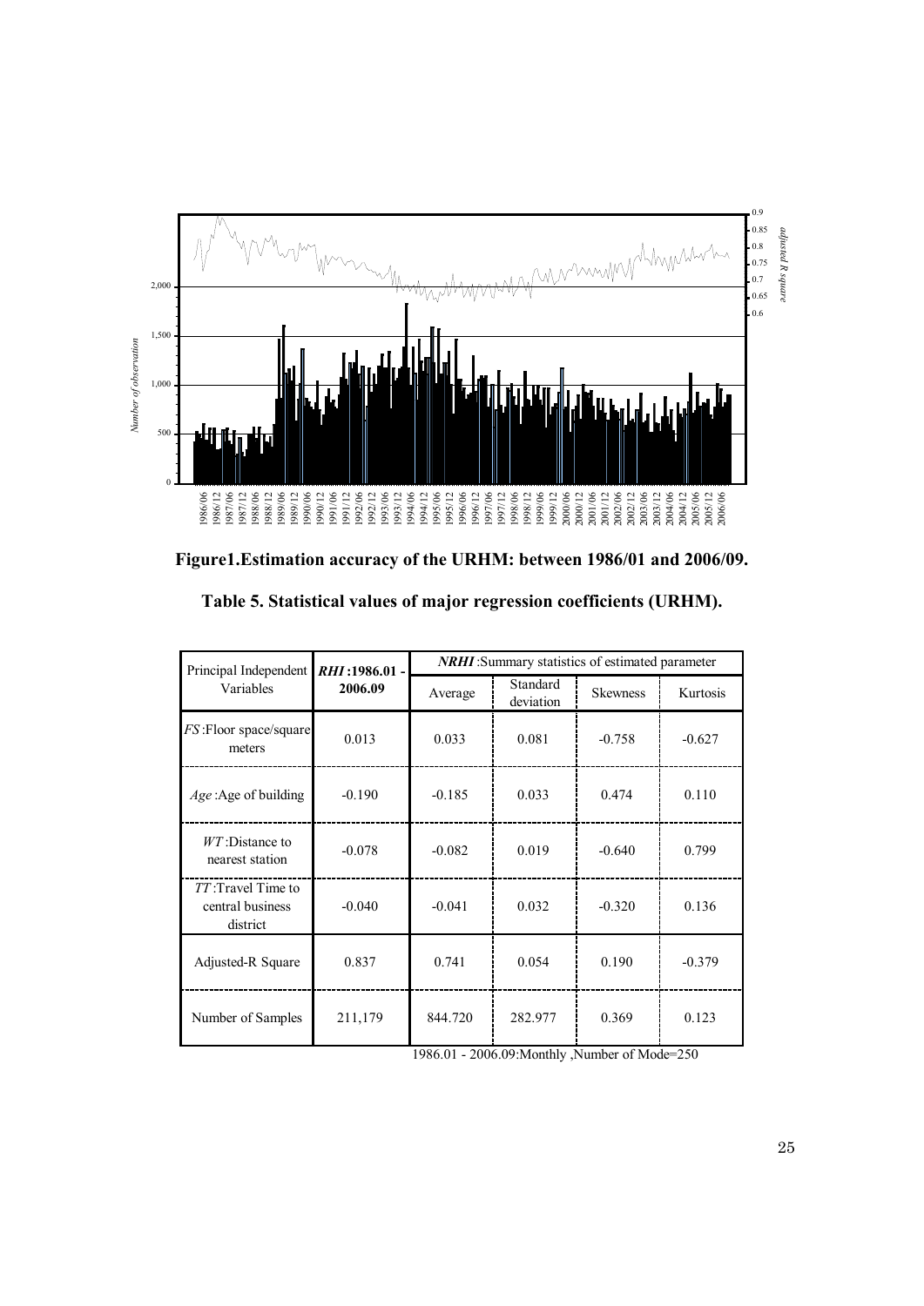**Figure1.Estimation accuracy of the URHM: between 1986/01 and 2006/09.**

**Table 5. Statistical values of major regression coefficients (URHM).**

| Principal Independent Variables | *RHI*:1986.01 - 2006.09 | *NRHI*:Summary statistics of estimated parameter | | | |
|---|---|---|---|---|---|
| | | Average | Standard deviation | Skewness | Kurtosis |
| *FS*:Floor space/square meters | 0.013 | 0.033 | 0.081 | -0.758 | -0.627 |
| *Age*:Age of building | -0.190 | -0.185 | 0.033 | 0.474 | 0.110 |
| *WT*:Distance to nearest station | -0.078 | -0.082 | 0.019 | -0.640 | 0.799 |
| *TT*:Travel Time to central business district | -0.040 | -0.041 | 0.032 | -0.320 | 0.136 |
| Adjusted-R Square | 0.837 | 0.741 | 0.054 | 0.190 | -0.379 |
| Number of Samples | 211,179 | 844.720 | 282.977 | 0.369 | 0.123 |

1986.01 - 2006.09:Monthly ,Number of Mode=250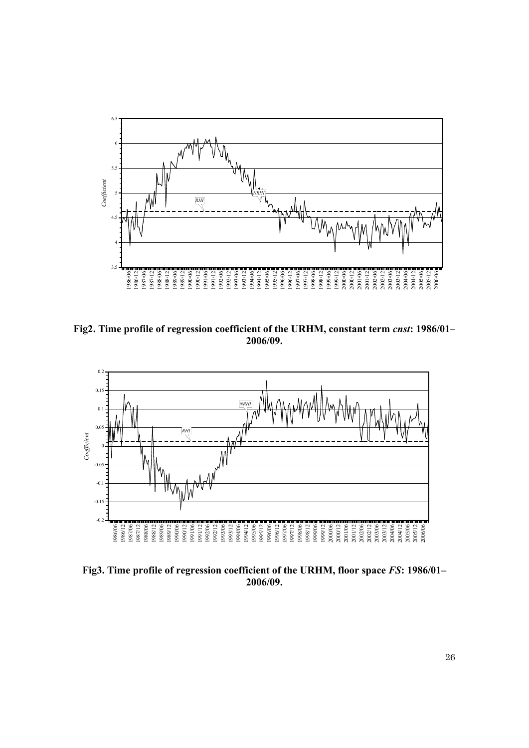**Fig2. Time profile of regression coefficient of the URHM, constant term *cnst*: 1986/01–2006/09.**

**Fig3. Time profile of regression coefficient of the URHM, floor space *FS*: 1986/01–2006/09.**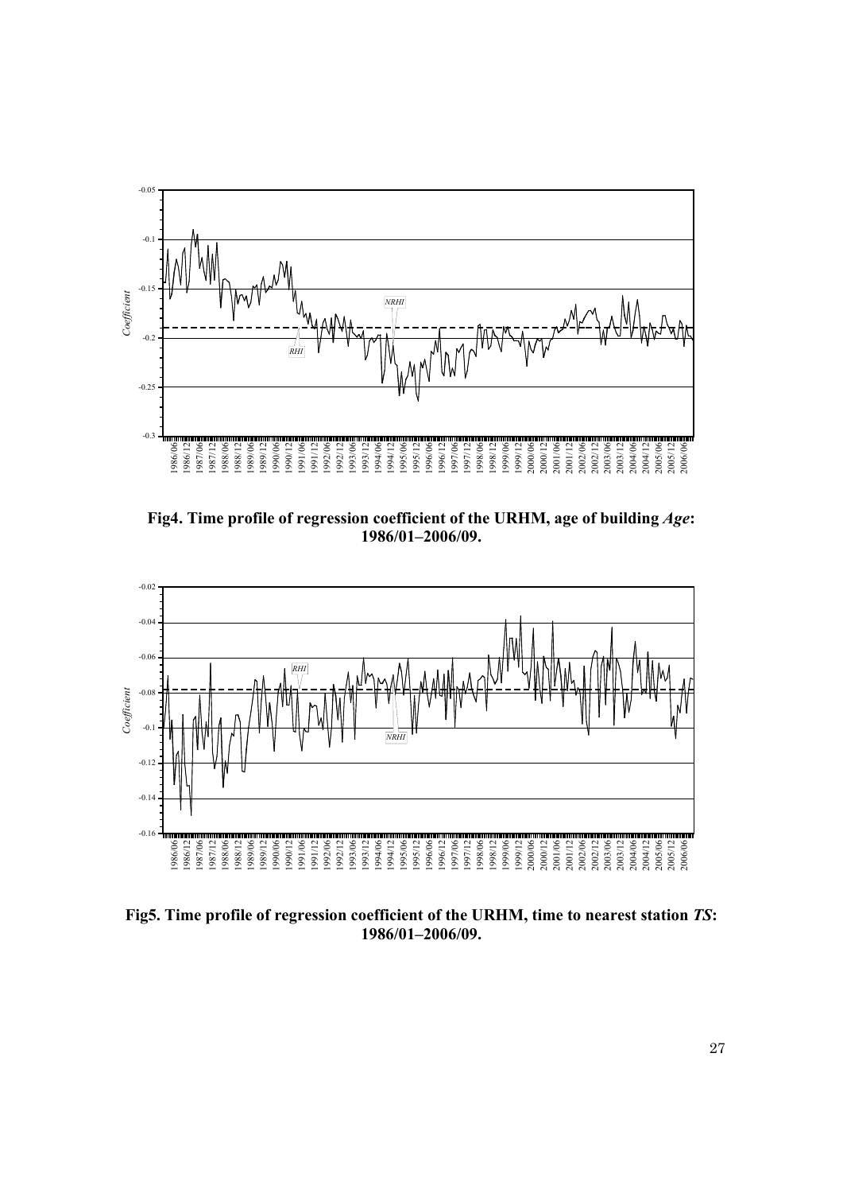**Fig4. Time profile of regression coefficient of the URHM, age of building *Age*: 1986/01–2006/09.**

**Fig5. Time profile of regression coefficient of the URHM, time to nearest station *TS*: 1986/01–2006/09.**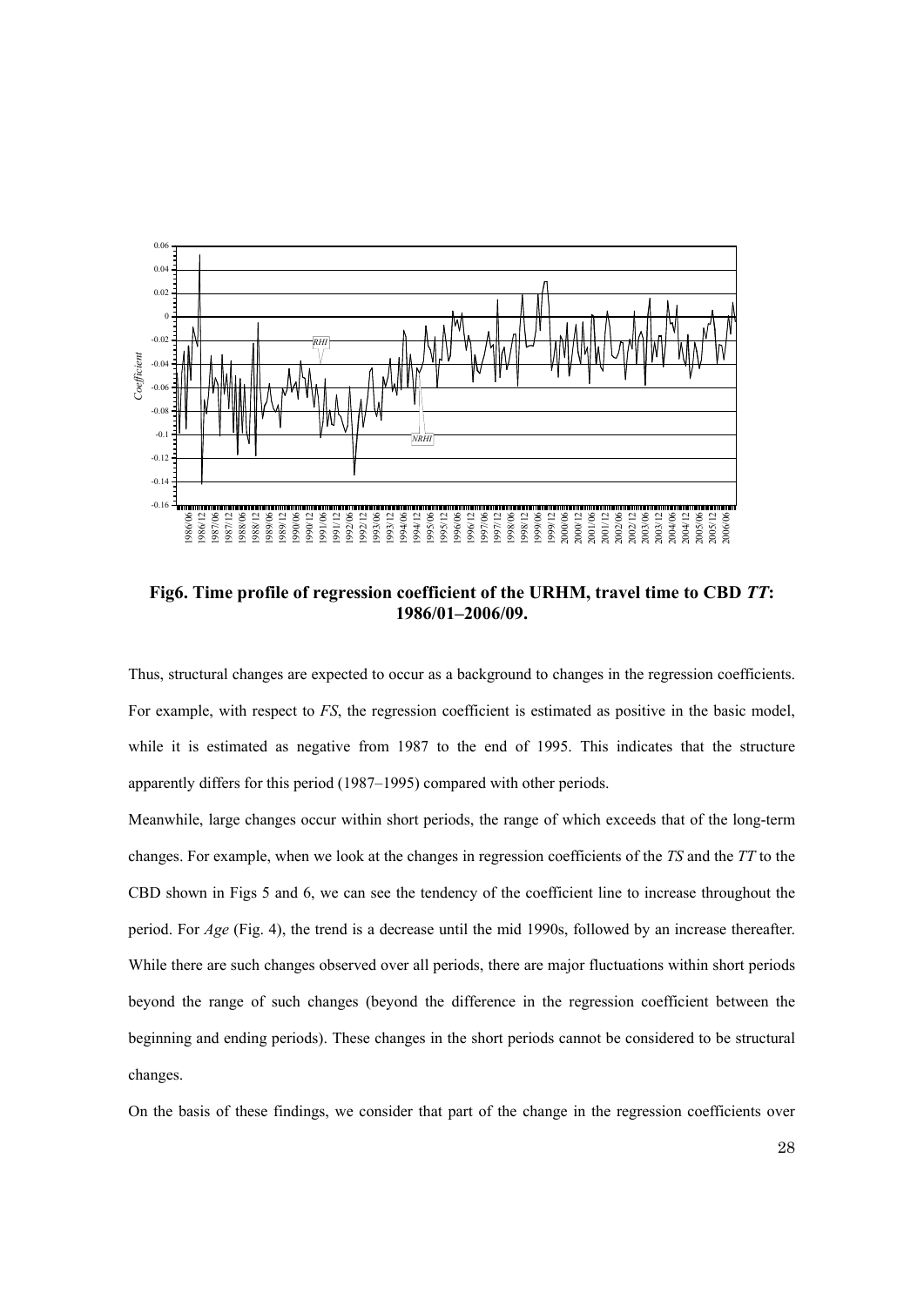**Fig6. Time profile of regression coefficient of the URHM, travel time to CBD *TT*: 1986/01–2006/09.**

Thus, structural changes are expected to occur as a background to changes in the regression coefficients. For example, with respect to *FS*, the regression coefficient is estimated as positive in the basic model, while it is estimated as negative from 1987 to the end of 1995. This indicates that the structure apparently differs for this period (1987–1995) compared with other periods.

Meanwhile, large changes occur within short periods, the range of which exceeds that of the long-term changes. For example, when we look at the changes in regression coefficients of the *TS* and the *TT* to the CBD shown in Figs 5 and 6, we can see the tendency of the coefficient line to increase throughout the period. For *Age* (Fig. 4), the trend is a decrease until the mid 1990s, followed by an increase thereafter. While there are such changes observed over all periods, there are major fluctuations within short periods beyond the range of such changes (beyond the difference in the regression coefficient between the beginning and ending periods). These changes in the short periods cannot be considered to be structural changes.

On the basis of these findings, we consider that part of the change in the regression coefficients over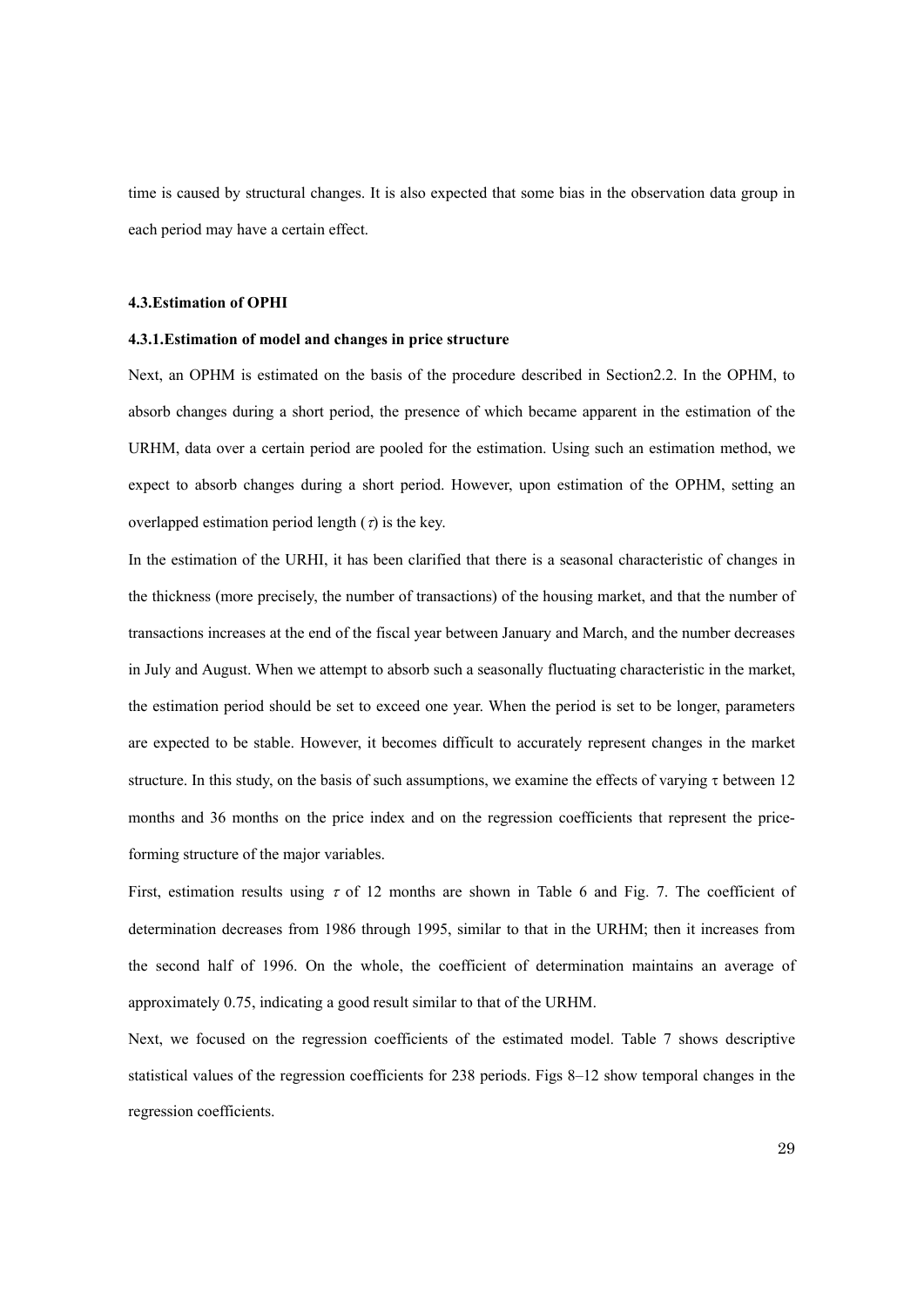time is caused by structural changes. It is also expected that some bias in the observation data group in each period may have a certain effect.

### 4.3.Estimation of OPHI

#### 4.3.1.Estimation of model and changes in price structure

Next, an OPHM is estimated on the basis of the procedure described in Section2.2. In the OPHM, to absorb changes during a short period, the presence of which became apparent in the estimation of the URHM, data over a certain period are pooled for the estimation. Using such an estimation method, we expect to absorb changes during a short period. However, upon estimation of the OPHM, setting an overlapped estimation period length ($\tau$) is the key.

In the estimation of the URHI, it has been clarified that there is a seasonal characteristic of changes in the thickness (more precisely, the number of transactions) of the housing market, and that the number of transactions increases at the end of the fiscal year between January and March, and the number decreases in July and August. When we attempt to absorb such a seasonally fluctuating characteristic in the market, the estimation period should be set to exceed one year. When the period is set to be longer, parameters are expected to be stable. However, it becomes difficult to accurately represent changes in the market structure. In this study, on the basis of such assumptions, we examine the effects of varying $\tau$ between 12 months and 36 months on the price index and on the regression coefficients that represent the price-forming structure of the major variables.

First, estimation results using $\tau$ of 12 months are shown in Table 6 and Fig. 7. The coefficient of determination decreases from 1986 through 1995, similar to that in the URHM; then it increases from the second half of 1996. On the whole, the coefficient of determination maintains an average of approximately 0.75, indicating a good result similar to that of the URHM.

Next, we focused on the regression coefficients of the estimated model. Table 7 shows descriptive statistical values of the regression coefficients for 238 periods. Figs 8–12 show temporal changes in the regression coefficients.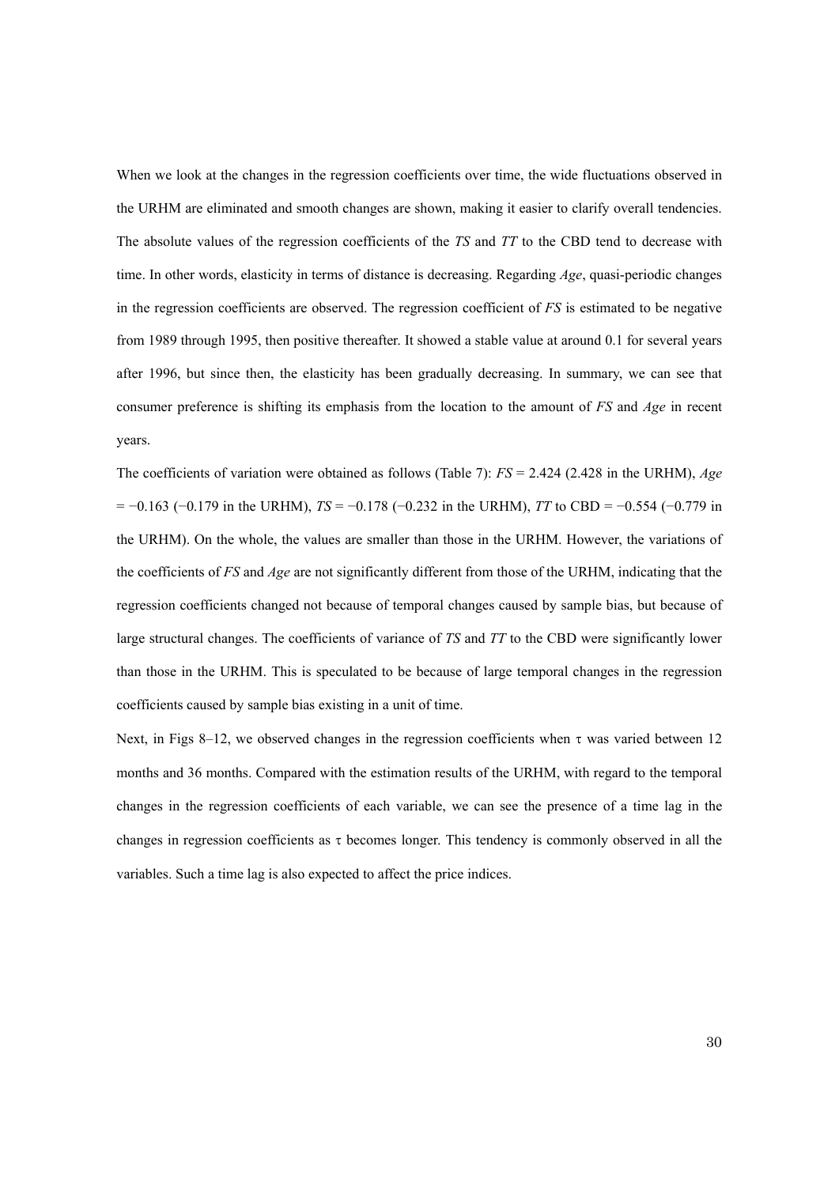When we look at the changes in the regression coefficients over time, the wide fluctuations observed in the URHM are eliminated and smooth changes are shown, making it easier to clarify overall tendencies. The absolute values of the regression coefficients of the *TS* and *TT* to the CBD tend to decrease with time. In other words, elasticity in terms of distance is decreasing. Regarding *Age*, quasi-periodic changes in the regression coefficients are observed. The regression coefficient of *FS* is estimated to be negative from 1989 through 1995, then positive thereafter. It showed a stable value at around 0.1 for several years after 1996, but since then, the elasticity has been gradually decreasing. In summary, we can see that consumer preference is shifting its emphasis from the location to the amount of *FS* and *Age* in recent years.

The coefficients of variation were obtained as follows (Table 7): *FS* = 2.424 (2.428 in the URHM), *Age* = −0.163 (−0.179 in the URHM), *TS* = −0.178 (−0.232 in the URHM), *TT* to CBD = −0.554 (−0.779 in the URHM). On the whole, the values are smaller than those in the URHM. However, the variations of the coefficients of *FS* and *Age* are not significantly different from those of the URHM, indicating that the regression coefficients changed not because of temporal changes caused by sample bias, but because of large structural changes. The coefficients of variance of *TS* and *TT* to the CBD were significantly lower than those in the URHM. This is speculated to be because of large temporal changes in the regression coefficients caused by sample bias existing in a unit of time.

Next, in Figs 8–12, we observed changes in the regression coefficients when $\tau$ was varied between 12 months and 36 months. Compared with the estimation results of the URHM, with regard to the temporal changes in the regression coefficients of each variable, we can see the presence of a time lag in the changes in regression coefficients as $\tau$ becomes longer. This tendency is commonly observed in all the variables. Such a time lag is also expected to affect the price indices.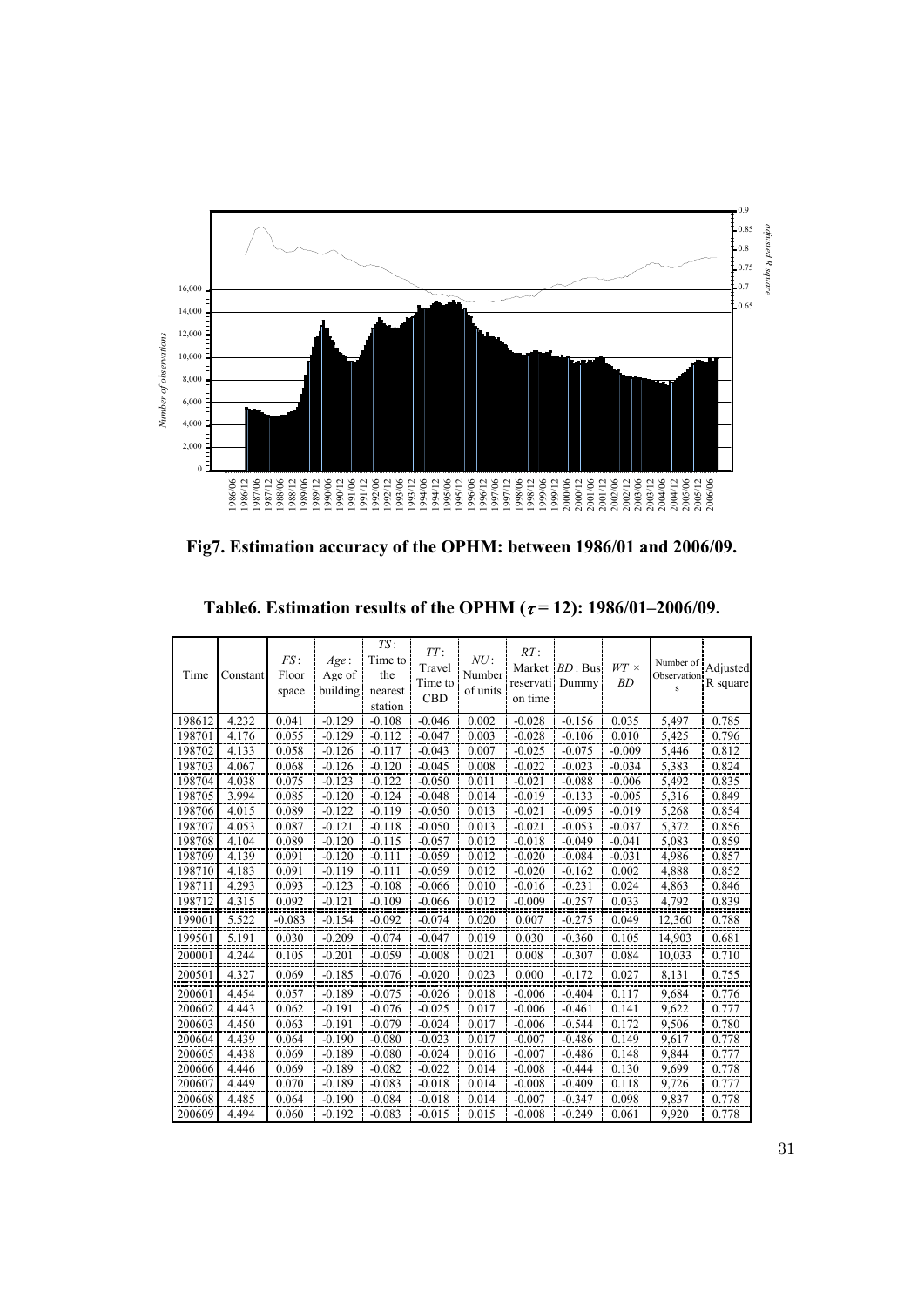Fig7. Estimation accuracy of the OPHM: between 1986/01 and 2006/09.

**Table6. Estimation results of the OPHM ($\tau = 12$): 1986/01–2006/09.**

| Time | Constant | $FS$: Floor space | $Age$: Age of building | $TS$: Time to the nearest station | $TT$: Travel Time to CBD | $NU$: Number of units | $RT$: Market reservation time | $BD$: Bus Dummy | $WT \times BD$ | Number of Observations | Adjusted R square |
|---|---|---|---|---|---|---|---|---|---|---|---|
| 198612 | 4.232 | 0.041 | -0.129 | -0.108 | -0.046 | 0.002 | -0.028 | -0.156 | 0.035 | 5,497 | 0.785 |
| 198701 | 4.176 | 0.055 | -0.129 | -0.112 | -0.047 | 0.003 | -0.028 | -0.106 | 0.010 | 5,425 | 0.796 |
| 198702 | 4.133 | 0.058 | -0.126 | -0.117 | -0.043 | 0.007 | -0.025 | -0.075 | -0.009 | 5,446 | 0.812 |
| 198703 | 4.067 | 0.068 | -0.126 | -0.120 | -0.045 | 0.008 | -0.022 | -0.023 | -0.034 | 5,383 | 0.824 |
| 198704 | 4.038 | 0.075 | -0.123 | -0.122 | -0.050 | 0.011 | -0.021 | -0.088 | -0.006 | 5,492 | 0.835 |
| 198705 | 3.994 | 0.085 | -0.120 | -0.124 | -0.048 | 0.014 | -0.019 | -0.133 | -0.005 | 5,316 | 0.849 |
| 198706 | 4.015 | 0.089 | -0.122 | -0.119 | -0.050 | 0.013 | -0.021 | -0.095 | -0.019 | 5,268 | 0.854 |
| 198707 | 4.053 | 0.087 | -0.121 | -0.118 | -0.050 | 0.013 | -0.021 | -0.053 | -0.037 | 5,372 | 0.856 |
| 198708 | 4.104 | 0.089 | -0.120 | -0.115 | -0.057 | 0.012 | -0.018 | -0.049 | -0.041 | 5,083 | 0.859 |
| 198709 | 4.139 | 0.091 | -0.120 | -0.111 | -0.059 | 0.012 | -0.020 | -0.084 | -0.031 | 4,986 | 0.857 |
| 198710 | 4.183 | 0.091 | -0.119 | -0.111 | -0.059 | 0.012 | -0.020 | -0.162 | 0.002 | 4,888 | 0.852 |
| 198711 | 4.293 | 0.093 | -0.123 | -0.108 | -0.066 | 0.010 | -0.016 | -0.231 | 0.024 | 4,863 | 0.846 |
| 198712 | 4.315 | 0.092 | -0.121 | -0.109 | -0.066 | 0.012 | -0.009 | -0.257 | 0.033 | 4,792 | 0.839 |
| 199001 | 5.522 | -0.083 | -0.154 | -0.092 | -0.074 | 0.020 | 0.007 | -0.275 | 0.049 | 12,360 | 0.788 |
| 199501 | 5.191 | 0.030 | -0.209 | -0.074 | -0.047 | 0.019 | 0.030 | -0.360 | 0.105 | 14,903 | 0.681 |
| 200001 | 4.244 | 0.105 | -0.201 | -0.059 | -0.008 | 0.021 | 0.008 | -0.307 | 0.084 | 10,033 | 0.710 |
| 200501 | 4.327 | 0.069 | -0.185 | -0.076 | -0.020 | 0.023 | 0.000 | -0.172 | 0.027 | 8,131 | 0.755 |
| 200601 | 4.454 | 0.057 | -0.189 | -0.075 | -0.026 | 0.018 | -0.006 | -0.404 | 0.117 | 9,684 | 0.776 |
| 200602 | 4.443 | 0.062 | -0.191 | -0.076 | -0.025 | 0.017 | -0.006 | -0.461 | 0.141 | 9,622 | 0.777 |
| 200603 | 4.450 | 0.063 | -0.191 | -0.079 | -0.024 | 0.017 | -0.006 | -0.544 | 0.172 | 9,506 | 0.780 |
| 200604 | 4.439 | 0.064 | -0.190 | -0.080 | -0.023 | 0.017 | -0.007 | -0.486 | 0.149 | 9,617 | 0.778 |
| 200605 | 4.438 | 0.069 | -0.189 | -0.080 | -0.024 | 0.016 | -0.007 | -0.486 | 0.148 | 9,844 | 0.777 |
| 200606 | 4.446 | 0.069 | -0.189 | -0.082 | -0.022 | 0.014 | -0.008 | -0.444 | 0.130 | 9,699 | 0.778 |
| 200607 | 4.449 | 0.070 | -0.189 | -0.083 | -0.018 | 0.014 | -0.008 | -0.409 | 0.118 | 9,726 | 0.777 |
| 200608 | 4.485 | 0.064 | -0.190 | -0.084 | -0.018 | 0.014 | -0.007 | -0.347 | 0.098 | 9,837 | 0.778 |
| 200609 | 4.494 | 0.060 | -0.192 | -0.083 | -0.015 | 0.015 | -0.008 | -0.249 | 0.061 | 9,920 | 0.778 |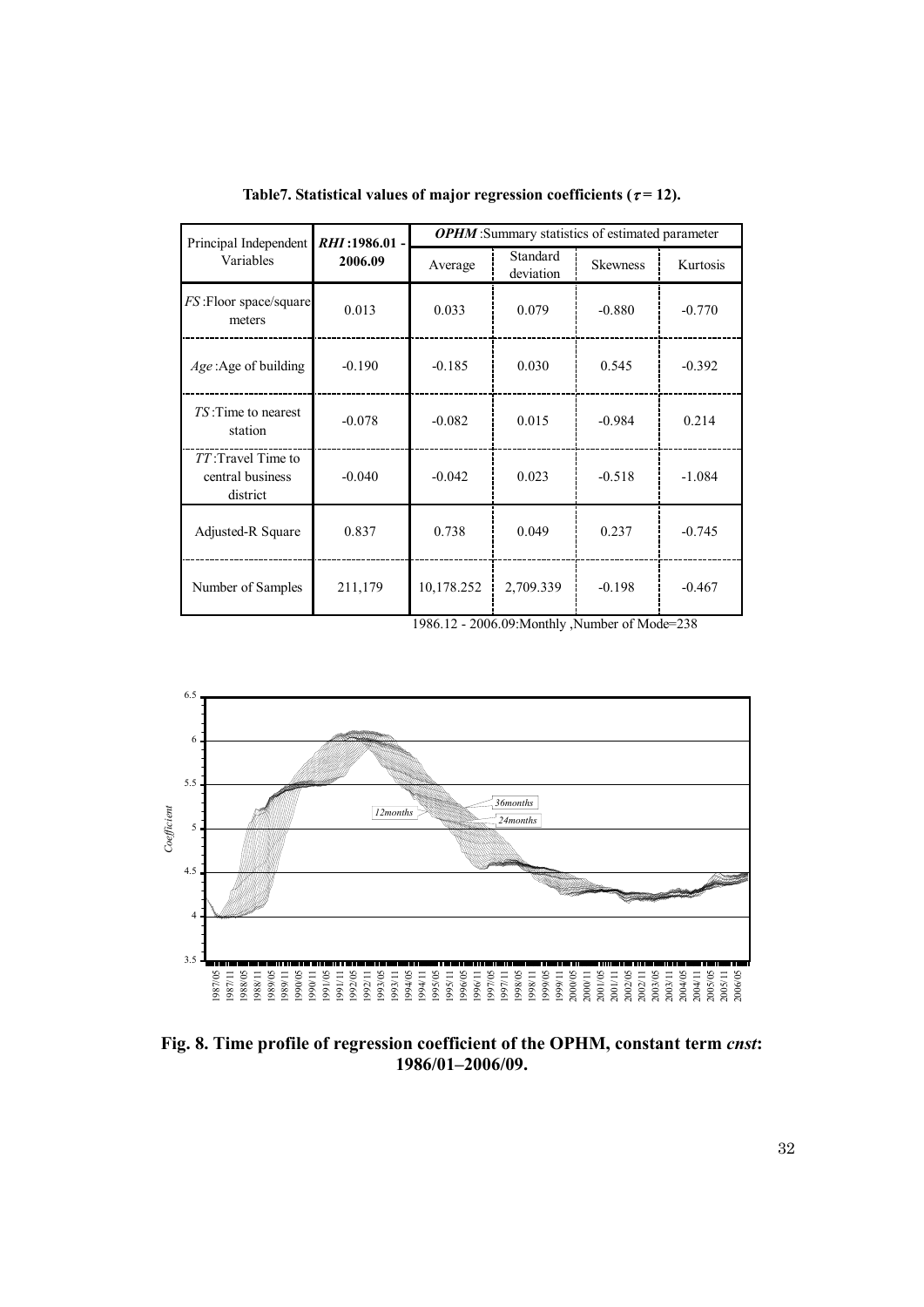**Table7. Statistical values of major regression coefficients ($\tau = 12$).**

| Principal Independent Variables | *RHI*:1986.01 - 2006.09 | *OPHM*:Summary statistics of estimated parameter | | | |
|---|---|---|---|---|---|
| | | Average | Standard deviation | Skewness | Kurtosis |
| *FS*:Floor space/square meters | 0.013 | 0.033 | 0.079 | -0.880 | -0.770 |
| *Age*:Age of building | -0.190 | -0.185 | 0.030 | 0.545 | -0.392 |
| *TS*:Time to nearest station | -0.078 | -0.082 | 0.015 | -0.984 | 0.214 |
| *TT*:Travel Time to central business district | -0.040 | -0.042 | 0.023 | -0.518 | -1.084 |
| Adjusted-R Square | 0.837 | 0.738 | 0.049 | 0.237 | -0.745 |
| Number of Samples | 211,179 | 10,178.252 | 2,709.339 | -0.198 | -0.467 |

1986.12 - 2006.09:Monthly ,Number of Mode=238

**Fig. 8. Time profile of regression coefficient of the OPHM, constant term *cnst*: 1986/01–2006/09.**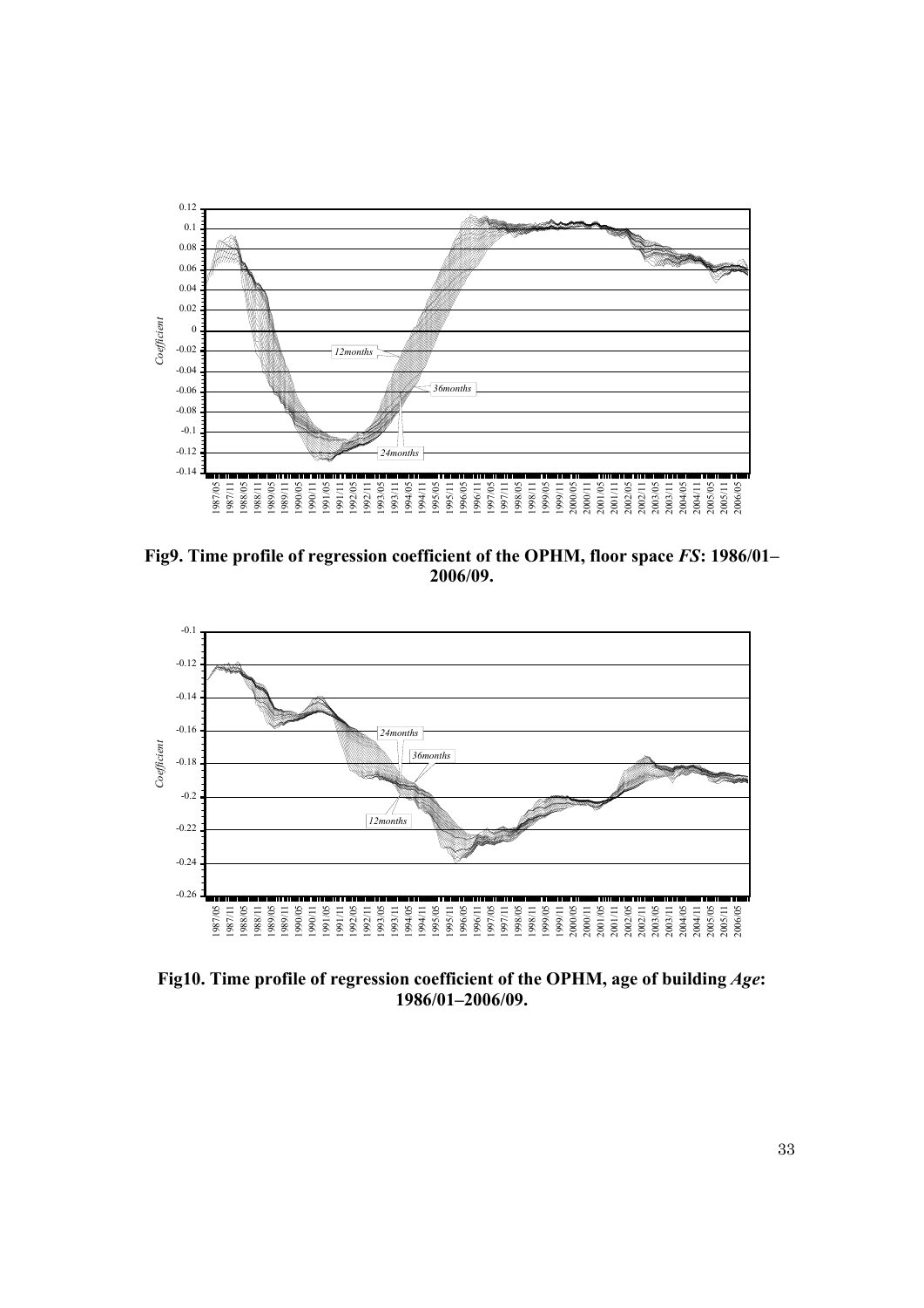**Fig9. Time profile of regression coefficient of the OPHM, floor space *FS*: 1986/01–2006/09.**

**Fig10. Time profile of regression coefficient of the OPHM, age of building *Age*: 1986/01–2006/09.**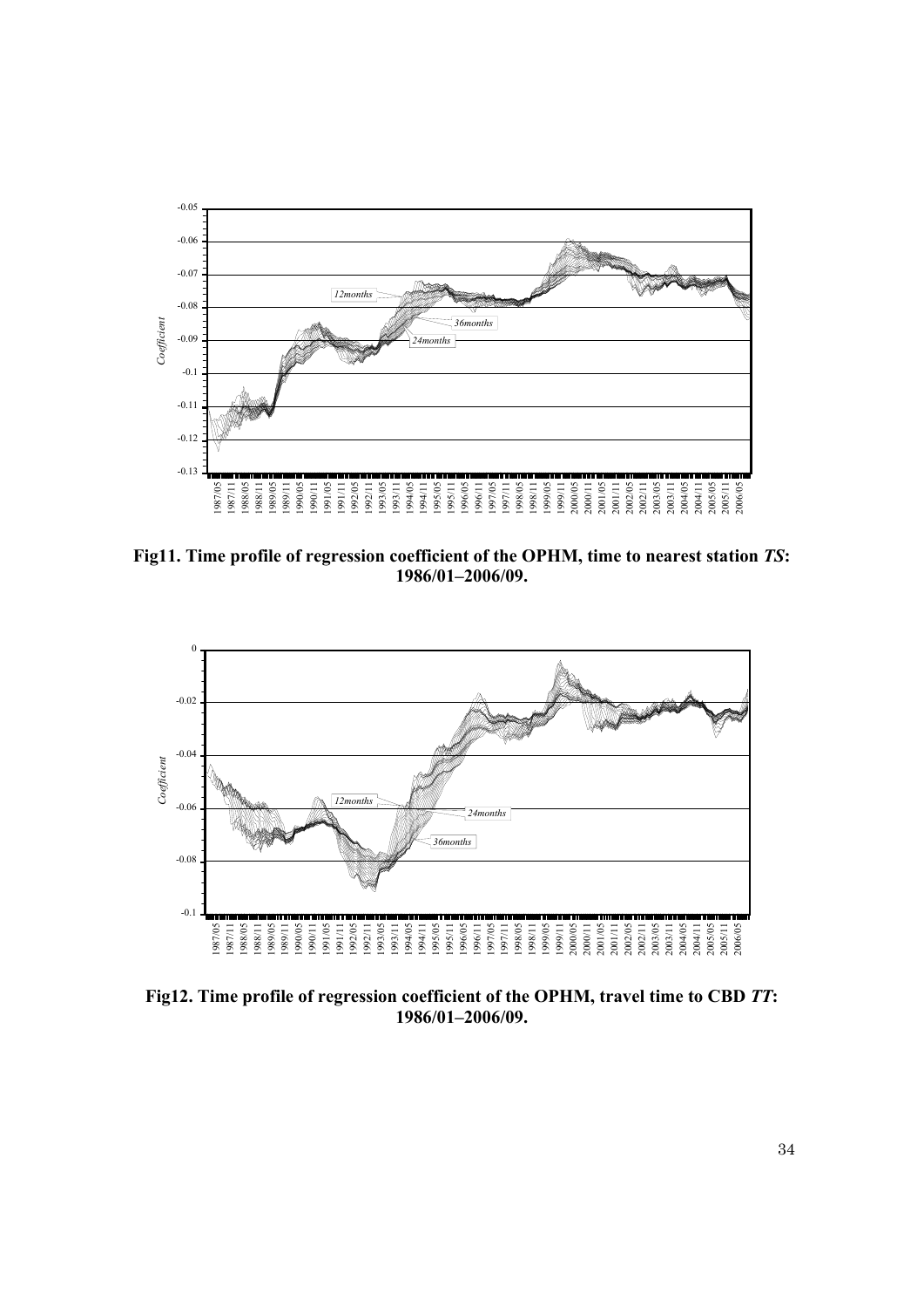**Fig11. Time profile of regression coefficient of the OPHM, time to nearest station *TS*: 1986/01–2006/09.**

**Fig12. Time profile of regression coefficient of the OPHM, travel time to CBD *TT*: 1986/01–2006/09.**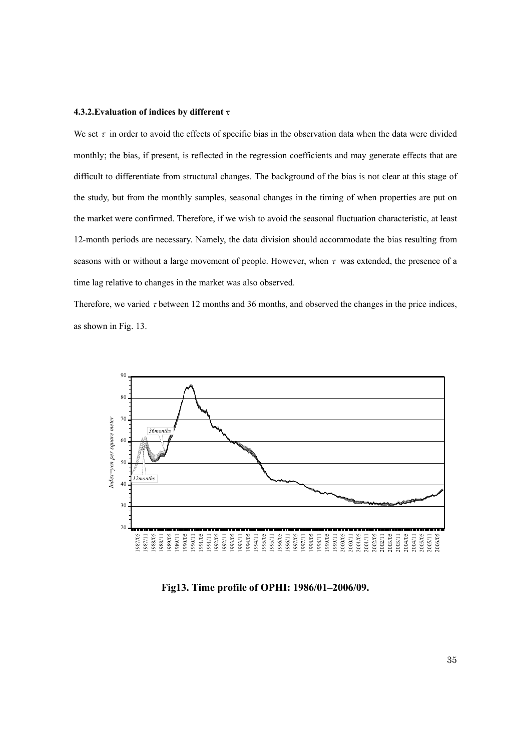### 4.3.2.Evaluation of indices by different τ

We set $\tau$ in order to avoid the effects of specific bias in the observation data when the data were divided monthly; the bias, if present, is reflected in the regression coefficients and may generate effects that are difficult to differentiate from structural changes. The background of the bias is not clear at this stage of the study, but from the monthly samples, seasonal changes in the timing of when properties are put on the market were confirmed. Therefore, if we wish to avoid the seasonal fluctuation characteristic, at least 12-month periods are necessary. Namely, the data division should accommodate the bias resulting from seasons with or without a large movement of people. However, when $\tau$ was extended, the presence of a time lag relative to changes in the market was also observed.

Therefore, we varied $\tau$ between 12 months and 36 months, and observed the changes in the price indices, as shown in Fig. 13.

**Fig13. Time profile of OPHI: 1986/01–2006/09.**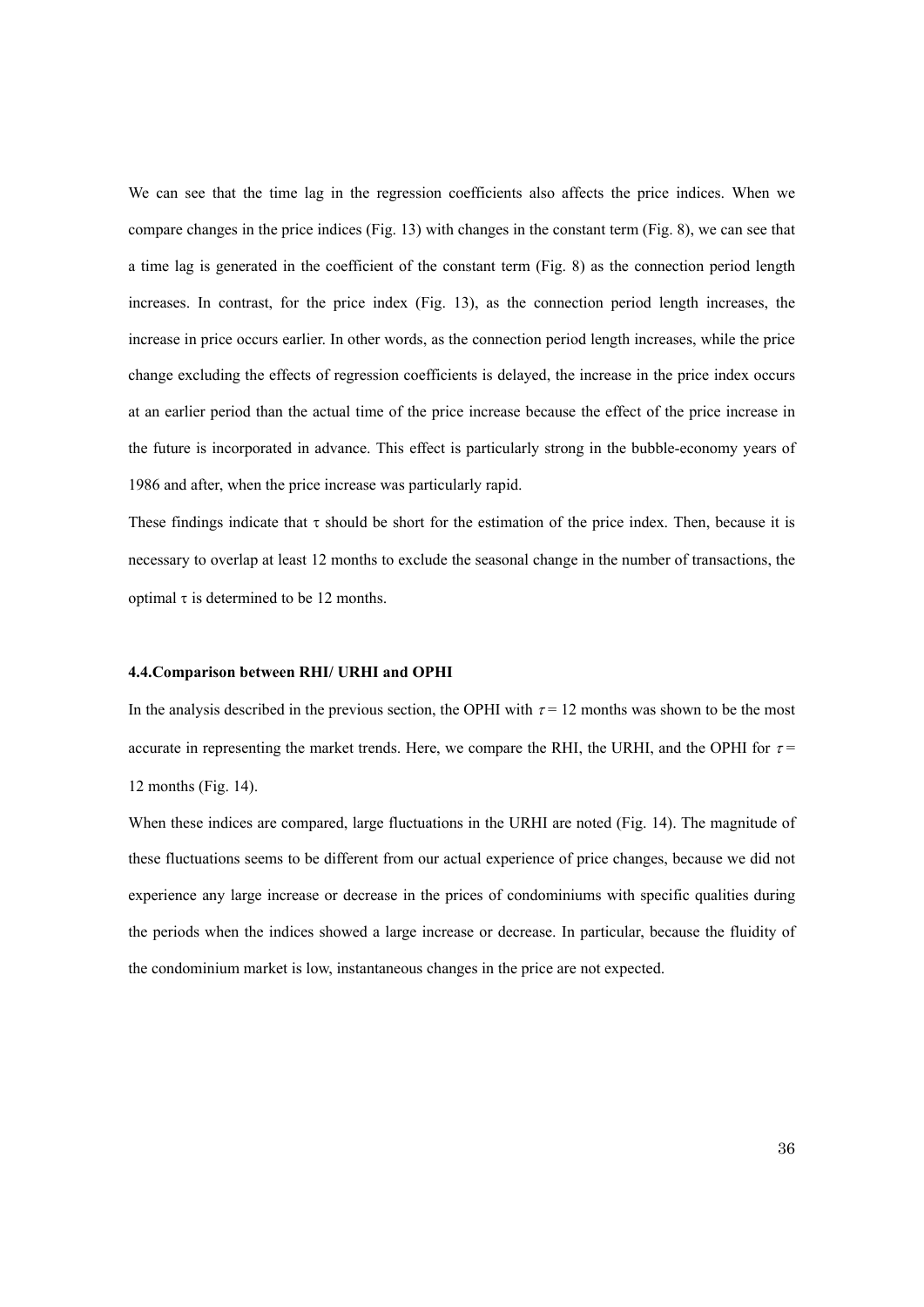We can see that the time lag in the regression coefficients also affects the price indices. When we compare changes in the price indices (Fig. 13) with changes in the constant term (Fig. 8), we can see that a time lag is generated in the coefficient of the constant term (Fig. 8) as the connection period length increases. In contrast, for the price index (Fig. 13), as the connection period length increases, the increase in price occurs earlier. In other words, as the connection period length increases, while the price change excluding the effects of regression coefficients is delayed, the increase in the price index occurs at an earlier period than the actual time of the price increase because the effect of the price increase in the future is incorporated in advance. This effect is particularly strong in the bubble-economy years of 1986 and after, when the price increase was particularly rapid.

These findings indicate that $\tau$ should be short for the estimation of the price index. Then, because it is necessary to overlap at least 12 months to exclude the seasonal change in the number of transactions, the optimal $\tau$ is determined to be 12 months.

#### 4.4.Comparison between RHI/ URHI and OPHI

In the analysis described in the previous section, the OPHI with $\tau = 12$ months was shown to be the most accurate in representing the market trends. Here, we compare the RHI, the URHI, and the OPHI for $\tau =$ 12 months (Fig. 14).

When these indices are compared, large fluctuations in the URHI are noted (Fig. 14). The magnitude of these fluctuations seems to be different from our actual experience of price changes, because we did not experience any large increase or decrease in the prices of condominiums with specific qualities during the periods when the indices showed a large increase or decrease. In particular, because the fluidity of the condominium market is low, instantaneous changes in the price are not expected.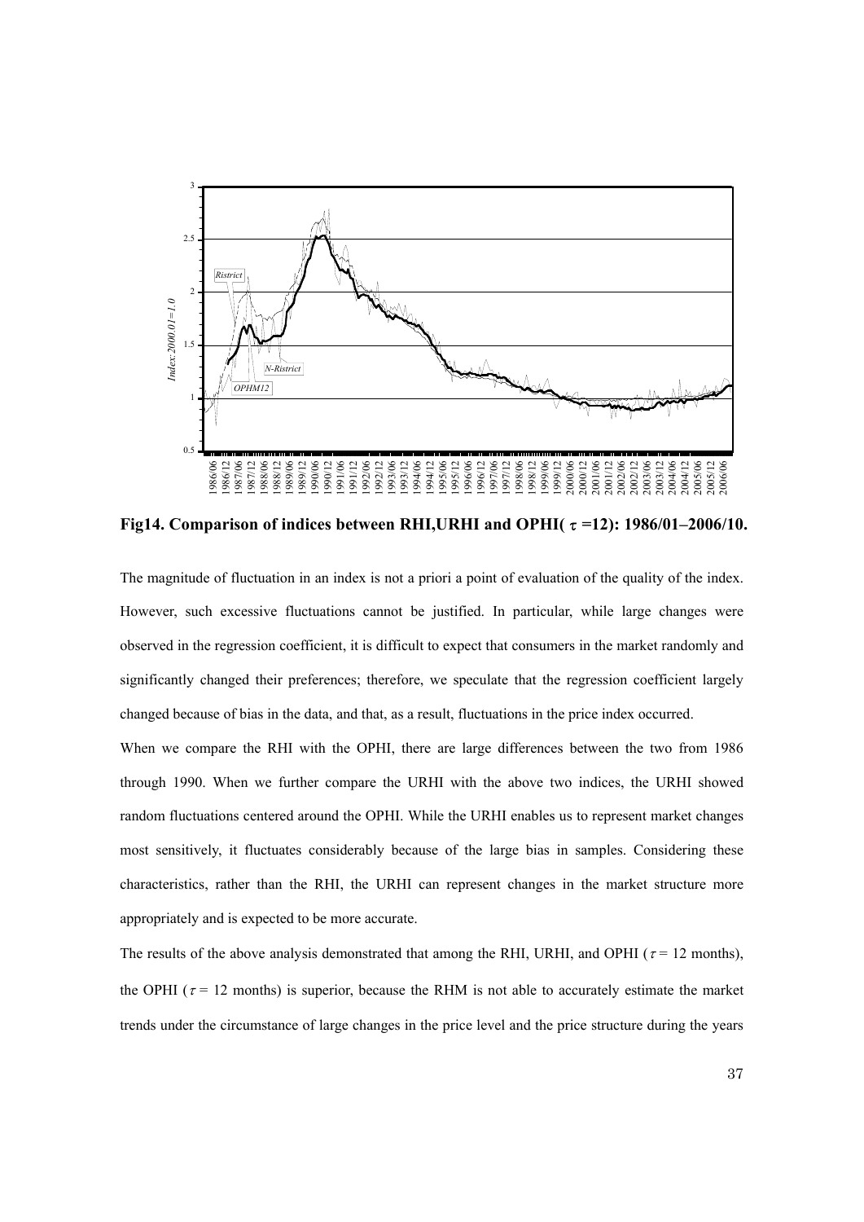**Fig14. Comparison of indices between RHI,URHI and OPHI( $\tau$ =12): 1986/01–2006/10.**

The magnitude of fluctuation in an index is not a priori a point of evaluation of the quality of the index. However, such excessive fluctuations cannot be justified. In particular, while large changes were observed in the regression coefficient, it is difficult to expect that consumers in the market randomly and significantly changed their preferences; therefore, we speculate that the regression coefficient largely changed because of bias in the data, and that, as a result, fluctuations in the price index occurred.

When we compare the RHI with the OPHI, there are large differences between the two from 1986 through 1990. When we further compare the URHI with the above two indices, the URHI showed random fluctuations centered around the OPHI. While the URHI enables us to represent market changes most sensitively, it fluctuates considerably because of the large bias in samples. Considering these characteristics, rather than the RHI, the URHI can represent changes in the market structure more appropriately and is expected to be more accurate.

The results of the above analysis demonstrated that among the RHI, URHI, and OPHI ($\tau$ = 12 months), the OPHI ($\tau$ = 12 months) is superior, because the RHM is not able to accurately estimate the market trends under the circumstance of large changes in the price level and the price structure during the years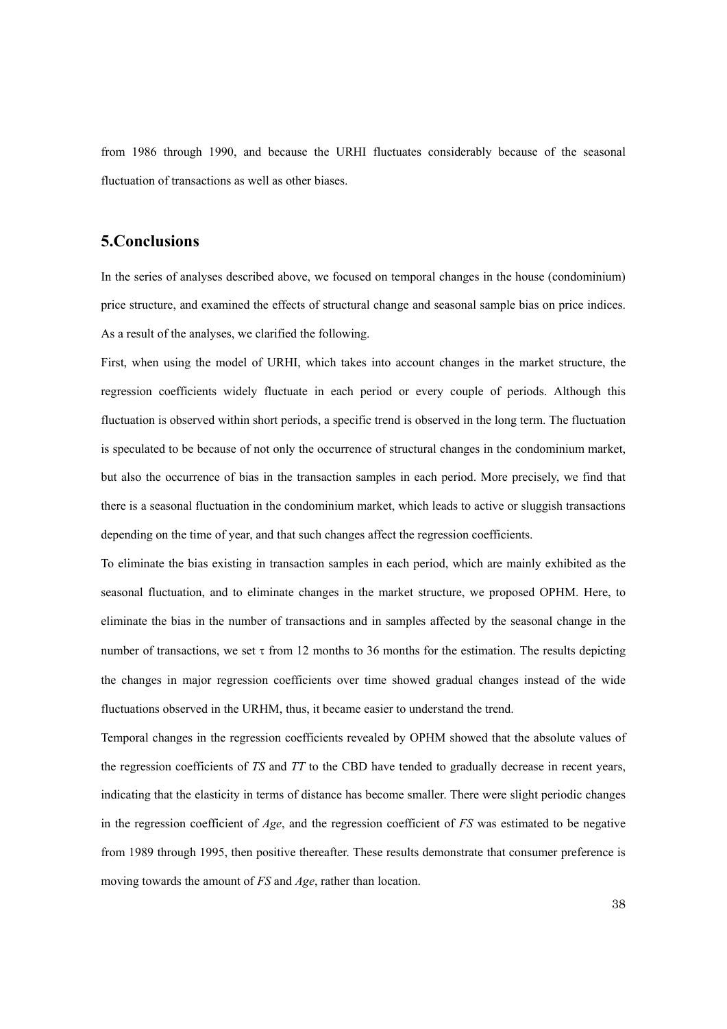from 1986 through 1990, and because the URHI fluctuates considerably because of the seasonal fluctuation of transactions as well as other biases.

## 5.Conclusions

In the series of analyses described above, we focused on temporal changes in the house (condominium) price structure, and examined the effects of structural change and seasonal sample bias on price indices. As a result of the analyses, we clarified the following.

First, when using the model of URHI, which takes into account changes in the market structure, the regression coefficients widely fluctuate in each period or every couple of periods. Although this fluctuation is observed within short periods, a specific trend is observed in the long term. The fluctuation is speculated to be because of not only the occurrence of structural changes in the condominium market, but also the occurrence of bias in the transaction samples in each period. More precisely, we find that there is a seasonal fluctuation in the condominium market, which leads to active or sluggish transactions depending on the time of year, and that such changes affect the regression coefficients.

To eliminate the bias existing in transaction samples in each period, which are mainly exhibited as the seasonal fluctuation, and to eliminate changes in the market structure, we proposed OPHM. Here, to eliminate the bias in the number of transactions and in samples affected by the seasonal change in the number of transactions, we set $\tau$ from 12 months to 36 months for the estimation. The results depicting the changes in major regression coefficients over time showed gradual changes instead of the wide fluctuations observed in the URHM, thus, it became easier to understand the trend.

Temporal changes in the regression coefficients revealed by OPHM showed that the absolute values of the regression coefficients of *TS* and *TT* to the CBD have tended to gradually decrease in recent years, indicating that the elasticity in terms of distance has become smaller. There were slight periodic changes in the regression coefficient of *Age*, and the regression coefficient of *FS* was estimated to be negative from 1989 through 1995, then positive thereafter. These results demonstrate that consumer preference is moving towards the amount of *FS* and *Age*, rather than location.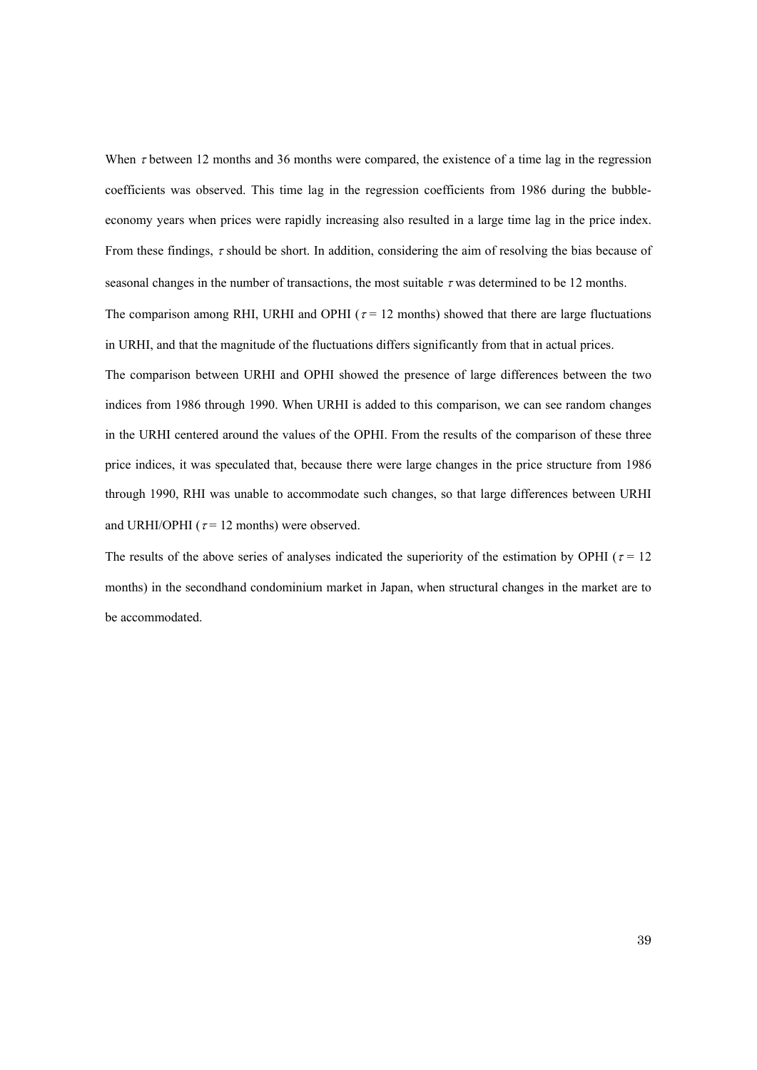When $\tau$ between 12 months and 36 months were compared, the existence of a time lag in the regression coefficients was observed. This time lag in the regression coefficients from 1986 during the bubble-economy years when prices were rapidly increasing also resulted in a large time lag in the price index. From these findings, $\tau$ should be short. In addition, considering the aim of resolving the bias because of seasonal changes in the number of transactions, the most suitable $\tau$ was determined to be 12 months.

The comparison among RHI, URHI and OPHI ($\tau$ = 12 months) showed that there are large fluctuations in URHI, and that the magnitude of the fluctuations differs significantly from that in actual prices.

The comparison between URHI and OPHI showed the presence of large differences between the two indices from 1986 through 1990. When URHI is added to this comparison, we can see random changes in the URHI centered around the values of the OPHI. From the results of the comparison of these three price indices, it was speculated that, because there were large changes in the price structure from 1986 through 1990, RHI was unable to accommodate such changes, so that large differences between URHI and URHI/OPHI ($\tau$ = 12 months) were observed.

The results of the above series of analyses indicated the superiority of the estimation by OPHI ($\tau$ = 12 months) in the secondhand condominium market in Japan, when structural changes in the market are to be accommodated.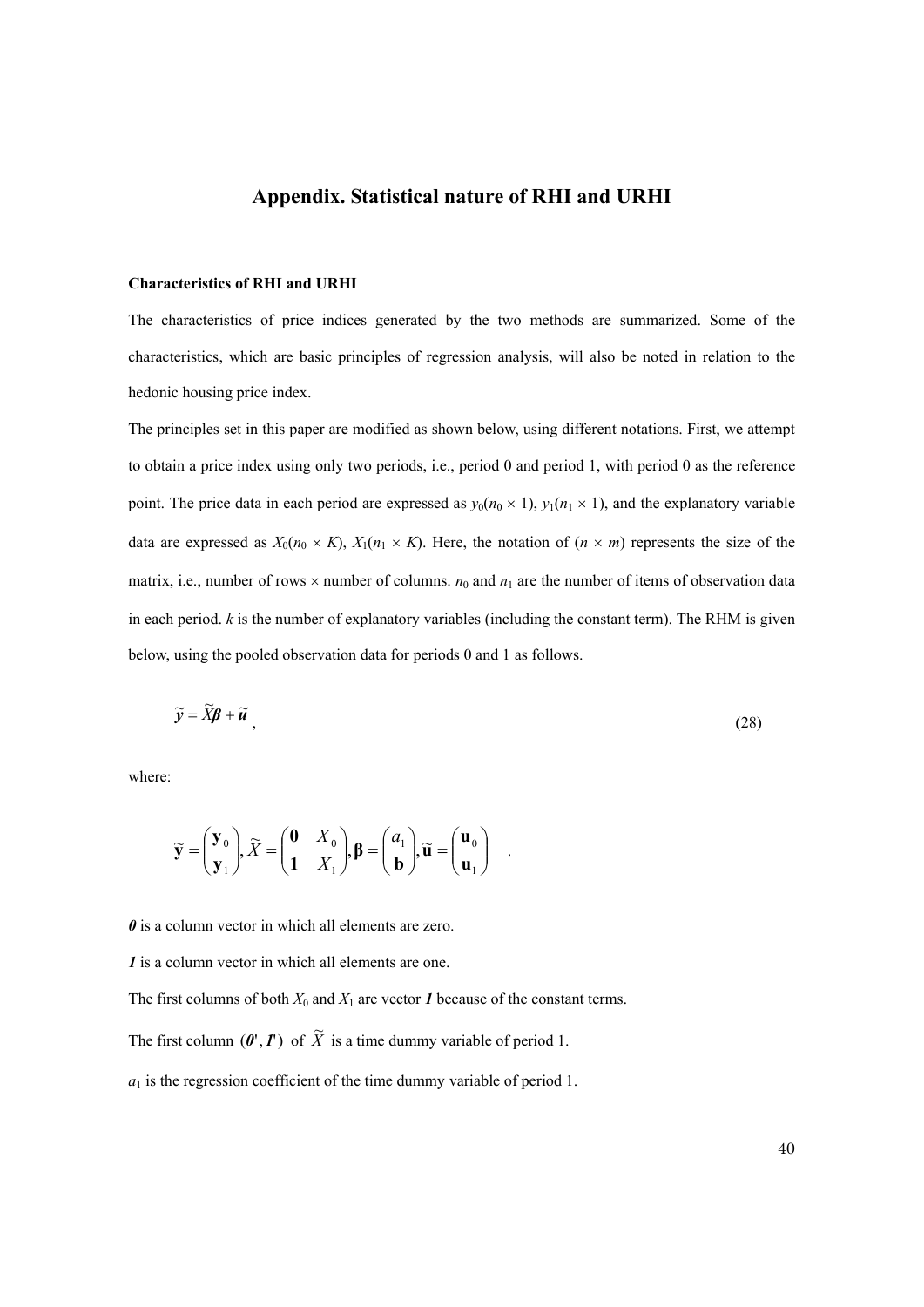# Appendix. Statistical nature of RHI and URHI

**Characteristics of RHI and URHI**

The characteristics of price indices generated by the two methods are summarized. Some of the characteristics, which are basic principles of regression analysis, will also be noted in relation to the hedonic housing price index.

The principles set in this paper are modified as shown below, using different notations. First, we attempt to obtain a price index using only two periods, i.e., period 0 and period 1, with period 0 as the reference point. The price data in each period are expressed as $y_0(n_0 \times 1)$, $y_1(n_1 \times 1)$, and the explanatory variable data are expressed as $X_0(n_0 \times K)$, $X_1(n_1 \times K)$. Here, the notation of $(n \times m)$ represents the size of the matrix, i.e., number of rows $\times$ number of columns. $n_0$ and $n_1$ are the number of items of observation data in each period. $k$ is the number of explanatory variables (including the constant term). The RHM is given below, using the pooled observation data for periods 0 and 1 as follows.

$$\tilde{\boldsymbol{y}} = \tilde{X}\boldsymbol{\beta} + \tilde{\boldsymbol{u}} \quad , \tag{28}$$

where:

$$\tilde{\mathbf{y}} = \begin{pmatrix} \mathbf{y}_0 \\ \mathbf{y}_1 \end{pmatrix}, \tilde{X} = \begin{pmatrix} \mathbf{0} & X_0 \\ \mathbf{1} & X_1 \end{pmatrix}, \boldsymbol{\beta} = \begin{pmatrix} a_1 \\ \mathbf{b} \end{pmatrix}, \tilde{\mathbf{u}} = \begin{pmatrix} \mathbf{u}_0 \\ \mathbf{u}_1 \end{pmatrix} \quad .$$

$\boldsymbol{0}$ is a column vector in which all elements are zero.

$\boldsymbol{1}$ is a column vector in which all elements are one.

The first columns of both $X_0$ and $X_1$ are vector $\boldsymbol{1}$ because of the constant terms.

The first column $(\boldsymbol{0}', \boldsymbol{1}')$ of $\tilde{X}$ is a time dummy variable of period 1.

$a_1$ is the regression coefficient of the time dummy variable of period 1.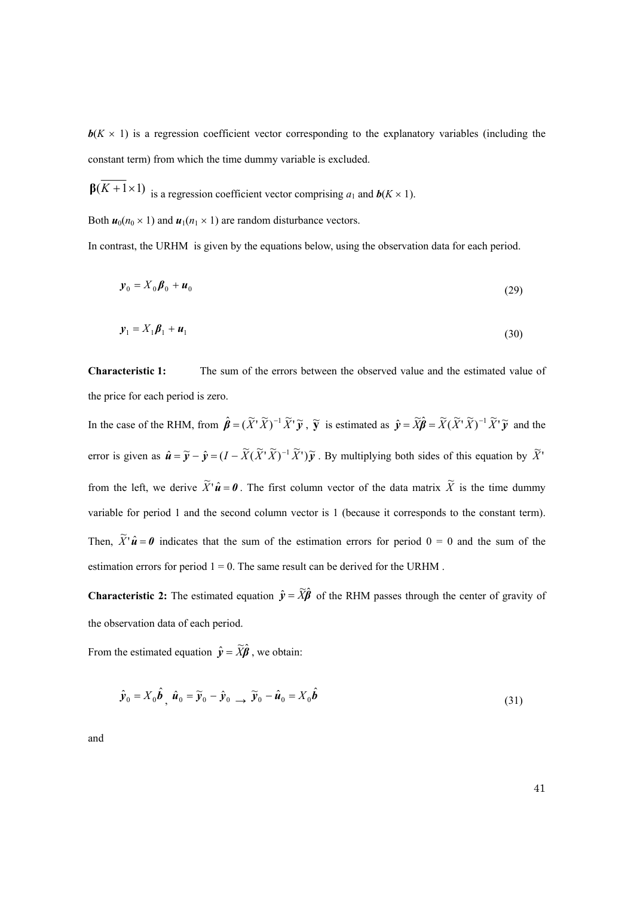$\boldsymbol{b}(K \times 1)$ is a regression coefficient vector corresponding to the explanatory variables (including the constant term) from which the time dummy variable is excluded.

$\boldsymbol{\beta}(\overline{K+1} \times 1)$ is a regression coefficient vector comprising $a_1$ and $\boldsymbol{b}(K \times 1)$.

Both $\boldsymbol{u}_0(n_0 \times 1)$ and $\boldsymbol{u}_1(n_1 \times 1)$ are random disturbance vectors.

In contrast, the URHM is given by the equations below, using the observation data for each period.

$$\boldsymbol{y}_0 = X_0 \boldsymbol{\beta}_0 + \boldsymbol{u}_0 \tag{29}$$

$$\boldsymbol{y}_1 = X_1 \boldsymbol{\beta}_1 + \boldsymbol{u}_1 \tag{30}$$

**Characteristic 1:** The sum of the errors between the observed value and the estimated value of the price for each period is zero.

In the case of the RHM, from $\hat{\boldsymbol{\beta}} = (\widetilde{X}'\widetilde{X})^{-1}\widetilde{X}'\widetilde{\boldsymbol{y}}$, $\widetilde{\mathbf{y}}$ is estimated as $\hat{\boldsymbol{y}} = \widetilde{X}\hat{\boldsymbol{\beta}} = \widetilde{X}(\widetilde{X}'\widetilde{X})^{-1}\widetilde{X}'\widetilde{\boldsymbol{y}}$ and the error is given as $\hat{\boldsymbol{u}} = \widetilde{\boldsymbol{y}} - \hat{\boldsymbol{y}} = (I - \widetilde{X}(\widetilde{X}'\widetilde{X})^{-1}\widetilde{X}')\widetilde{\boldsymbol{y}}$. By multiplying both sides of this equation by $\widetilde{X}'$ from the left, we derive $\widetilde{X}'\hat{\boldsymbol{u}} = \boldsymbol{0}$. The first column vector of the data matrix $\widetilde{X}$ is the time dummy variable for period 1 and the second column vector is 1 (because it corresponds to the constant term). Then, $\widetilde{X}'\hat{\boldsymbol{u}} = \boldsymbol{0}$ indicates that the sum of the estimation errors for period 0 = 0 and the sum of the estimation errors for period 1 = 0. The same result can be derived for the URHM .

**Characteristic 2:** The estimated equation $\hat{\boldsymbol{y}} = \widetilde{X}\hat{\boldsymbol{\beta}}$ of the RHM passes through the center of gravity of the observation data of each period.

From the estimated equation $\hat{\boldsymbol{y}} = \widetilde{X}\hat{\boldsymbol{\beta}}$, we obtain:

$$\hat{\boldsymbol{y}}_0 = X_0\hat{\boldsymbol{b}}, \; \hat{\boldsymbol{u}}_0 = \widetilde{\boldsymbol{y}}_0 - \hat{\boldsymbol{y}}_0 \rightarrow \widetilde{\boldsymbol{y}}_0 - \hat{\boldsymbol{u}}_0 = X_0\hat{\boldsymbol{b}} \tag{31}$$

and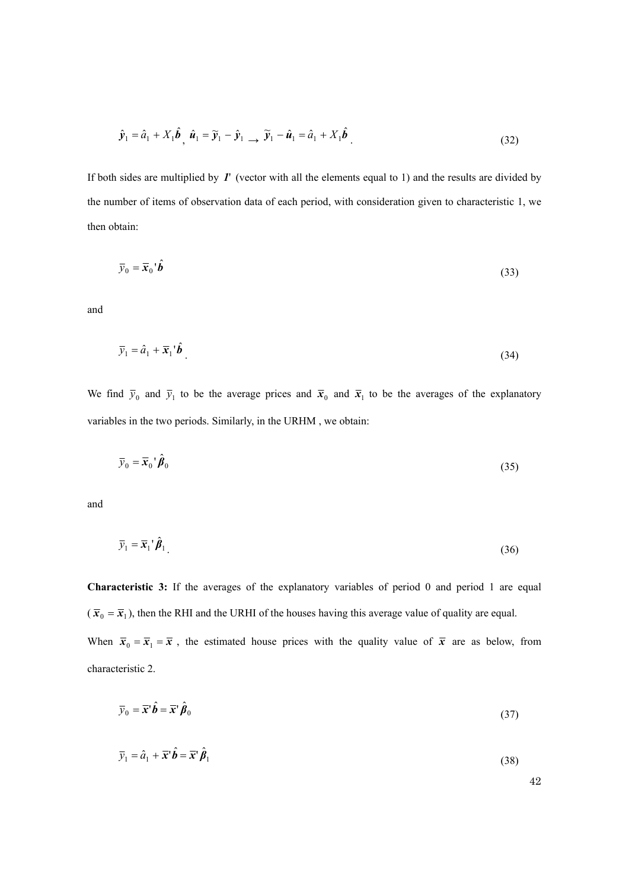$$\hat{\boldsymbol{y}}_1 = \hat{a}_1 + X_1\hat{\boldsymbol{b}},\ \hat{\boldsymbol{u}}_1 = \tilde{\boldsymbol{y}}_1 - \hat{\boldsymbol{y}}_1 \rightarrow \tilde{\boldsymbol{y}}_1 - \hat{\boldsymbol{u}}_1 = \hat{a}_1 + X_1\hat{\boldsymbol{b}}. \tag{32}$$

If both sides are multiplied by $\boldsymbol{1}'$ (vector with all the elements equal to 1) and the results are divided by the number of items of observation data of each period, with consideration given to characteristic 1, we then obtain:

$$\bar{y}_0 = \bar{\boldsymbol{x}}_0{}'\hat{\boldsymbol{b}} \tag{33}$$

and

$$\bar{y}_1 = \hat{a}_1 + \bar{\boldsymbol{x}}_1{}'\hat{\boldsymbol{b}}. \tag{34}$$

We find $\bar{y}_0$ and $\bar{y}_1$ to be the average prices and $\bar{\boldsymbol{x}}_0$ and $\bar{\boldsymbol{x}}_1$ to be the averages of the explanatory variables in the two periods. Similarly, in the URHM , we obtain:

$$\bar{y}_0 = \bar{\boldsymbol{x}}_0{}'\hat{\boldsymbol{\beta}}_0 \tag{35}$$

and

$$\bar{y}_1 = \bar{\boldsymbol{x}}_1{}'\hat{\boldsymbol{\beta}}_1. \tag{36}$$

**Characteristic 3:** If the averages of the explanatory variables of period 0 and period 1 are equal ($\bar{\boldsymbol{x}}_0 = \bar{\boldsymbol{x}}_1$), then the RHI and the URHI of the houses having this average value of quality are equal.

When $\bar{\boldsymbol{x}}_0 = \bar{\boldsymbol{x}}_1 = \bar{\boldsymbol{x}}$, the estimated house prices with the quality value of $\bar{\boldsymbol{x}}$ are as below, from characteristic 2.

$$\bar{y}_0 = \bar{\boldsymbol{x}}'\hat{\boldsymbol{b}} = \bar{\boldsymbol{x}}'\hat{\boldsymbol{\beta}}_0 \tag{37}$$

$$\bar{y}_1 = \hat{a}_1 + \bar{\boldsymbol{x}}'\hat{\boldsymbol{b}} = \bar{\boldsymbol{x}}'\hat{\boldsymbol{\beta}}_1 \tag{38}$$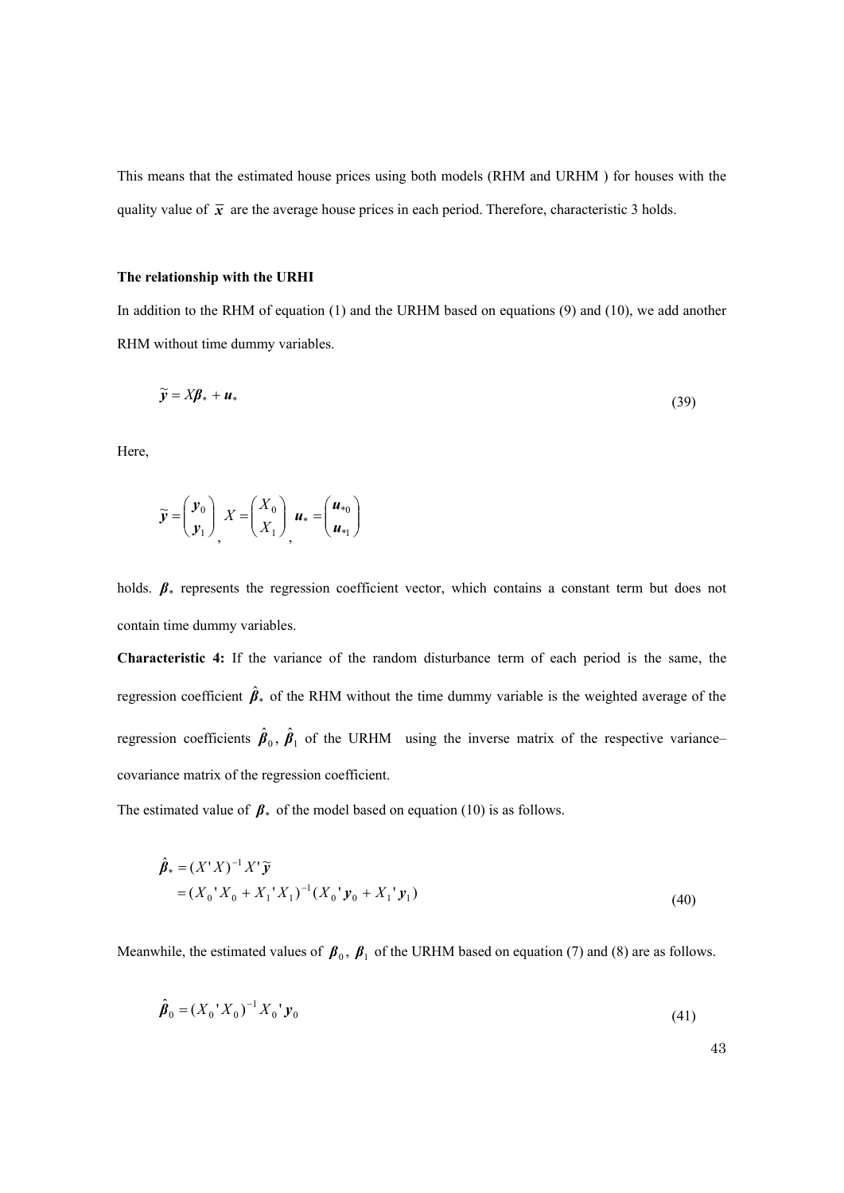This means that the estimated house prices using both models (RHM and URHM ) for houses with the quality value of $\bar{\boldsymbol{x}}$ are the average house prices in each period. Therefore, characteristic 3 holds.

**The relationship with the URHI**

In addition to the RHM of equation (1) and the URHM based on equations (9) and (10), we add another RHM without time dummy variables.

$$\tilde{\boldsymbol{y}} = X\boldsymbol{\beta}_* + \boldsymbol{u}_* \tag{39}$$

Here,

$$\tilde{\boldsymbol{y}} = \begin{pmatrix} \boldsymbol{y}_0 \\ \boldsymbol{y}_1 \end{pmatrix}, \quad X = \begin{pmatrix} X_0 \\ X_1 \end{pmatrix}, \quad \boldsymbol{u}_* = \begin{pmatrix} \boldsymbol{u}_{*0} \\ \boldsymbol{u}_{*1} \end{pmatrix}$$

holds. $\boldsymbol{\beta}_*$ represents the regression coefficient vector, which contains a constant term but does not contain time dummy variables.

**Characteristic 4:** If the variance of the random disturbance term of each period is the same, the regression coefficient $\hat{\boldsymbol{\beta}}_*$ of the RHM without the time dummy variable is the weighted average of the regression coefficients $\hat{\boldsymbol{\beta}}_0$, $\hat{\boldsymbol{\beta}}_1$ of the URHM using the inverse matrix of the respective variance–covariance matrix of the regression coefficient.

The estimated value of $\boldsymbol{\beta}_*$ of the model based on equation (10) is as follows.

$$\begin{aligned} \hat{\boldsymbol{\beta}}_* &= (X'X)^{-1}X'\tilde{\boldsymbol{y}} \\ &= (X_0'X_0 + X_1'X_1)^{-1}(X_0'\boldsymbol{y}_0 + X_1'\boldsymbol{y}_1) \end{aligned} \tag{40}$$

Meanwhile, the estimated values of $\boldsymbol{\beta}_0$, $\boldsymbol{\beta}_1$ of the URHM based on equation (7) and (8) are as follows.

$$\hat{\boldsymbol{\beta}}_0 = (X_0'X_0)^{-1}X_0'\boldsymbol{y}_0 \tag{41}$$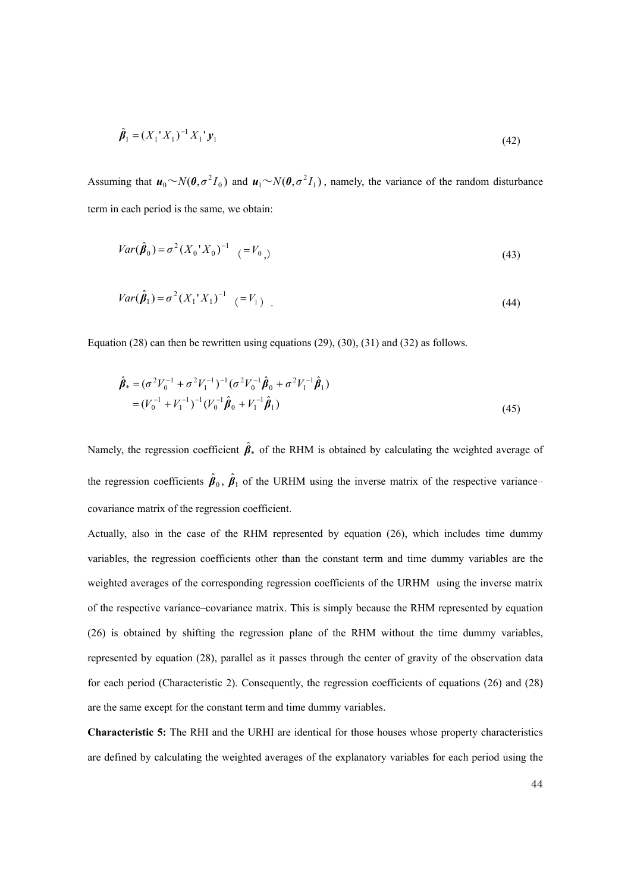$$\hat{\boldsymbol{\beta}}_1 = (X_1{}'X_1)^{-1}X_1{}'\boldsymbol{y}_1 \tag{42}$$

Assuming that $\boldsymbol{u}_0 \sim N(\boldsymbol{0}, \sigma^2 I_0)$ and $\boldsymbol{u}_1 \sim N(\boldsymbol{0}, \sigma^2 I_1)$, namely, the variance of the random disturbance term in each period is the same, we obtain:

$$Var(\hat{\boldsymbol{\beta}}_0) = \sigma^2 (X_0{}'X_0)^{-1} \quad (= V_0,) \tag{43}$$

$$Var(\hat{\boldsymbol{\beta}}_1) = \sigma^2 (X_1{}'X_1)^{-1} \quad (= V_1) \;. \tag{44}$$

Equation (28) can then be rewritten using equations (29), (30), (31) and (32) as follows.

$$\begin{aligned}\hat{\boldsymbol{\beta}}_* &= (\sigma^2 V_0^{-1} + \sigma^2 V_1^{-1})^{-1}(\sigma^2 V_0^{-1}\hat{\boldsymbol{\beta}}_0 + \sigma^2 V_1^{-1}\hat{\boldsymbol{\beta}}_1) \\ &= (V_0^{-1} + V_1^{-1})^{-1}(V_0^{-1}\hat{\boldsymbol{\beta}}_0 + V_1^{-1}\hat{\boldsymbol{\beta}}_1)\end{aligned} \tag{45}$$

Namely, the regression coefficient $\hat{\boldsymbol{\beta}}_*$ of the RHM is obtained by calculating the weighted average of the regression coefficients $\hat{\boldsymbol{\beta}}_0$, $\hat{\boldsymbol{\beta}}_1$ of the URHM using the inverse matrix of the respective variance–covariance matrix of the regression coefficient.

Actually, also in the case of the RHM represented by equation (26), which includes time dummy variables, the regression coefficients other than the constant term and time dummy variables are the weighted averages of the corresponding regression coefficients of the URHM using the inverse matrix of the respective variance–covariance matrix. This is simply because the RHM represented by equation (26) is obtained by shifting the regression plane of the RHM without the time dummy variables, represented by equation (28), parallel as it passes through the center of gravity of the observation data for each period (Characteristic 2). Consequently, the regression coefficients of equations (26) and (28) are the same except for the constant term and time dummy variables.

**Characteristic 5:** The RHI and the URHI are identical for those houses whose property characteristics are defined by calculating the weighted averages of the explanatory variables for each period using the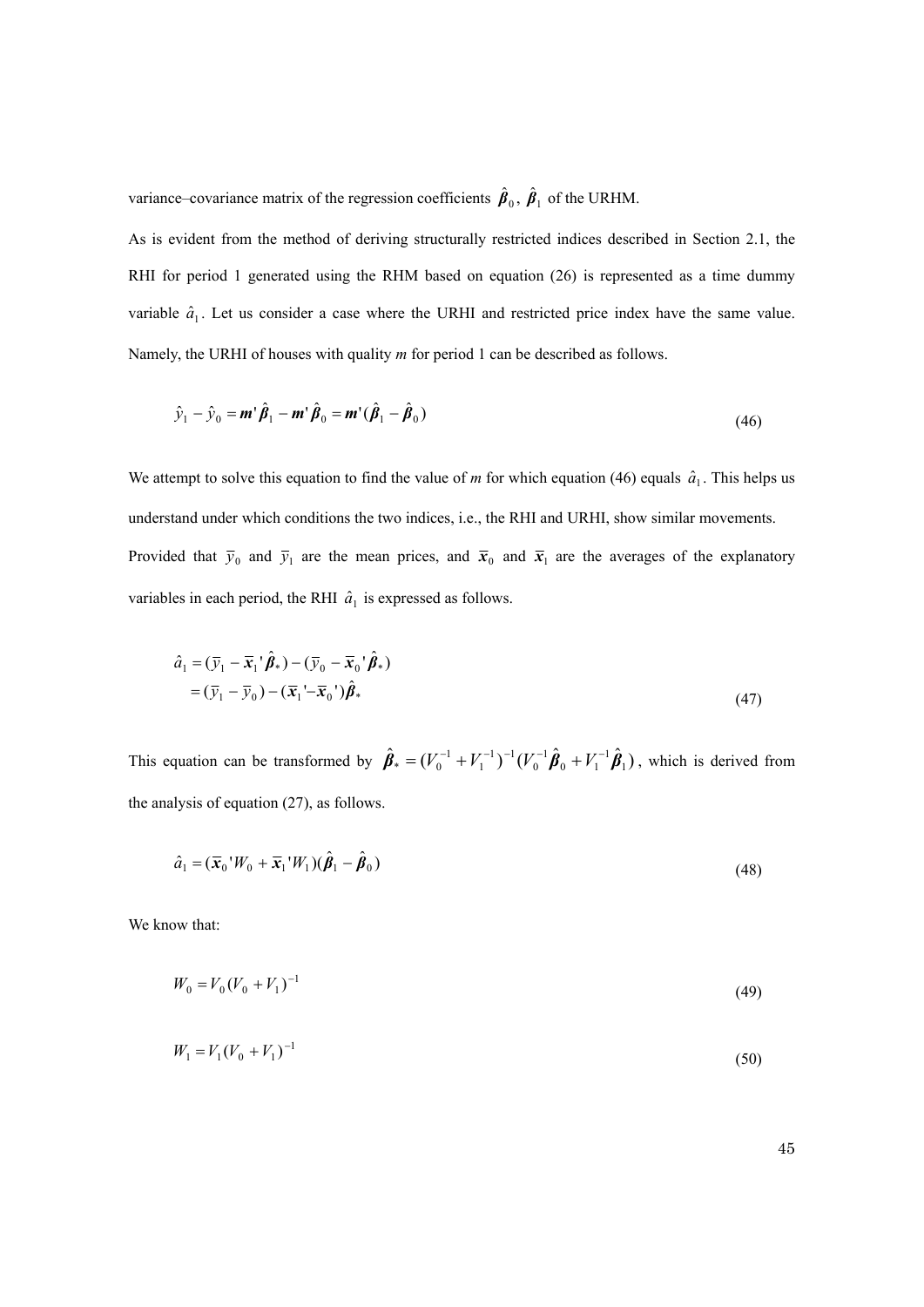variance–covariance matrix of the regression coefficients $\hat{\boldsymbol{\beta}}_0$, $\hat{\boldsymbol{\beta}}_1$ of the URHM.

As is evident from the method of deriving structurally restricted indices described in Section 2.1, the RHI for period 1 generated using the RHM based on equation (26) is represented as a time dummy variable $\hat{a}_1$. Let us consider a case where the URHI and restricted price index have the same value. Namely, the URHI of houses with quality *m* for period 1 can be described as follows.

$$\hat{y}_1 - \hat{y}_0 = \boldsymbol{m}'\hat{\boldsymbol{\beta}}_1 - \boldsymbol{m}'\hat{\boldsymbol{\beta}}_0 = \boldsymbol{m}'(\hat{\boldsymbol{\beta}}_1 - \hat{\boldsymbol{\beta}}_0) \tag{46}$$

We attempt to solve this equation to find the value of *m* for which equation (46) equals $\hat{a}_1$. This helps us understand under which conditions the two indices, i.e., the RHI and URHI, show similar movements.

Provided that $\bar{y}_0$ and $\bar{y}_1$ are the mean prices, and $\bar{\boldsymbol{x}}_0$ and $\bar{\boldsymbol{x}}_1$ are the averages of the explanatory variables in each period, the RHI $\hat{a}_1$ is expressed as follows.

$$\begin{aligned} \hat{a}_1 &= (\bar{y}_1 - \bar{\boldsymbol{x}}_1'\hat{\boldsymbol{\beta}}_*) - (\bar{y}_0 - \bar{\boldsymbol{x}}_0'\hat{\boldsymbol{\beta}}_*) \\ &= (\bar{y}_1 - \bar{y}_0) - (\bar{\boldsymbol{x}}_1' - \bar{\boldsymbol{x}}_0')\hat{\boldsymbol{\beta}}_* \end{aligned} \tag{47}$$

This equation can be transformed by $\hat{\boldsymbol{\beta}}_* = (V_0^{-1} + V_1^{-1})^{-1}(V_0^{-1}\hat{\boldsymbol{\beta}}_0 + V_1^{-1}\hat{\boldsymbol{\beta}}_1)$, which is derived from the analysis of equation (27), as follows.

$$\hat{a}_1 = (\bar{\boldsymbol{x}}_0'W_0 + \bar{\boldsymbol{x}}_1'W_1)(\hat{\boldsymbol{\beta}}_1 - \hat{\boldsymbol{\beta}}_0) \tag{48}$$

We know that:

$$W_0 = V_0(V_0 + V_1)^{-1} \tag{49}$$

$$W_1 = V_1(V_0 + V_1)^{-1} \tag{50}$$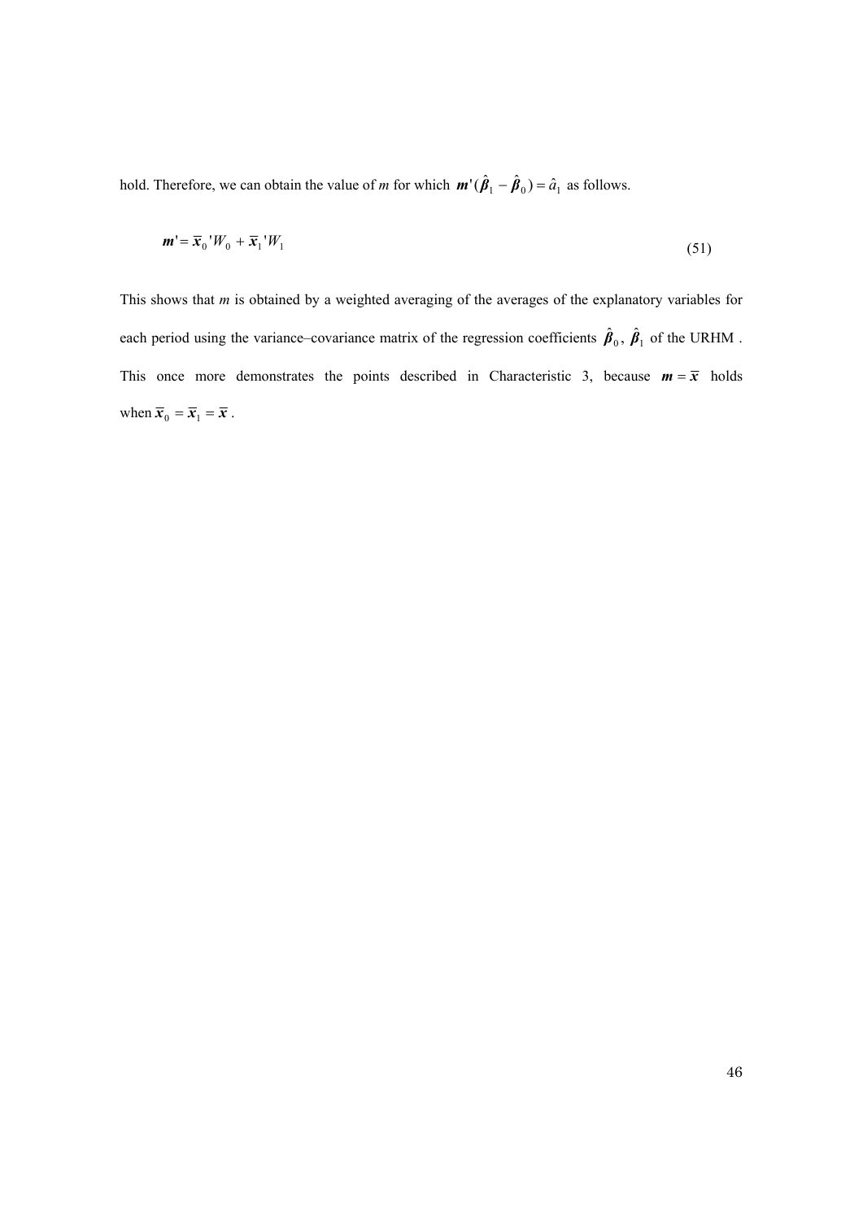hold. Therefore, we can obtain the value of *m* for which $\boldsymbol{m}'(\hat{\boldsymbol{\beta}}_1 - \hat{\boldsymbol{\beta}}_0) = \hat{a}_1$ as follows.

$$\boldsymbol{m}' = \overline{\boldsymbol{x}}_0{}' W_0 + \overline{\boldsymbol{x}}_1{}' W_1 \tag{51}$$

This shows that *m* is obtained by a weighted averaging of the averages of the explanatory variables for each period using the variance–covariance matrix of the regression coefficients $\hat{\boldsymbol{\beta}}_0$, $\hat{\boldsymbol{\beta}}_1$ of the URHM . This once more demonstrates the points described in Characteristic 3, because $\boldsymbol{m} = \overline{\boldsymbol{x}}$ holds when $\overline{\boldsymbol{x}}_0 = \overline{\boldsymbol{x}}_1 = \overline{\boldsymbol{x}}$ .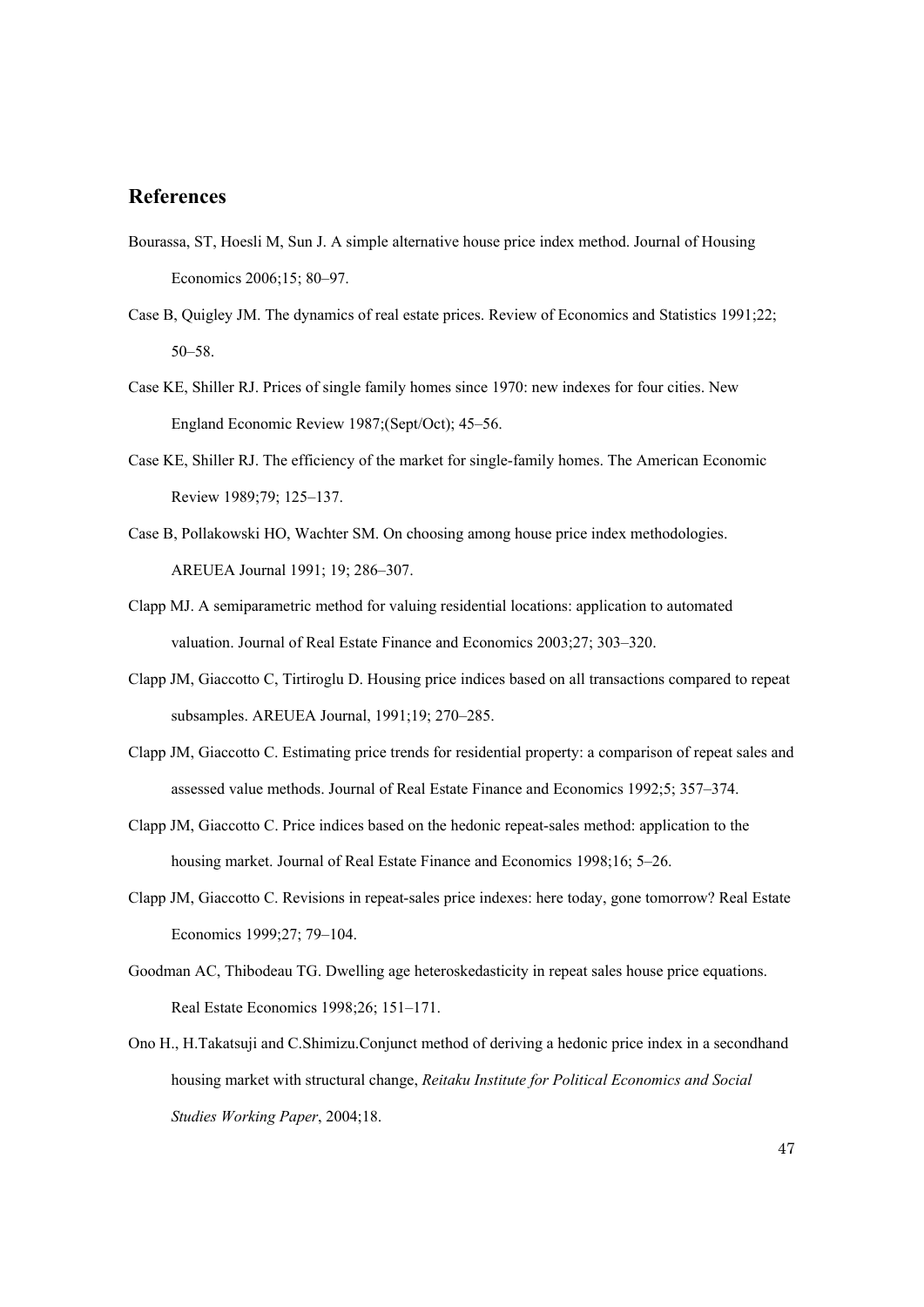## References

Bourassa, ST, Hoesli M, Sun J. A simple alternative house price index method. Journal of Housing Economics 2006;15; 80–97.

Case B, Quigley JM. The dynamics of real estate prices. Review of Economics and Statistics 1991;22; 50–58.

Case KE, Shiller RJ. Prices of single family homes since 1970: new indexes for four cities. New England Economic Review 1987;(Sept/Oct); 45–56.

Case KE, Shiller RJ. The efficiency of the market for single-family homes. The American Economic Review 1989;79; 125–137.

Case B, Pollakowski HO, Wachter SM. On choosing among house price index methodologies. AREUEA Journal 1991; 19; 286–307.

Clapp MJ. A semiparametric method for valuing residential locations: application to automated valuation. Journal of Real Estate Finance and Economics 2003;27; 303–320.

Clapp JM, Giaccotto C, Tirtiroglu D. Housing price indices based on all transactions compared to repeat subsamples. AREUEA Journal, 1991;19; 270–285.

Clapp JM, Giaccotto C. Estimating price trends for residential property: a comparison of repeat sales and assessed value methods. Journal of Real Estate Finance and Economics 1992;5; 357–374.

Clapp JM, Giaccotto C. Price indices based on the hedonic repeat-sales method: application to the housing market. Journal of Real Estate Finance and Economics 1998;16; 5–26.

Clapp JM, Giaccotto C. Revisions in repeat-sales price indexes: here today, gone tomorrow? Real Estate Economics 1999;27; 79–104.

Goodman AC, Thibodeau TG. Dwelling age heteroskedasticity in repeat sales house price equations. Real Estate Economics 1998;26; 151–171.

Ono H., H.Takatsuji and C.Shimizu.Conjunct method of deriving a hedonic price index in a secondhand housing market with structural change, *Reitaku Institute for Political Economics and Social Studies Working Paper*, 2004;18.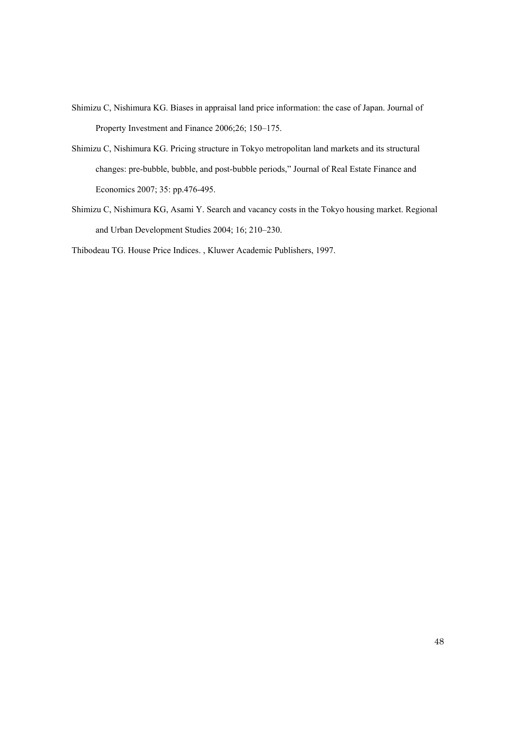Shimizu C, Nishimura KG. Biases in appraisal land price information: the case of Japan. Journal of Property Investment and Finance 2006;26; 150–175.

Shimizu C, Nishimura KG. Pricing structure in Tokyo metropolitan land markets and its structural changes: pre-bubble, bubble, and post-bubble periods," Journal of Real Estate Finance and Economics 2007; 35: pp.476-495.

Shimizu C, Nishimura KG, Asami Y. Search and vacancy costs in the Tokyo housing market. Regional and Urban Development Studies 2004; 16; 210–230.

Thibodeau TG. House Price Indices. , Kluwer Academic Publishers, 1997.